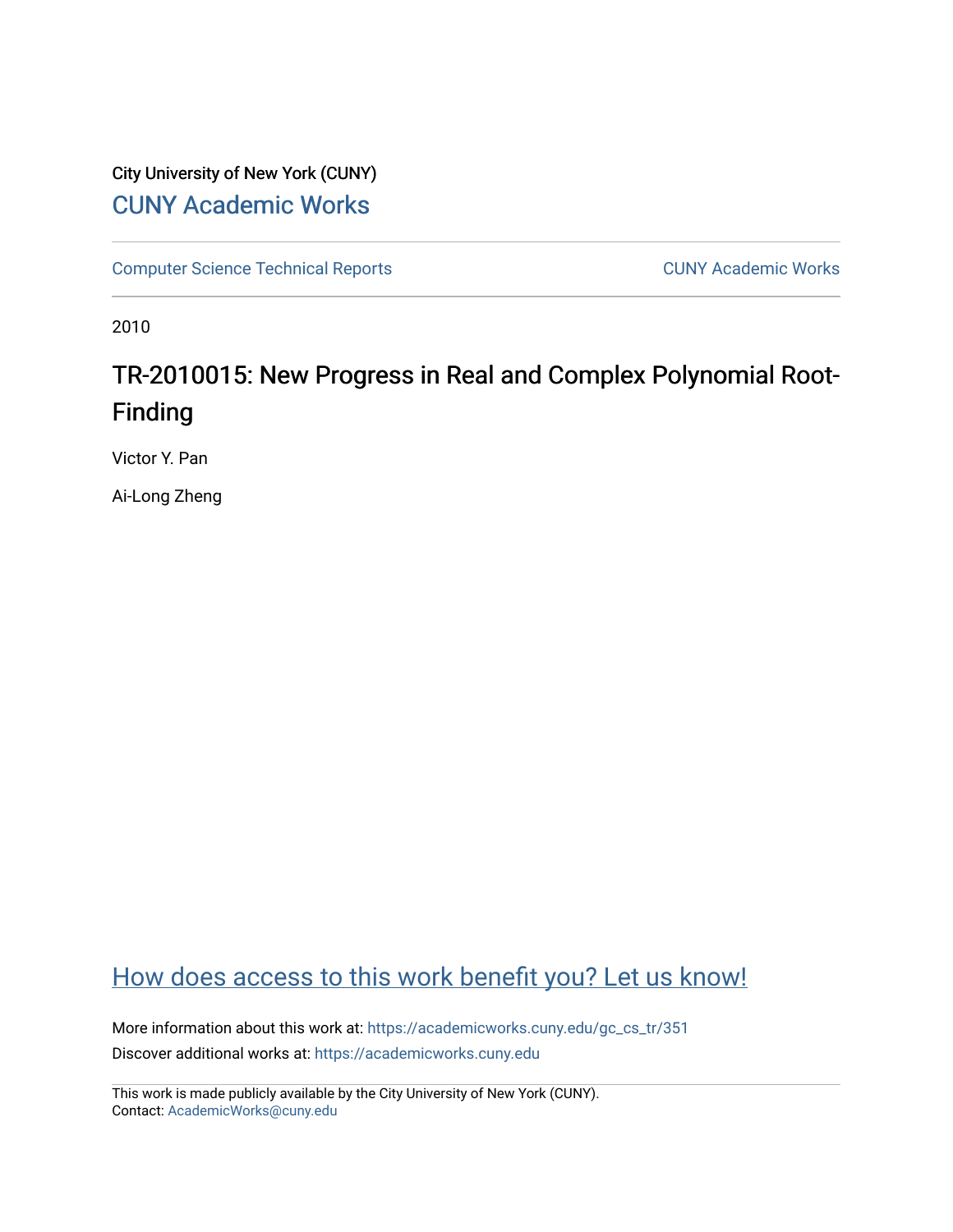City University of New York (CUNY)

CUNY Academic Works

Computer Science Technical Reports

CUNY Academic Works

2010

# TR-2010015: New Progress in Real and Complex Polynomial Root-Finding

Victor Y. Pan

Ai-Long Zheng

How does access to this work benefit you? Let us know!

More information about this work at: https://academicworks.cuny.edu/gc_cs_tr/351

Discover additional works at: https://academicworks.cuny.edu

This work is made publicly available by the City University of New York (CUNY).
Contact: AcademicWorks@cuny.edu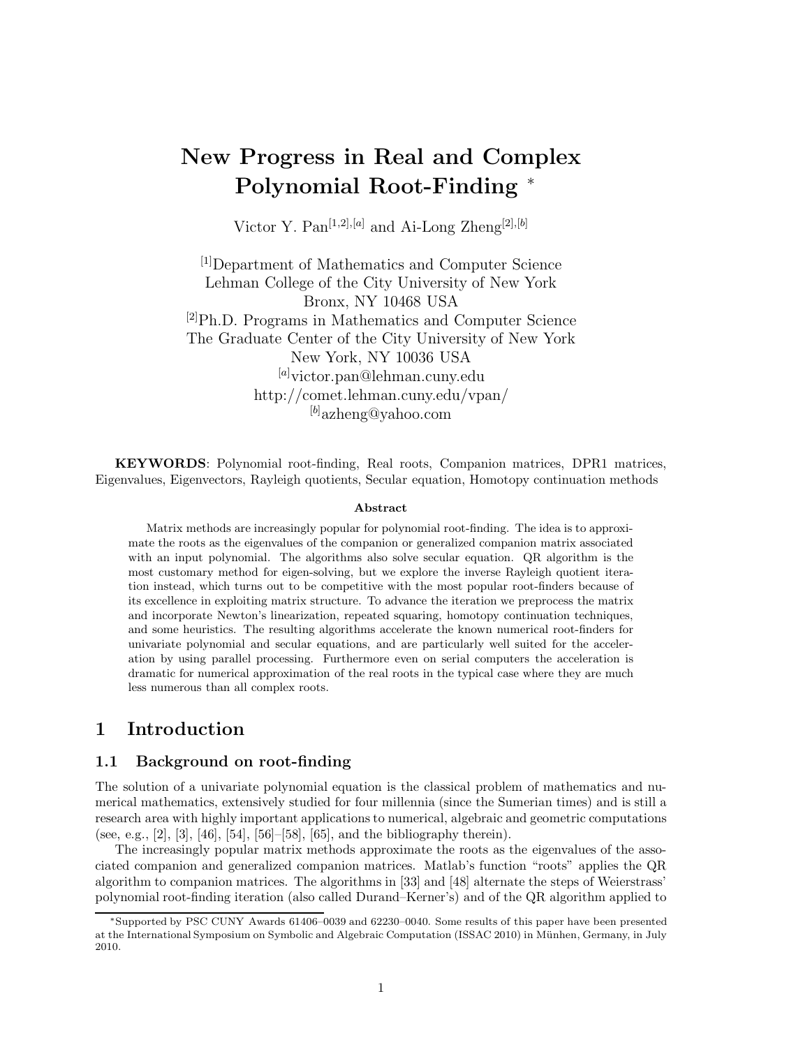# New Progress in Real and Complex Polynomial Root-Finding *

Victor Y. Pan[1,2],[a] and Ai-Long Zheng[2],[b]

[1]Department of Mathematics and Computer Science
Lehman College of the City University of New York
Bronx, NY 10468 USA
[2]Ph.D. Programs in Mathematics and Computer Science
The Graduate Center of the City University of New York
New York, NY 10036 USA
[a]victor.pan@lehman.cuny.edu
http://comet.lehman.cuny.edu/vpan/
[b]azheng@yahoo.com

**KEYWORDS**: Polynomial root-finding, Real roots, Companion matrices, DPR1 matrices, Eigenvalues, Eigenvectors, Rayleigh quotients, Secular equation, Homotopy continuation methods

**Abstract**

Matrix methods are increasingly popular for polynomial root-finding. The idea is to approximate the roots as the eigenvalues of the companion or generalized companion matrix associated with an input polynomial. The algorithms also solve secular equation. QR algorithm is the most customary method for eigen-solving, but we explore the inverse Rayleigh quotient iteration instead, which turns out to be competitive with the most popular root-finders because of its excellence in exploiting matrix structure. To advance the iteration we preprocess the matrix and incorporate Newton's linearization, repeated squaring, homotopy continuation techniques, and some heuristics. The resulting algorithms accelerate the known numerical root-finders for univariate polynomial and secular equations, and are particularly well suited for the acceleration by using parallel processing. Furthermore even on serial computers the acceleration is dramatic for numerical approximation of the real roots in the typical case where they are much less numerous than all complex roots.

## 1 Introduction

### 1.1 Background on root-finding

The solution of a univariate polynomial equation is the classical problem of mathematics and numerical mathematics, extensively studied for four millennia (since the Sumerian times) and is still a research area with highly important applications to numerical, algebraic and geometric computations (see, e.g., [2], [3], [46], [54], [56]–[58], [65], and the bibliography therein).

The increasingly popular matrix methods approximate the roots as the eigenvalues of the associated companion and generalized companion matrices. Matlab's function "roots" applies the QR algorithm to companion matrices. The algorithms in [33] and [48] alternate the steps of Weierstrass' polynomial root-finding iteration (also called Durand–Kerner's) and of the QR algorithm applied to

*Supported by PSC CUNY Awards 61406–0039 and 62230–0040. Some results of this paper have been presented at the International Symposium on Symbolic and Algebraic Computation (ISSAC 2010) in Münhen, Germany, in July 2010.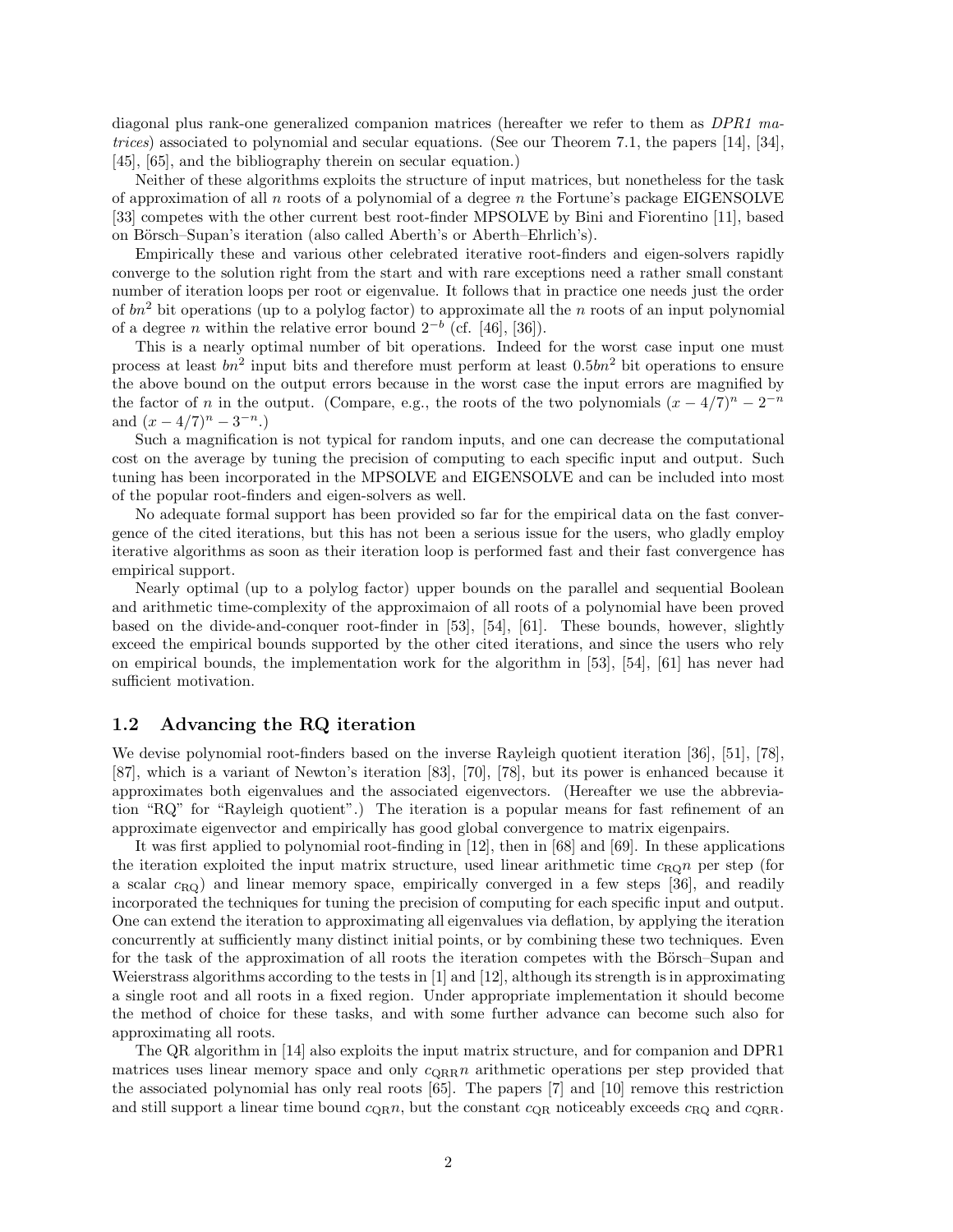diagonal plus rank-one generalized companion matrices (hereafter we refer to them as *DPR1 matrices*) associated to polynomial and secular equations. (See our Theorem 7.1, the papers [14], [34], [45], [65], and the bibliography therein on secular equation.)

Neither of these algorithms exploits the structure of input matrices, but nonetheless for the task of approximation of all $n$ roots of a polynomial of a degree $n$ the Fortune's package EIGENSOLVE [33] competes with the other current best root-finder MPSOLVE by Bini and Fiorentino [11], based on Börsch–Supan's iteration (also called Aberth's or Aberth–Ehrlich's).

Empirically these and various other celebrated iterative root-finders and eigen-solvers rapidly converge to the solution right from the start and with rare exceptions need a rather small constant number of iteration loops per root or eigenvalue. It follows that in practice one needs just the order of $bn^2$ bit operations (up to a polylog factor) to approximate all the $n$ roots of an input polynomial of a degree $n$ within the relative error bound $2^{-b}$ (cf. [46], [36]).

This is a nearly optimal number of bit operations. Indeed for the worst case input one must process at least $bn^2$ input bits and therefore must perform at least $0.5bn^2$ bit operations to ensure the above bound on the output errors because in the worst case the input errors are magnified by the factor of $n$ in the output. (Compare, e.g., the roots of the two polynomials $(x - 4/7)^n - 2^{-n}$ and $(x - 4/7)^n - 3^{-n}$.)

Such a magnification is not typical for random inputs, and one can decrease the computational cost on the average by tuning the precision of computing to each specific input and output. Such tuning has been incorporated in the MPSOLVE and EIGENSOLVE and can be included into most of the popular root-finders and eigen-solvers as well.

No adequate formal support has been provided so far for the empirical data on the fast convergence of the cited iterations, but this has not been a serious issue for the users, who gladly employ iterative algorithms as soon as their iteration loop is performed fast and their fast convergence has empirical support.

Nearly optimal (up to a polylog factor) upper bounds on the parallel and sequential Boolean and arithmetic time-complexity of the approximaion of all roots of a polynomial have been proved based on the divide-and-conquer root-finder in [53], [54], [61]. These bounds, however, slightly exceed the empirical bounds supported by the other cited iterations, and since the users who rely on empirical bounds, the implementation work for the algorithm in [53], [54], [61] has never had sufficient motivation.

## 1.2 Advancing the RQ iteration

We devise polynomial root-finders based on the inverse Rayleigh quotient iteration [36], [51], [78], [87], which is a variant of Newton's iteration [83], [70], [78], but its power is enhanced because it approximates both eigenvalues and the associated eigenvectors. (Hereafter we use the abbreviation "RQ" for "Rayleigh quotient".) The iteration is a popular means for fast refinement of an approximate eigenvector and empirically has good global convergence to matrix eigenpairs.

It was first applied to polynomial root-finding in [12], then in [68] and [69]. In these applications the iteration exploited the input matrix structure, used linear arithmetic time $c_{\rm RQ}n$ per step (for a scalar $c_{\rm RQ}$) and linear memory space, empirically converged in a few steps [36], and readily incorporated the techniques for tuning the precision of computing for each specific input and output. One can extend the iteration to approximating all eigenvalues via deflation, by applying the iteration concurrently at sufficiently many distinct initial points, or by combining these two techniques. Even for the task of the approximation of all roots the iteration competes with the Börsch–Supan and Weierstrass algorithms according to the tests in [1] and [12], although its strength is in approximating a single root and all roots in a fixed region. Under appropriate implementation it should become the method of choice for these tasks, and with some further advance can become such also for approximating all roots.

The QR algorithm in [14] also exploits the input matrix structure, and for companion and DPR1 matrices uses linear memory space and only $c_{\rm QRR}n$ arithmetic operations per step provided that the associated polynomial has only real roots [65]. The papers [7] and [10] remove this restriction and still support a linear time bound $c_{\rm QR}n$, but the constant $c_{\rm QR}$ noticeably exceeds $c_{\rm RQ}$ and $c_{\rm QRR}$.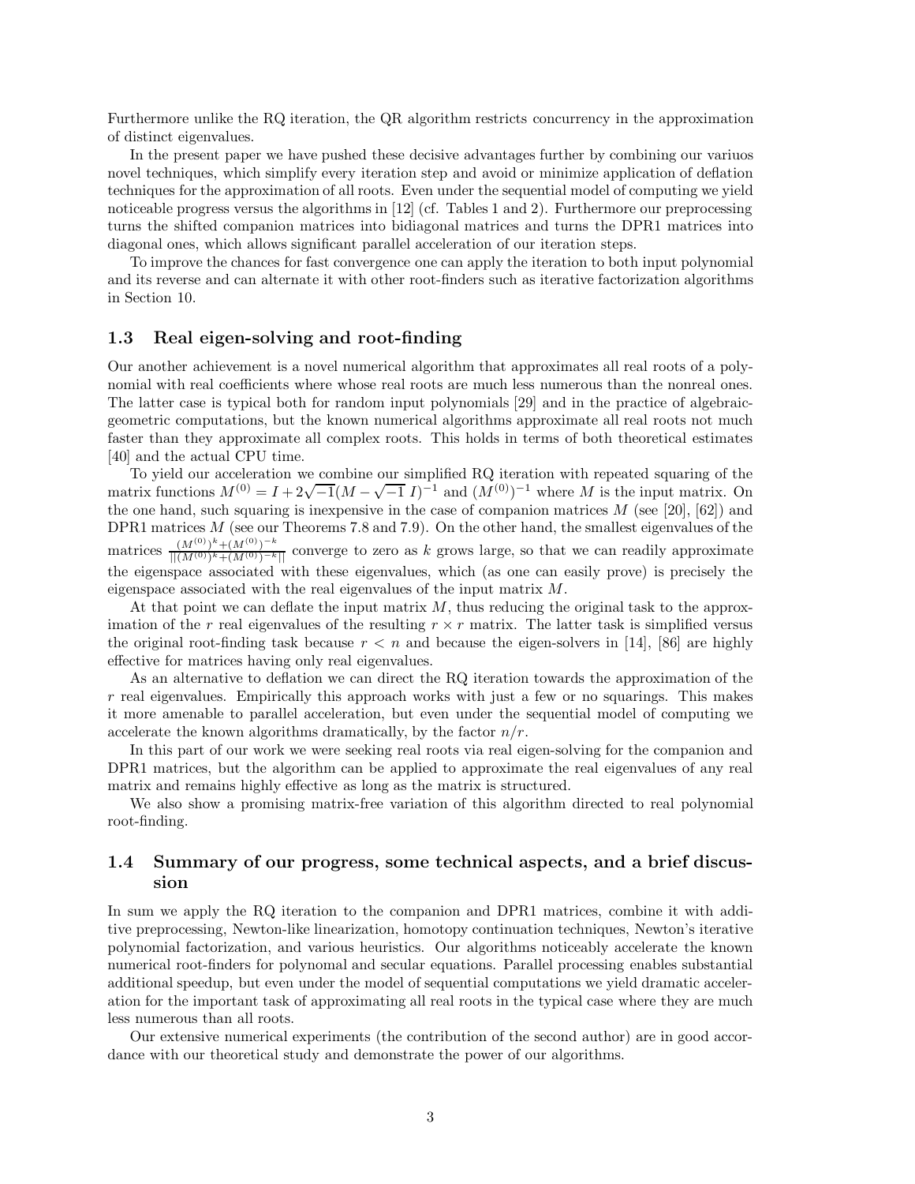Furthermore unlike the RQ iteration, the QR algorithm restricts concurrency in the approximation of distinct eigenvalues.

In the present paper we have pushed these decisive advantages further by combining our variuos novel techniques, which simplify every iteration step and avoid or minimize application of deflation techniques for the approximation of all roots. Even under the sequential model of computing we yield noticeable progress versus the algorithms in [12] (cf. Tables 1 and 2). Furthermore our preprocessing turns the shifted companion matrices into bidiagonal matrices and turns the DPR1 matrices into diagonal ones, which allows significant parallel acceleration of our iteration steps.

To improve the chances for fast convergence one can apply the iteration to both input polynomial and its reverse and can alternate it with other root-finders such as iterative factorization algorithms in Section 10.

### 1.3 Real eigen-solving and root-finding

Our another achievement is a novel numerical algorithm that approximates all real roots of a polynomial with real coefficients where whose real roots are much less numerous than the nonreal ones. The latter case is typical both for random input polynomials [29] and in the practice of algebraic-geometric computations, but the known numerical algorithms approximate all real roots not much faster than they approximate all complex roots. This holds in terms of both theoretical estimates [40] and the actual CPU time.

To yield our acceleration we combine our simplified RQ iteration with repeated squaring of the matrix functions $M^{(0)} = I + 2\sqrt{-1}(M - \sqrt{-1}\ I)^{-1}$ and $(M^{(0)})^{-1}$ where $M$ is the input matrix. On the one hand, such squaring is inexpensive in the case of companion matrices $M$ (see [20], [62]) and DPR1 matrices $M$ (see our Theorems 7.8 and 7.9). On the other hand, the smallest eigenvalues of the matrices $\frac{(M^{(0)})^k + (M^{(0)})^{-k}}{||(M^{(0)})^k + (M^{(0)})^{-k}||}$ converge to zero as $k$ grows large, so that we can readily approximate the eigenspace associated with these eigenvalues, which (as one can easily prove) is precisely the eigenspace associated with the real eigenvalues of the input matrix $M$.

At that point we can deflate the input matrix $M$, thus reducing the original task to the approximation of the $r$ real eigenvalues of the resulting $r \times r$ matrix. The latter task is simplified versus the original root-finding task because $r < n$ and because the eigen-solvers in [14], [86] are highly effective for matrices having only real eigenvalues.

As an alternative to deflation we can direct the RQ iteration towards the approximation of the $r$ real eigenvalues. Empirically this approach works with just a few or no squarings. This makes it more amenable to parallel acceleration, but even under the sequential model of computing we accelerate the known algorithms dramatically, by the factor $n/r$.

In this part of our work we were seeking real roots via real eigen-solving for the companion and DPR1 matrices, but the algorithm can be applied to approximate the real eigenvalues of any real matrix and remains highly effective as long as the matrix is structured.

We also show a promising matrix-free variation of this algorithm directed to real polynomial root-finding.

### 1.4 Summary of our progress, some technical aspects, and a brief discussion

In sum we apply the RQ iteration to the companion and DPR1 matrices, combine it with additive preprocessing, Newton-like linearization, homotopy continuation techniques, Newton's iterative polynomial factorization, and various heuristics. Our algorithms noticeably accelerate the known numerical root-finders for polynomal and secular equations. Parallel processing enables substantial additional speedup, but even under the model of sequential computations we yield dramatic acceleration for the important task of approximating all real roots in the typical case where they are much less numerous than all roots.

Our extensive numerical experiments (the contribution of the second author) are in good accordance with our theoretical study and demonstrate the power of our algorithms.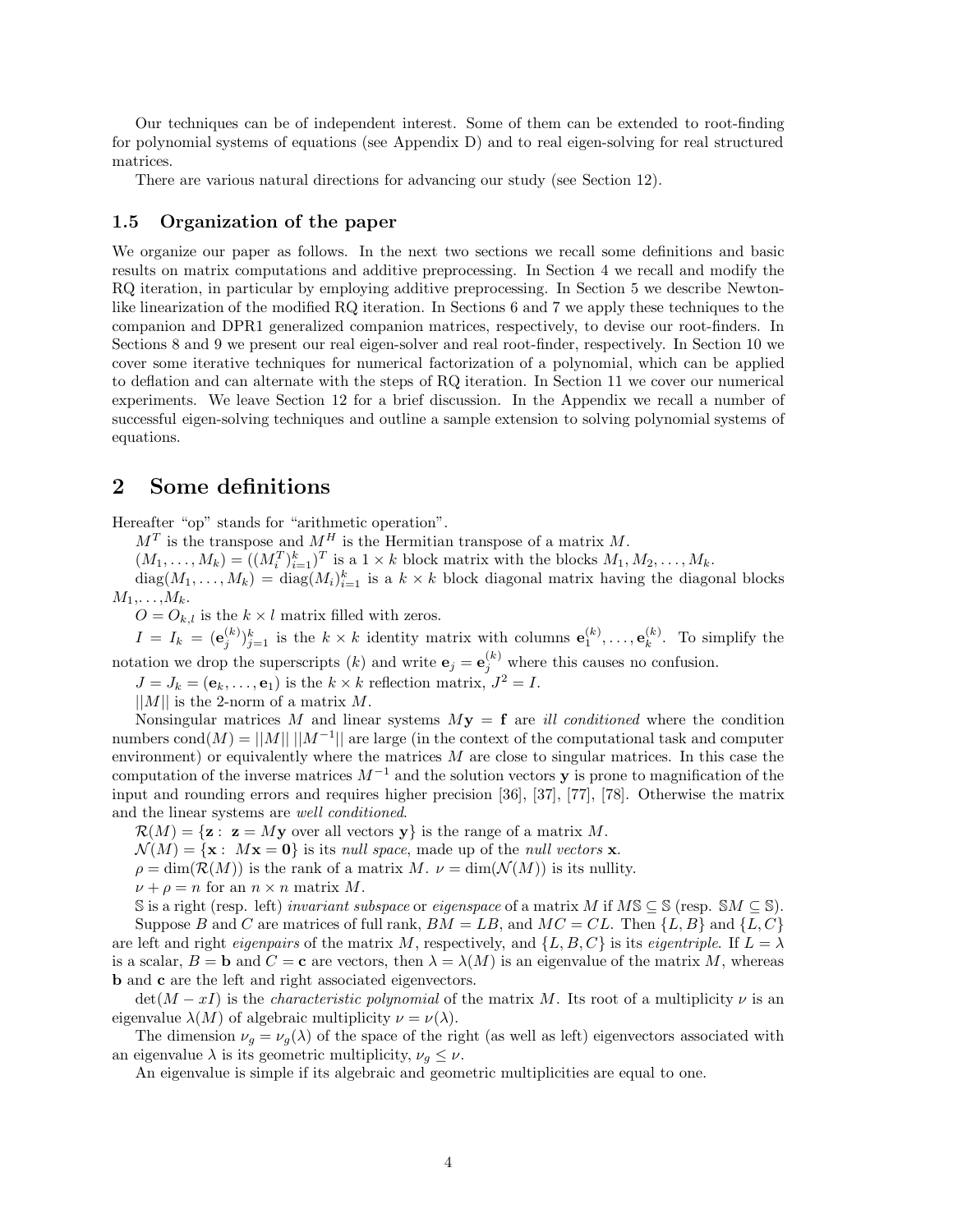Our techniques can be of independent interest. Some of them can be extended to root-finding for polynomial systems of equations (see Appendix D) and to real eigen-solving for real structured matrices.

There are various natural directions for advancing our study (see Section 12).

### 1.5 Organization of the paper

We organize our paper as follows. In the next two sections we recall some definitions and basic results on matrix computations and additive preprocessing. In Section 4 we recall and modify the RQ iteration, in particular by employing additive preprocessing. In Section 5 we describe Newton-like linearization of the modified RQ iteration. In Sections 6 and 7 we apply these techniques to the companion and DPR1 generalized companion matrices, respectively, to devise our root-finders. In Sections 8 and 9 we present our real eigen-solver and real root-finder, respectively. In Section 10 we cover some iterative techniques for numerical factorization of a polynomial, which can be applied to deflation and can alternate with the steps of RQ iteration. In Section 11 we cover our numerical experiments. We leave Section 12 for a brief discussion. In the Appendix we recall a number of successful eigen-solving techniques and outline a sample extension to solving polynomial systems of equations.

## 2 Some definitions

Hereafter "op" stands for "arithmetic operation".

$M^T$ is the transpose and $M^H$ is the Hermitian transpose of a matrix $M$.

$(M_1, \ldots, M_k) = ((M_i^T)_{i=1}^k)^T$ is a $1 \times k$ block matrix with the blocks $M_1, M_2, \ldots, M_k$.

$\mathrm{diag}(M_1, \ldots, M_k) = \mathrm{diag}(M_i)_{i=1}^k$ is a $k \times k$ block diagonal matrix having the diagonal blocks $M_1, \ldots, M_k$.

$O = O_{k,l}$ is the $k \times l$ matrix filled with zeros.

$I = I_k = (\mathbf{e}_j^{(k)})_{j=1}^k$ is the $k \times k$ identity matrix with columns $\mathbf{e}_1^{(k)}, \ldots, \mathbf{e}_k^{(k)}$. To simplify the notation we drop the superscripts $(k)$ and write $\mathbf{e}_j = \mathbf{e}_j^{(k)}$ where this causes no confusion.

$J = J_k = (\mathbf{e}_k, \ldots, \mathbf{e}_1)$ is the $k \times k$ reflection matrix, $J^2 = I$.

$||M||$ is the 2-norm of a matrix $M$.

Nonsingular matrices $M$ and linear systems $M\mathbf{y} = \mathbf{f}$ are *ill conditioned* where the condition numbers $\mathrm{cond}(M) = ||M||\,||M^{-1}||$ are large (in the context of the computational task and computer environment) or equivalently where the matrices $M$ are close to singular matrices. In this case the computation of the inverse matrices $M^{-1}$ and the solution vectors $\mathbf{y}$ is prone to magnification of the input and rounding errors and requires higher precision [36], [37], [77], [78]. Otherwise the matrix and the linear systems are *well conditioned*.

$\mathcal{R}(M) = \{\mathbf{z} : \ \mathbf{z} = M\mathbf{y}$ over all vectors $\mathbf{y}\}$ is the range of a matrix $M$.

$\mathcal{N}(M) = \{\mathbf{x} : \ M\mathbf{x} = \mathbf{0}\}$ is its *null space*, made up of the *null vectors* $\mathbf{x}$.

$\rho = \dim(\mathcal{R}(M))$ is the rank of a matrix $M$. $\nu = \dim(\mathcal{N}(M))$ is its nullity.

$\nu + \rho = n$ for an $n \times n$ matrix $M$.

$\mathbb{S}$ is a right (resp. left) *invariant subspace* or *eigenspace* of a matrix $M$ if $M\mathbb{S} \subseteq \mathbb{S}$ (resp. $\mathbb{S}M \subseteq \mathbb{S}$).

Suppose $B$ and $C$ are matrices of full rank, $BM = LB$, and $MC = CL$. Then $\{L, B\}$ and $\{L, C\}$ are left and right *eigenpairs* of the matrix $M$, respectively, and $\{L, B, C\}$ is its *eigentriple*. If $L = \lambda$ is a scalar, $B = \mathbf{b}$ and $C = \mathbf{c}$ are vectors, then $\lambda = \lambda(M)$ is an eigenvalue of the matrix $M$, whereas $\mathbf{b}$ and $\mathbf{c}$ are the left and right associated eigenvectors.

$\det(M - xI)$ is the *characteristic polynomial* of the matrix $M$. Its root of a multiplicity $\nu$ is an eigenvalue $\lambda(M)$ of algebraic multiplicity $\nu = \nu(\lambda)$.

The dimension $\nu_g = \nu_g(\lambda)$ of the space of the right (as well as left) eigenvectors associated with an eigenvalue $\lambda$ is its geometric multiplicity, $\nu_g \leq \nu$.

An eigenvalue is simple if its algebraic and geometric multiplicities are equal to one.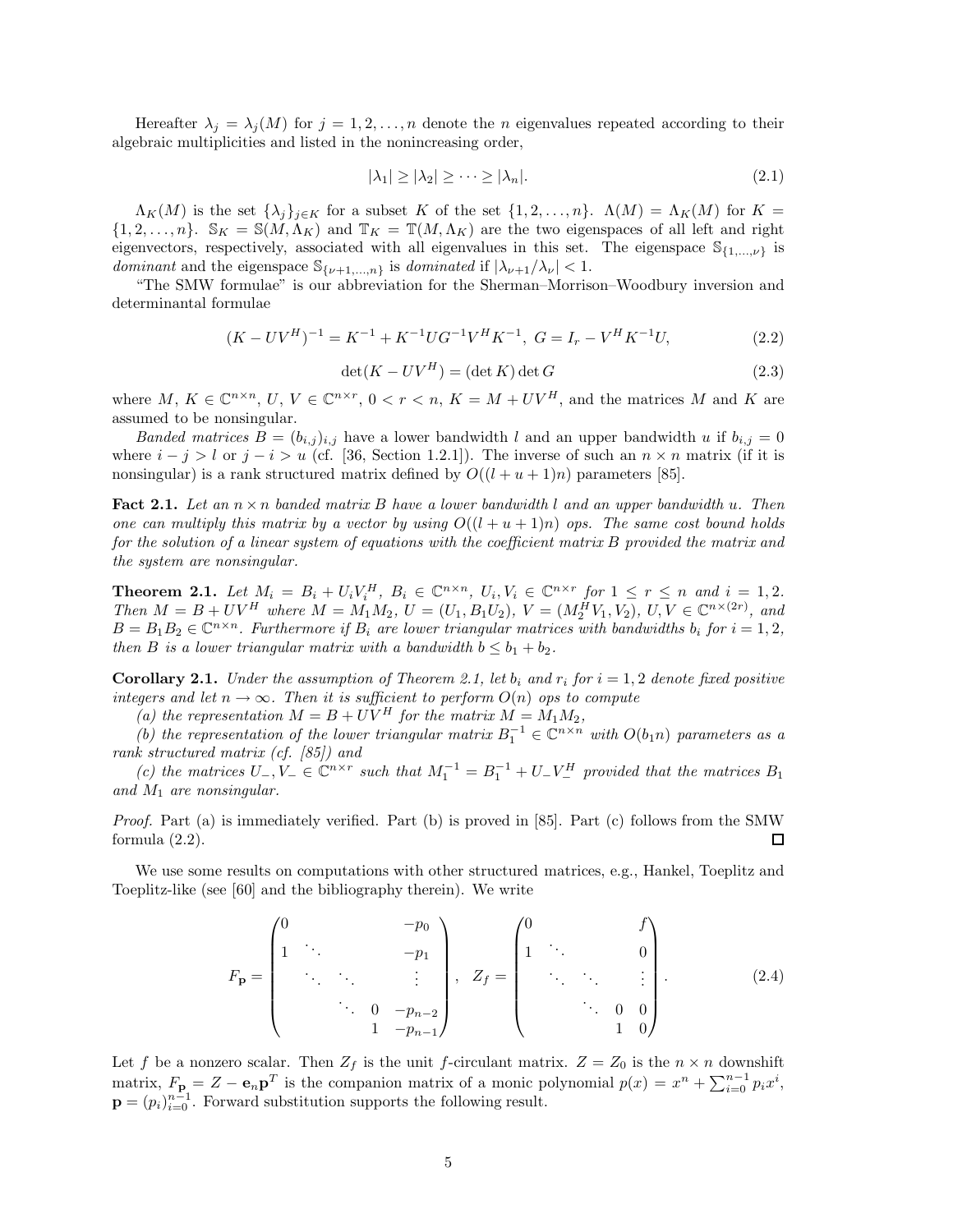Hereafter $\lambda_j = \lambda_j(M)$ for $j = 1, 2, \ldots, n$ denote the $n$ eigenvalues repeated according to their algebraic multiplicities and listed in the nonincreasing order,

$$|\lambda_1| \geq |\lambda_2| \geq \cdots \geq |\lambda_n|. \tag{2.1}$$

$\Lambda_K(M)$ is the set $\{\lambda_j\}_{j \in K}$ for a subset $K$ of the set $\{1, 2, \ldots, n\}$. $\Lambda(M) = \Lambda_K(M)$ for $K = \{1, 2, \ldots, n\}$. $\mathbb{S}_K = \mathbb{S}(M, \Lambda_K)$ and $\mathbb{T}_K = \mathbb{T}(M, \Lambda_K)$ are the two eigenspaces of all left and right eigenvectors, respectively, associated with all eigenvalues in this set. The eigenspace $\mathbb{S}_{\{1,\ldots,\nu\}}$ is *dominant* and the eigenspace $\mathbb{S}_{\{\nu+1,\ldots,n\}}$ is *dominated* if $|\lambda_{\nu+1}/\lambda_\nu| < 1$.

"The SMW formulae" is our abbreviation for the Sherman–Morrison–Woodbury inversion and determinantal formulae

$$(K - UV^H)^{-1} = K^{-1} + K^{-1}UG^{-1}V^H K^{-1}, \; G = I_r - V^H K^{-1} U, \tag{2.2}$$

$$\det(K - UV^H) = (\det K) \det G \tag{2.3}$$

where $M, K \in \mathbb{C}^{n \times n}$, $U, V \in \mathbb{C}^{n \times r}$, $0 < r < n$, $K = M + UV^H$, and the matrices $M$ and $K$ are assumed to be nonsingular.

*Banded matrices* $B = (b_{i,j})_{i,j}$ have a lower bandwidth $l$ and an upper bandwidth $u$ if $b_{i,j} = 0$ where $i - j > l$ or $j - i > u$ (cf. [36, Section 1.2.1]). The inverse of such an $n \times n$ matrix (if it is nonsingular) is a rank structured matrix defined by $O((l + u + 1)n)$ parameters [85].

**Fact 2.1.** *Let an $n \times n$ banded matrix $B$ have a lower bandwidth $l$ and an upper bandwidth $u$. Then one can multiply this matrix by a vector by using $O((l + u + 1)n)$ ops. The same cost bound holds for the solution of a linear system of equations with the coefficient matrix $B$ provided the matrix and the system are nonsingular.*

**Theorem 2.1.** *Let $M_i = B_i + U_i V_i^H$, $B_i \in \mathbb{C}^{n \times n}$, $U_i, V_i \in \mathbb{C}^{n \times r}$ for $1 \leq r \leq n$ and $i = 1, 2$. Then $M = B + UV^H$ where $M = M_1 M_2$, $U = (U_1, B_1 U_2)$, $V = (M_2^H V_1, V_2)$, $U, V \in \mathbb{C}^{n \times (2r)}$, and $B = B_1 B_2 \in \mathbb{C}^{n \times n}$. Furthermore if $B_i$ are lower triangular matrices with bandwidths $b_i$ for $i = 1, 2$, then $B$ is a lower triangular matrix with a bandwidth $b \leq b_1 + b_2$.*

**Corollary 2.1.** *Under the assumption of Theorem 2.1, let $b_i$ and $r_i$ for $i = 1, 2$ denote fixed positive integers and let $n \to \infty$. Then it is sufficient to perform $O(n)$ ops to compute*

*(a) the representation $M = B + UV^H$ for the matrix $M = M_1 M_2$,*

*(b) the representation of the lower triangular matrix $B_1^{-1} \in \mathbb{C}^{n \times n}$ with $O(b_1 n)$ parameters as a rank structured matrix (cf. [85]) and*

*(c) the matrices $U_-, V_- \in \mathbb{C}^{n \times r}$ such that $M_1^{-1} = B_1^{-1} + U_- V_-^H$ provided that the matrices $B_1$ and $M_1$ are nonsingular.*

*Proof.* Part (a) is immediately verified. Part (b) is proved in [85]. Part (c) follows from the SMW formula (2.2). $\square$

We use some results on computations with other structured matrices, e.g., Hankel, Toeplitz and Toeplitz-like (see [60] and the bibliography therein). We write

$$F_{\mathbf{p}} = \begin{pmatrix} 0 & & & & -p_0 \\ 1 & \ddots & & & -p_1 \\ & \ddots & \ddots & & \vdots \\ & & \ddots & 0 & -p_{n-2} \\ & & & 1 & -p_{n-1} \end{pmatrix}, \quad Z_f = \begin{pmatrix} 0 & & & & f \\ 1 & \ddots & & & 0 \\ & \ddots & \ddots & & \vdots \\ & & \ddots & 0 & 0 \\ & & & 1 & 0 \end{pmatrix}. \tag{2.4}$$

Let $f$ be a nonzero scalar. Then $Z_f$ is the unit $f$-circulant matrix. $Z = Z_0$ is the $n \times n$ downshift matrix, $F_{\mathbf{p}} = Z - \mathbf{e}_n \mathbf{p}^T$ is the companion matrix of a monic polynomial $p(x) = x^n + \sum_{i=0}^{n-1} p_i x^i$, $\mathbf{p} = (p_i)_{i=0}^{n-1}$. Forward substitution supports the following result.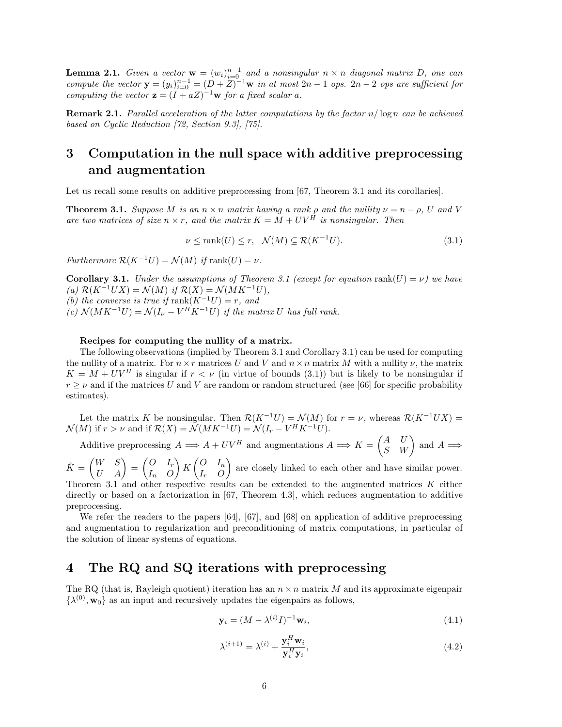**Lemma 2.1.** *Given a vector $\mathbf{w} = (w_i)_{i=0}^{n-1}$ and a nonsingular $n \times n$ diagonal matrix $D$, one can compute the vector $\mathbf{y} = (y_i)_{i=0}^{n-1} = (D + Z)^{-1}\mathbf{w}$ in at most $2n - 1$ ops. $2n - 2$ ops are sufficient for computing the vector $\mathbf{z} = (I + aZ)^{-1}\mathbf{w}$ for a fixed scalar $a$.*

**Remark 2.1.** *Parallel acceleration of the latter computations by the factor $n/\log n$ can be achieved based on Cyclic Reduction [72, Section 9.3], [75].*

# 3 Computation in the null space with additive preprocessing and augmentation

Let us recall some results on additive preprocessing from [67, Theorem 3.1 and its corollaries].

**Theorem 3.1.** *Suppose $M$ is an $n \times n$ matrix having a rank $\rho$ and the nullity $\nu = n - \rho$, $U$ and $V$ are two matrices of size $n \times r$, and the matrix $K = M + UV^H$ is nonsingular. Then*

$$\nu \leq \operatorname{rank}(U) \leq r, \quad \mathcal{N}(M) \subseteq \mathcal{R}(K^{-1}U). \tag{3.1}$$

*Furthermore $\mathcal{R}(K^{-1}U) = \mathcal{N}(M)$ if $\operatorname{rank}(U) = \nu$.*

**Corollary 3.1.** *Under the assumptions of Theorem 3.1 (except for equation $\operatorname{rank}(U) = \nu$) we have*
*(a) $\mathcal{R}(K^{-1}UX) = \mathcal{N}(M)$ if $\mathcal{R}(X) = \mathcal{N}(MK^{-1}U)$,*
*(b) the converse is true if $\operatorname{rank}(K^{-1}U) = r$, and*
*(c) $\mathcal{N}(MK^{-1}U) = \mathcal{N}(I_\nu - V^H K^{-1}U)$ if the matrix $U$ has full rank.*

**Recipes for computing the nullity of a matrix.**

The following observations (implied by Theorem 3.1 and Corollary 3.1) can be used for computing the nullity of a matrix. For $n \times r$ matrices $U$ and $V$ and $n \times n$ matrix $M$ with a nullity $\nu$, the matrix $K = M + UV^H$ is singular if $r < \nu$ (in virtue of bounds (3.1)) but is likely to be nonsingular if $r \geq \nu$ and if the matrices $U$ and $V$ are random or random structured (see [66] for specific probability estimates).

Let the matrix $K$ be nonsingular. Then $\mathcal{R}(K^{-1}U) = \mathcal{N}(M)$ for $r = \nu$, whereas $\mathcal{R}(K^{-1}UX) = \mathcal{N}(M)$ if $r > \nu$ and if $\mathcal{R}(X) = \mathcal{N}(MK^{-1}U) = \mathcal{N}(I_r - V^H K^{-1}U)$.

Additive preprocessing $A \Longrightarrow A + UV^H$ and augmentations $A \Longrightarrow K = \begin{pmatrix} A & U \\ S & W \end{pmatrix}$ and $A \Longrightarrow \tilde{K} = \begin{pmatrix} W & S \\ U & A \end{pmatrix} = \begin{pmatrix} O & I_r \\ I_n & O \end{pmatrix} K \begin{pmatrix} O & I_n \\ I_r & O \end{pmatrix}$ are closely linked to each other and have similar power. Theorem 3.1 and other respective results can be extended to the augmented matrices $K$ either directly or based on a factorization in [67, Theorem 4.3], which reduces augmentation to additive preprocessing.

We refer the readers to the papers [64], [67], and [68] on application of additive preprocessing and augmentation to regularization and preconditioning of matrix computations, in particular of the solution of linear systems of equations.

# 4 The RQ and SQ iterations with preprocessing

The RQ (that is, Rayleigh quotient) iteration has an $n \times n$ matrix $M$ and its approximate eigenpair $\{\lambda^{(0)}, \mathbf{w}_0\}$ as an input and recursively updates the eigenpairs as follows,

$$\mathbf{y}_i = (M - \lambda^{(i)} I)^{-1}\mathbf{w}_i, \tag{4.1}$$

$$\lambda^{(i+1)} = \lambda^{(i)} + \frac{\mathbf{y}_i^H \mathbf{w}_i}{\mathbf{y}_i^H \mathbf{y}_i}, \tag{4.2}$$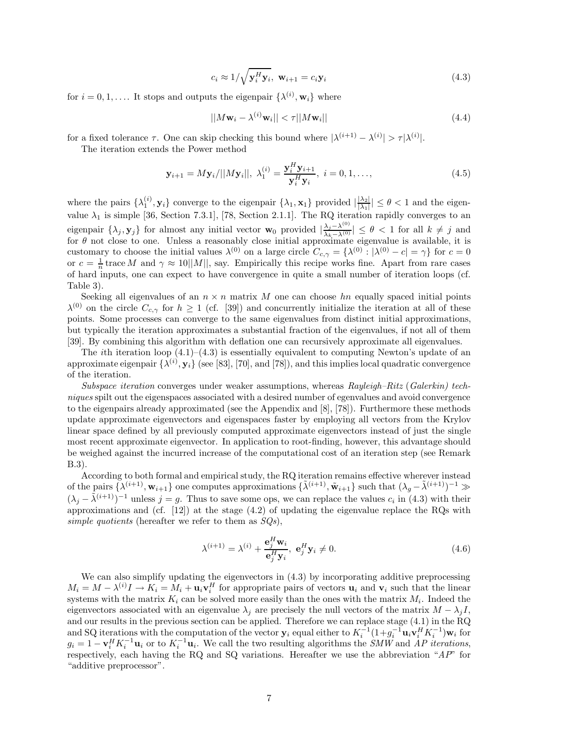$$c_i \approx 1/\sqrt{\mathbf{y}_i^H \mathbf{y}_i},\ \mathbf{w}_{i+1} = c_i \mathbf{y}_i \tag{4.3}$$

for $i = 0, 1, \ldots$. It stops and outputs the eigenpair $\{\lambda^{(i)}, \mathbf{w}_i\}$ where

$$||M\mathbf{w}_i - \lambda^{(i)}\mathbf{w}_i|| < \tau ||M\mathbf{w}_i|| \tag{4.4}$$

for a fixed tolerance $\tau$. One can skip checking this bound where $|\lambda^{(i+1)} - \lambda^{(i)}| > \tau |\lambda^{(i)}|$.

The iteration extends the Power method

$$\mathbf{y}_{i+1} = M\mathbf{y}_i/||M\mathbf{y}_i||,\ \lambda_1^{(i)} = \frac{\mathbf{y}_i^H \mathbf{y}_{i+1}}{\mathbf{y}_i^H \mathbf{y}_i},\ i = 0, 1, \ldots, \tag{4.5}$$

where the pairs $\{\lambda_1^{(i)}, \mathbf{y}_i\}$ converge to the eigenpair $\{\lambda_1, \mathbf{x}_1\}$ provided $|\frac{|\lambda_2|}{|\lambda_1|}| \le \theta < 1$ and the eigenvalue $\lambda_1$ is simple [36, Section 7.3.1], [78, Section 2.1.1]. The RQ iteration rapidly converges to an eigenpair $\{\lambda_j, \mathbf{y}_j\}$ for almost any initial vector $\mathbf{w}_0$ provided $|\frac{\lambda_j - \lambda^{(0)}}{\lambda_k - \lambda^{(0)}}| \le \theta < 1$ for all $k \ne j$ and for $\theta$ not close to one. Unless a reasonably close initial approximate eigenvalue is available, it is customary to choose the initial values $\lambda^{(0)}$ on a large circle $C_{c,\gamma} = \{\lambda^{(0)} : |\lambda^{(0)} - c| = \gamma\}$ for $c = 0$ or $c = \frac{1}{n}\operatorname{trace} M$ and $\gamma \approx 10||M||$, say. Empirically this recipe works fine. Apart from rare cases of hard inputs, one can expect to have convergence in quite a small number of iteration loops (cf. Table 3).

Seeking all eigenvalues of an $n \times n$ matrix $M$ one can choose $hn$ equally spaced initial points $\lambda^{(0)}$ on the circle $C_{c,\gamma}$ for $h \ge 1$ (cf. [39]) and concurrently initialize the iteration at all of these points. Some processes can converge to the same eigenvalues from distinct initial approximations, but typically the iteration approximates a substantial fraction of the eigenvalues, if not all of them [39]. By combining this algorithm with deflation one can recursively approximate all eigenvalues.

The $i$th iteration loop (4.1)–(4.3) is essentially equivalent to computing Newton's update of an approximate eigenpair $\{\lambda^{(i)}, \mathbf{y}_i\}$ (see [83], [70], and [78]), and this implies local quadratic convergence of the iteration.

*Subspace iteration* converges under weaker assumptions, whereas *Rayleigh–Ritz* (*Galerkin*) *techniques* spilt out the eigenspaces associated with a desired number of egenvalues and avoid convergence to the eigenpairs already approximated (see the Appendix and [8], [78]). Furthermore these methods update approximate eigenvectors and eigenspaces faster by employing all vectors from the Krylov linear space defined by all previously computed approximate eigenvectors instead of just the single most recent approximate eigenvector. In application to root-finding, however, this advantage should be weighed against the incurred increase of the computational cost of an iteration step (see Remark B.3).

According to both formal and empirical study, the RQ iteration remains effective wherever instead of the pairs $\{\lambda^{(i+1)}, \mathbf{w}_{i+1}\}$ one computes approximations $\{\tilde{\lambda}^{(i+1)}, \tilde{\mathbf{w}}_{i+1}\}$ such that $(\lambda_g - \tilde{\lambda}^{(i+1)})^{-1} \gg (\lambda_j - \tilde{\lambda}^{(i+1)})^{-1}$ unless $j = g$. Thus to save some ops, we can replace the values $c_i$ in (4.3) with their approximations and (cf. [12]) at the stage (4.2) of updating the eigenvalue replace the RQs with *simple quotients* (hereafter we refer to them as *SQs*),

$$\lambda^{(i+1)} = \lambda^{(i)} + \frac{\mathbf{e}_j^H \mathbf{w}_i}{\mathbf{e}_j^H \mathbf{y}_i},\ \mathbf{e}_j^H \mathbf{y}_i \ne 0. \tag{4.6}$$

We can also simplify updating the eigenvectors in (4.3) by incorporating additive preprocessing $M_i = M - \lambda^{(i)} I \to K_i = M_i + \mathbf{u}_i \mathbf{v}_i^H$ for appropriate pairs of vectors $\mathbf{u}_i$ and $\mathbf{v}_i$ such that the linear systems with the matrix $K_i$ can be solved more easily than the ones with the matrix $M_i$. Indeed the eigenvectors associated with an eigenvalue $\lambda_j$ are precisely the null vectors of the matrix $M - \lambda_j I$, and our results in the previous section can be applied. Therefore we can replace stage (4.1) in the RQ and SQ iterations with the computation of the vector $\mathbf{y}_i$ equal either to $K_i^{-1}(1 + g_i^{-1}\mathbf{u}_i \mathbf{v}_i^H K_i^{-1})\mathbf{w}_i$ for $g_i = 1 - \mathbf{v}_i^H K_i^{-1} \mathbf{u}_i$ or to $K_i^{-1}\mathbf{u}_i$. We call the two resulting algorithms the *SMW* and *AP iterations*, respectively, each having the RQ and SQ variations. Hereafter we use the abbreviation "*AP*" for "additive preprocessor".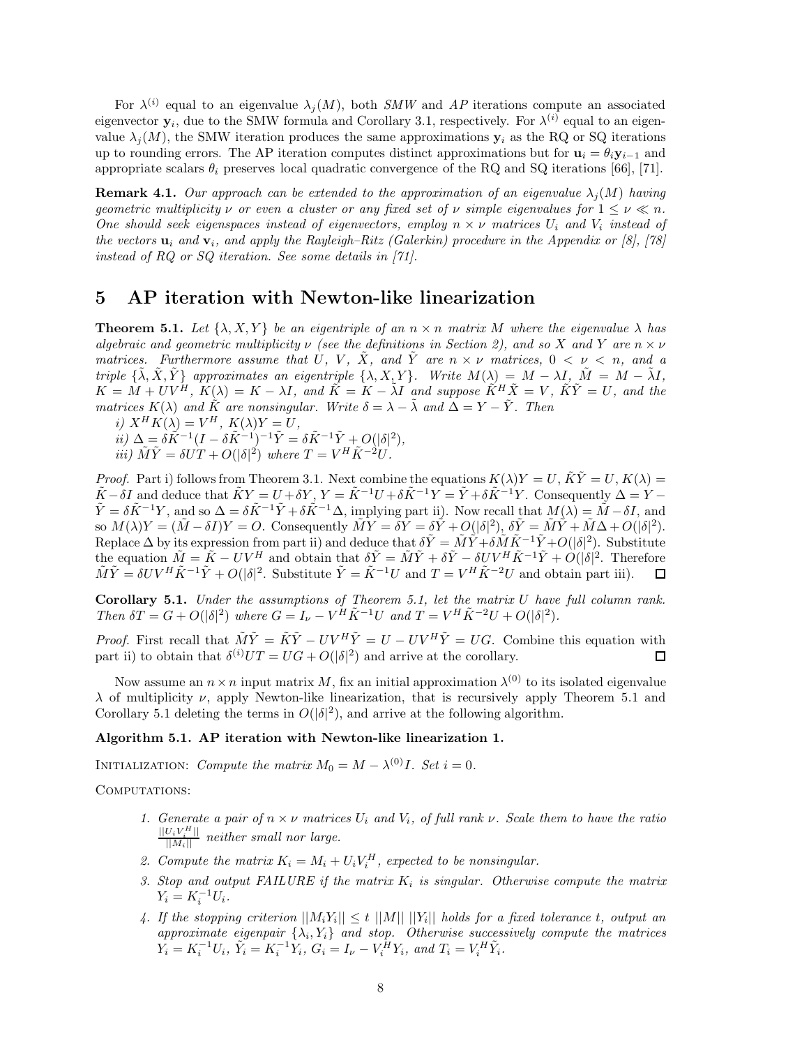For $\lambda^{(i)}$ equal to an eigenvalue $\lambda_j(M)$, both *SMW* and *AP* iterations compute an associated eigenvector $\mathbf{y}_i$, due to the SMW formula and Corollary 3.1, respectively. For $\lambda^{(i)}$ equal to an eigenvalue $\lambda_j(M)$, the SMW iteration produces the same approximations $\mathbf{y}_i$ as the RQ or SQ iterations up to rounding errors. The AP iteration computes distinct approximations but for $\mathbf{u}_i = \theta_i \mathbf{y}_{i-1}$ and appropriate scalars $\theta_i$ preserves local quadratic convergence of the RQ and SQ iterations [66], [71].

**Remark 4.1.** *Our approach can be extended to the approximation of an eigenvalue $\lambda_j(M)$ having geometric multiplicity $\nu$ or even a cluster or any fixed set of $\nu$ simple eigenvalues for $1 \le \nu \ll n$. One should seek eigenspaces instead of eigenvectors, employ $n \times \nu$ matrices $U_i$ and $V_i$ instead of the vectors $\mathbf{u}_i$ and $\mathbf{v}_i$, and apply the Rayleigh–Ritz (Galerkin) procedure in the Appendix or [8], [78] instead of RQ or SQ iteration. See some details in [71].*

## 5 AP iteration with Newton-like linearization

**Theorem 5.1.** *Let $\{\lambda, X, Y\}$ be an eigentriple of an $n \times n$ matrix $M$ where the eigenvalue $\lambda$ has algebraic and geometric multiplicity $\nu$ (see the definitions in Section 2), and so $X$ and $Y$ are $n \times \nu$ matrices. Furthermore assume that $U$, $V$, $\tilde{X}$, and $\tilde{Y}$ are $n \times \nu$ matrices, $0 < \nu < n$, and a triple $\{\tilde{\lambda}, \tilde{X}, \tilde{Y}\}$ approximates an eigentriple $\{\lambda, X, Y\}$. Write $M(\lambda) = M - \lambda I$, $\tilde{M} = M - \tilde{\lambda} I$, $K = M + UV^H$, $K(\lambda) = K - \lambda I$, and $\tilde{K} = K - \tilde{\lambda} I$ and suppose $\tilde{K}^H \tilde{X} = V$, $\tilde{K}\tilde{Y} = U$, and the matrices $K(\lambda)$ and $\tilde{K}$ are nonsingular. Write $\delta = \lambda - \tilde{\lambda}$ and $\Delta = Y - \tilde{Y}$. Then*
*i) $X^H K(\lambda) = V^H$, $K(\lambda) Y = U$,*
*ii) $\Delta = \delta \tilde{K}^{-1}(I - \delta \tilde{K}^{-1})^{-1}\tilde{Y} = \delta \tilde{K}^{-1}\tilde{Y} + O(|\delta|^2)$,*
*iii) $\tilde{M}\tilde{Y} = \delta U T + O(|\delta|^2)$ where $T = V^H \tilde{K}^{-2} U$.*

*Proof.* Part i) follows from Theorem 3.1. Next combine the equations $K(\lambda)Y = U$, $\tilde{K}\tilde{Y} = U$, $K(\lambda) = \tilde{K} - \delta I$ and deduce that $\tilde{K}Y = U + \delta Y$, $Y = \tilde{K}^{-1}U + \delta \tilde{K}^{-1} Y = \tilde{Y} + \delta \tilde{K}^{-1} Y$. Consequently $\Delta = Y - \tilde{Y} = \delta \tilde{K}^{-1} Y$, and so $\Delta = \delta \tilde{K}^{-1}\tilde{Y} + \delta \tilde{K}^{-1}\Delta$, implying part ii). Now recall that $M(\lambda) = \tilde{M} - \delta I$, and so $M(\lambda) Y = (\tilde{M} - \delta I) Y = O$. Consequently $\tilde{M} Y = \delta Y = \delta \tilde{Y} + O(|\delta|^2)$, $\delta \tilde{Y} = \tilde{M}\tilde{Y} + \tilde{M}\Delta + O(|\delta|^2)$. Replace $\Delta$ by its expression from part ii) and deduce that $\delta \tilde{Y} = \tilde{M}\tilde{Y} + \delta \tilde{M}\tilde{K}^{-1}\tilde{Y} + O(|\delta|^2)$. Substitute the equation $\tilde{M} = \tilde{K} - UV^H$ and obtain that $\delta \tilde{Y} = \tilde{M}\tilde{Y} + \delta \tilde{Y} - \delta U V^H \tilde{K}^{-1}\tilde{Y} + O(|\delta|^2$. Therefore $\tilde{M}\tilde{Y} = \delta U V^H \tilde{K}^{-1}\tilde{Y} + O(|\delta|^2$. Substitute $\tilde{Y} = \tilde{K}^{-1}U$ and $T = V^H \tilde{K}^{-2} U$ and obtain part iii). $\square$

**Corollary 5.1.** *Under the assumptions of Theorem 5.1, let the matrix $U$ have full column rank. Then $\delta T = G + O(|\delta|^2)$ where $G = I_\nu - V^H \tilde{K}^{-1} U$ and $T = V^H \tilde{K}^{-2} U + O(|\delta|^2)$.*

*Proof.* First recall that $\tilde{M}\tilde{Y} = \tilde{K}\tilde{Y} - UV^H\tilde{Y} = U - UV^H\tilde{Y} = UG$. Combine this equation with part ii) to obtain that $\delta^{(i)} U T = UG + O(|\delta|^2)$ and arrive at the corollary. $\square$

Now assume an $n \times n$ input matrix $M$, fix an initial approximation $\lambda^{(0)}$ to its isolated eigenvalue $\lambda$ of multiplicity $\nu$, apply Newton-like linearization, that is recursively apply Theorem 5.1 and Corollary 5.1 deleting the terms in $O(|\delta|^2)$, and arrive at the following algorithm.

**Algorithm 5.1. AP iteration with Newton-like linearization 1.**

Initialization: *Compute the matrix $M_0 = M - \lambda^{(0)} I$. Set $i = 0$.*

Computations:

1. *Generate a pair of $n \times \nu$ matrices $U_i$ and $V_i$, of full rank $\nu$. Scale them to have the ratio $\frac{||U_i V_i^H||}{||M_i||}$ neither small nor large.*
2. *Compute the matrix $K_i = M_i + U_i V_i^H$, expected to be nonsingular.*
3. *Stop and output FAILURE if the matrix $K_i$ is singular. Otherwise compute the matrix $Y_i = K_i^{-1} U_i$.*
4. *If the stopping criterion $||M_i Y_i|| \le t\ ||M||\ ||Y_i||$ holds for a fixed tolerance $t$, output an approximate eigenpair $\{\lambda_i, Y_i\}$ and stop. Otherwise successively compute the matrices $Y_i = K_i^{-1} U_i$, $\tilde{Y}_i = K_i^{-1} Y_i$, $G_i = I_\nu - V_i^H Y_i$, and $T_i = V_i^H \tilde{Y}_i$.*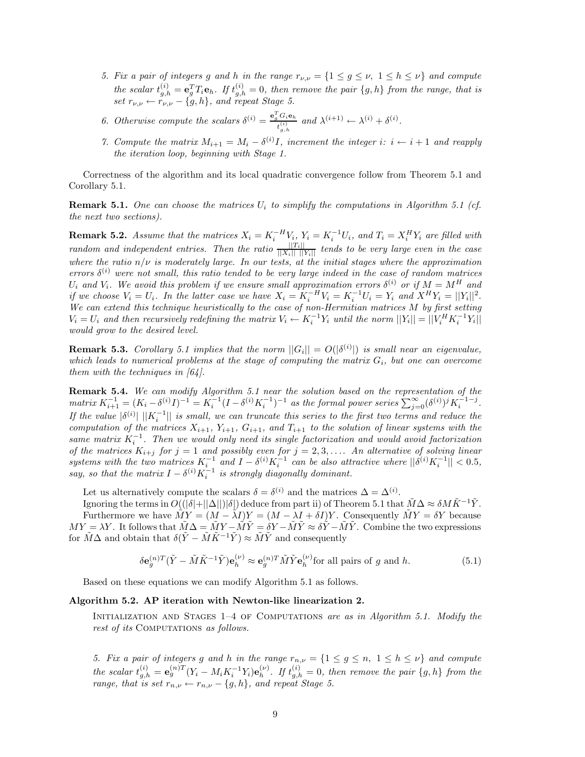5. *Fix a pair of integers g and h in the range $r_{\nu,\nu} = \{1 \le g \le \nu,\ 1 \le h \le \nu\}$ and compute the scalar $t^{(i)}_{g,h} = \mathbf{e}_g^T T_i \mathbf{e}_h$. If $t^{(i)}_{g,h} = 0$, then remove the pair $\{g, h\}$ from the range, that is set $r_{\nu,\nu} \leftarrow r_{\nu,\nu} - \{g, h\}$, and repeat Stage 5.*

6. *Otherwise compute the scalars $\delta^{(i)} = \frac{\mathbf{e}_g^T G_i \mathbf{e}_h}{t^{(i)}_{g,h}}$ and $\lambda^{(i+1)} \leftarrow \lambda^{(i)} + \delta^{(i)}$.*

7. *Compute the matrix $M_{i+1} = M_i - \delta^{(i)} I$, increment the integer i: $i \leftarrow i + 1$ and reapply the iteration loop, beginning with Stage 1.*

Correctness of the algorithm and its local quadratic convergence follow from Theorem 5.1 and Corollary 5.1.

**Remark 5.1.** *One can choose the matrices $U_i$ to simplify the computations in Algorithm 5.1 (cf. the next two sections).*

**Remark 5.2.** *Assume that the matrices $X_i = K_i^{-H} V_i$, $Y_i = K_i^{-1} U_i$, and $T_i = X_i^H Y_i$ are filled with random and independent entries. Then the ratio $\frac{||T_i||}{||X_i||\ ||Y_i||}$ tends to be very large even in the case where the ratio $n/\nu$ is moderately large. In our tests, at the initial stages where the approximation errors $\delta^{(i)}$ were not small, this ratio tended to be very large indeed in the case of random matrices $U_i$ and $V_i$. We avoid this problem if we ensure small approximation errors $\delta^{(i)}$ or if $M = M^H$ and if we choose $V_i = U_i$. In the latter case we have $X_i = K_i^{-H} V_i = K_i^{-1} U_i = Y_i$ and $X^H Y_i = ||Y_i||^2$. We can extend this technique heuristically to the case of non-Hermitian matrices M by first setting $V_i = U_i$ and then recursively redefining the matrix $V_i \leftarrow K_i^{-1} Y_i$ until the norm $||Y_i|| = ||V_i^H K_i^{-1} Y_i||$ would grow to the desired level.*

**Remark 5.3.** *Corollary 5.1 implies that the norm $||G_i|| = O(|\delta^{(i)}|)$ is small near an eigenvalue, which leads to numerical problems at the stage of computing the matrix $G_i$, but one can overcome them with the techniques in [64].*

**Remark 5.4.** *We can modify Algorithm 5.1 near the solution based on the representation of the matrix $K_{i+1}^{-1} = (K_i - \delta^{(i)} I)^{-1} = K_i^{-1}(I - \delta^{(i)} K_i^{-1})^{-1}$ as the formal power series $\sum_{j=0}^{\infty} (\delta^{(i)})^j K_i^{-1-j}$. If the value $|\delta^{(i)}|\ ||K_i^{-1}||$ is small, we can truncate this series to the first two terms and reduce the computation of the matrices $X_{i+1}$, $Y_{i+1}$, $G_{i+1}$, and $T_{i+1}$ to the solution of linear systems with the same matrix $K_i^{-1}$. Then we would only need its single factorization and would avoid factorization of the matrices $K_{i+j}$ for $j = 1$ and possibly even for $j = 2, 3, \ldots$. An alternative of solving linear systems with the two matrices $K_i^{-1}$ and $I - \delta^{(i)} K_i^{-1}$ can be also attractive where $||\delta^{(i)} K_i^{-1}|| < 0.5$, say, so that the matrix $I - \delta^{(i)} K_i^{-1}$ is strongly diagonally dominant.*

Let us alternatively compute the scalars $\delta = \delta^{(i)}$ and the matrices $\Delta = \Delta^{(i)}$.

Ignoring the terms in $O((|\delta| + ||\Delta||)|\delta|)$ deduce from part ii) of Theorem 5.1 that $\tilde{M}\Delta \approx \delta M \tilde{K}^{-1} \tilde{Y}$.

Furthermore we have $\tilde{M}Y = (M - \tilde{\lambda} I)Y = (M - \lambda I + \delta I)Y$. Consequently $\tilde{M}Y = \delta Y$ because $MY = \lambda Y$. It follows that $\tilde{M}\Delta = \tilde{M}Y - \tilde{M}\tilde{Y} = \delta Y - \tilde{M}\tilde{Y} \approx \delta \tilde{Y} - \tilde{M}\tilde{Y}$. Combine the two expressions for $\tilde{M}\Delta$ and obtain that $\delta(\tilde{Y} - \tilde{M}\tilde{K}^{-1}\tilde{Y}) \approx \tilde{M}\tilde{Y}$ and consequently

$$\delta \mathbf{e}_g^{(n)T}(\tilde{Y} - \tilde{M}\tilde{K}^{-1}\tilde{Y})\mathbf{e}_h^{(\nu)} \approx \mathbf{e}_g^{(n)T}\tilde{M}\tilde{Y}\mathbf{e}_h^{(\nu)} \text{for all pairs of } g \text{ and } h. \tag{5.1}$$

Based on these equations we can modify Algorithm 5.1 as follows.

**Algorithm 5.2. AP iteration with Newton-like linearization 2.**

Initialization and Stages 1–4 of Computations *are as in Algorithm 5.1. Modify the rest of its* Computations *as follows.*

5. *Fix a pair of integers g and h in the range $r_{n,\nu} = \{1 \le g \le n,\ 1 \le h \le \nu\}$ and compute the scalar $t^{(i)}_{g,h} = \mathbf{e}_g^{(n)T}(Y_i - M_i K_i^{-1} Y_i)\mathbf{e}_h^{(\nu)}$. If $t^{(i)}_{g,h} = 0$, then remove the pair $\{g, h\}$ from the range, that is set $r_{n,\nu} \leftarrow r_{n,\nu} - \{g, h\}$, and repeat Stage 5.*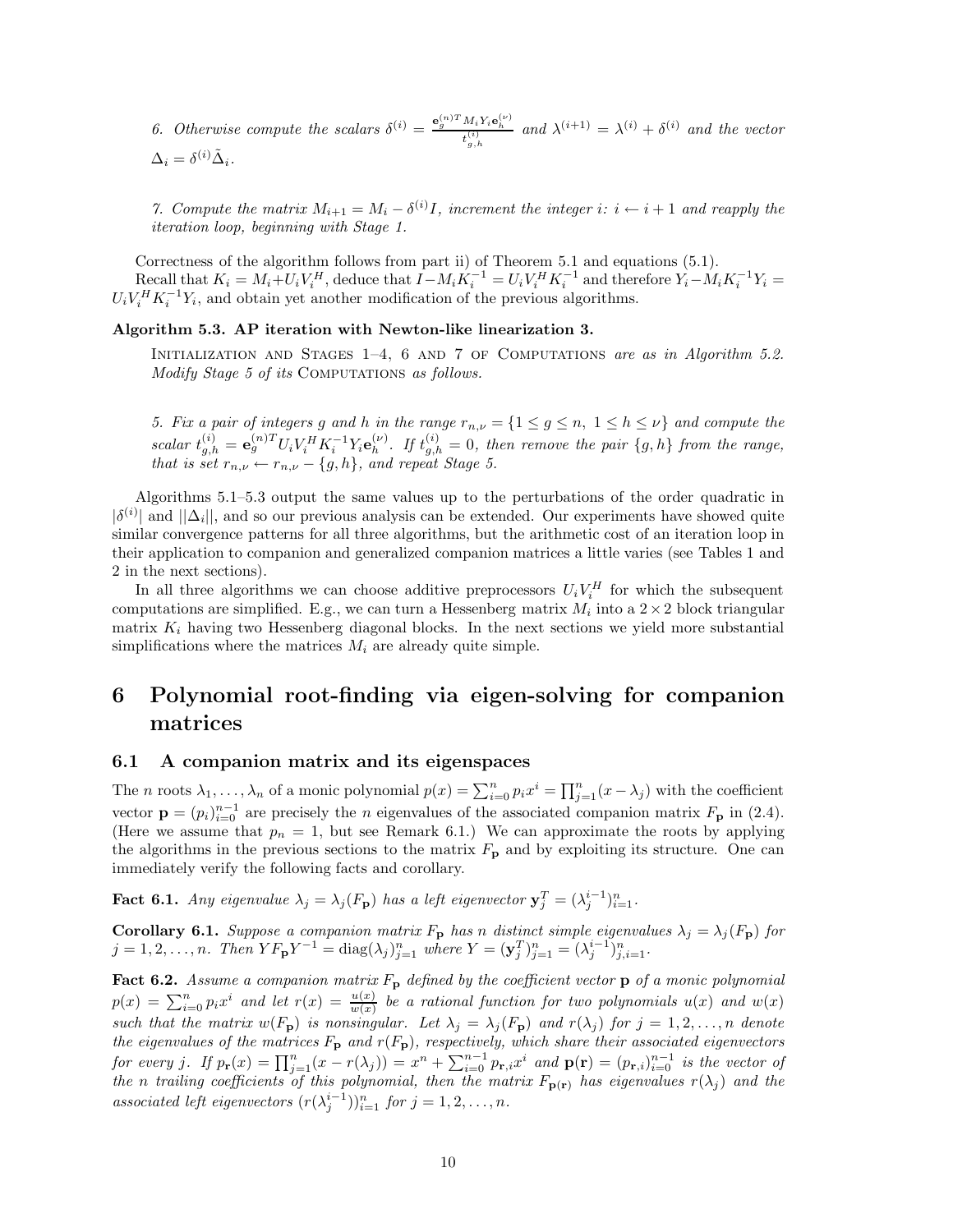*6. Otherwise compute the scalars $\delta^{(i)} = \frac{\mathbf{e}_g^{(n)T} M_i Y_i \mathbf{e}_h^{(\nu)}}{t_{g,h}^{(i)}}$ and $\lambda^{(i+1)} = \lambda^{(i)} + \delta^{(i)}$ and the vector $\Delta_i = \delta^{(i)} \tilde{\Delta}_i$.*

*7. Compute the matrix $M_{i+1} = M_i - \delta^{(i)} I$, increment the integer $i$: $i \leftarrow i+1$ and reapply the iteration loop, beginning with Stage 1.*

Correctness of the algorithm follows from part ii) of Theorem 5.1 and equations (5.1).

Recall that $K_i = M_i + U_i V_i^H$, deduce that $I - M_i K_i^{-1} = U_i V_i^H K_i^{-1}$ and therefore $Y_i - M_i K_i^{-1} Y_i = U_i V_i^H K_i^{-1} Y_i$, and obtain yet another modification of the previous algorithms.

**Algorithm 5.3. AP iteration with Newton-like linearization 3.**

Initialization and Stages 1–4, 6 and 7 of Computations *are as in Algorithm 5.2. Modify Stage 5 of its* Computations *as follows.*

*5. Fix a pair of integers $g$ and $h$ in the range $r_{n,\nu} = \{1 \le g \le n,\ 1 \le h \le \nu\}$ and compute the scalar $t_{g,h}^{(i)} = \mathbf{e}_g^{(n)T} U_i V_i^H K_i^{-1} Y_i \mathbf{e}_h^{(\nu)}$. If $t_{g,h}^{(i)} = 0$, then remove the pair $\{g,h\}$ from the range, that is set $r_{n,\nu} \leftarrow r_{n,\nu} - \{g,h\}$, and repeat Stage 5.*

Algorithms 5.1–5.3 output the same values up to the perturbations of the order quadratic in $|\delta^{(i)}|$ and $||\Delta_i||$, and so our previous analysis can be extended. Our experiments have showed quite similar convergence patterns for all three algorithms, but the arithmetic cost of an iteration loop in their application to companion and generalized companion matrices a little varies (see Tables 1 and 2 in the next sections).

In all three algorithms we can choose additive preprocessors $U_i V_i^H$ for which the subsequent computations are simplified. E.g., we can turn a Hessenberg matrix $M_i$ into a $2 \times 2$ block triangular matrix $K_i$ having two Hessenberg diagonal blocks. In the next sections we yield more substantial simplifications where the matrices $M_i$ are already quite simple.

# 6 Polynomial root-finding via eigen-solving for companion matrices

## 6.1 A companion matrix and its eigenspaces

The $n$ roots $\lambda_1, \dots, \lambda_n$ of a monic polynomial $p(x) = \sum_{i=0}^{n} p_i x^i = \prod_{j=1}^{n} (x - \lambda_j)$ with the coefficient vector $\mathbf{p} = (p_i)_{i=0}^{n-1}$ are precisely the $n$ eigenvalues of the associated companion matrix $F_{\mathbf{p}}$ in (2.4). (Here we assume that $p_n = 1$, but see Remark 6.1.) We can approximate the roots by applying the algorithms in the previous sections to the matrix $F_{\mathbf{p}}$ and by exploiting its structure. One can immediately verify the following facts and corollary.

**Fact 6.1.** *Any eigenvalue $\lambda_j = \lambda_j(F_{\mathbf{p}})$ has a left eigenvector $\mathbf{y}_j^T = (\lambda_j^{i-1})_{i=1}^{n}$.*

**Corollary 6.1.** *Suppose a companion matrix $F_{\mathbf{p}}$ has $n$ distinct simple eigenvalues $\lambda_j = \lambda_j(F_{\mathbf{p}})$ for $j = 1, 2, \dots, n$. Then $Y F_{\mathbf{p}} Y^{-1} = \operatorname{diag}(\lambda_j)_{j=1}^{n}$ where $Y = (\mathbf{y}_j^T)_{j=1}^{n} = (\lambda_j^{i-1})_{j,i=1}^{n}$.*

**Fact 6.2.** *Assume a companion matrix $F_{\mathbf{p}}$ defined by the coefficient vector $\mathbf{p}$ of a monic polynomial $p(x) = \sum_{i=0}^{n} p_i x^i$ and let $r(x) = \frac{u(x)}{w(x)}$ be a rational function for two polynomials $u(x)$ and $w(x)$ such that the matrix $w(F_{\mathbf{p}})$ is nonsingular. Let $\lambda_j = \lambda_j(F_{\mathbf{p}})$ and $r(\lambda_j)$ for $j = 1, 2, \dots, n$ denote the eigenvalues of the matrices $F_{\mathbf{p}}$ and $r(F_{\mathbf{p}})$, respectively, which share their associated eigenvectors for every $j$. If $p_{\mathbf{r}}(x) = \prod_{j=1}^{n} (x - r(\lambda_j)) = x^n + \sum_{i=0}^{n-1} p_{\mathbf{r},i} x^i$ and $\mathbf{p}(\mathbf{r}) = (p_{\mathbf{r},i})_{i=0}^{n-1}$ is the vector of the $n$ trailing coefficients of this polynomial, then the matrix $F_{\mathbf{p}(\mathbf{r})}$ has eigenvalues $r(\lambda_j)$ and the associated left eigenvectors $(r(\lambda_j^{i-1}))_{i=1}^{n}$ for $j = 1, 2, \dots, n$.*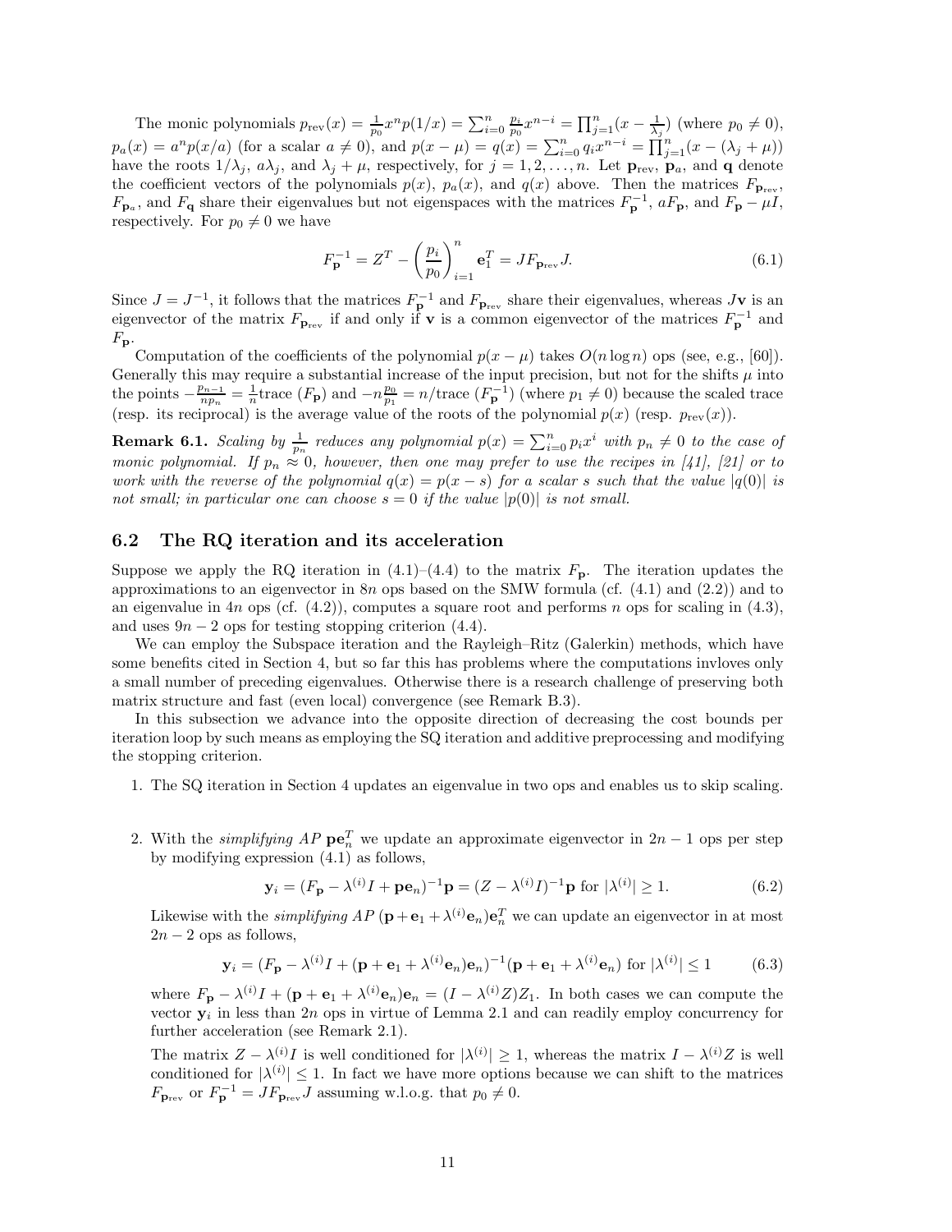The monic polynomials $p_{\rm rev}(x) = \frac{1}{p_0}x^n p(1/x) = \sum_{i=0}^n \frac{p_i}{p_0}x^{n-i} = \prod_{j=1}^n (x - \frac{1}{\lambda_j})$ (where $p_0 \neq 0$), $p_a(x) = a^n p(x/a)$ (for a scalar $a \neq 0$), and $p(x-\mu) = q(x) = \sum_{i=0}^n q_i x^{n-i} = \prod_{j=1}^n (x - (\lambda_j + \mu))$ have the roots $1/\lambda_j$, $a\lambda_j$, and $\lambda_j + \mu$, respectively, for $j = 1, 2, \ldots, n$. Let $\mathbf{p}_{\rm rev}$, $\mathbf{p}_a$, and $\mathbf{q}$ denote the coefficient vectors of the polynomials $p(x)$, $p_a(x)$, and $q(x)$ above. Then the matrices $F_{\mathbf{p}_{\rm rev}}$, $F_{\mathbf{p}_a}$, and $F_{\mathbf{q}}$ share their eigenvalues but not eigenspaces with the matrices $F_{\mathbf{p}}^{-1}$, $aF_{\mathbf{p}}$, and $F_{\mathbf{p}} - \mu I$, respectively. For $p_0 \neq 0$ we have

$$F_{\mathbf{p}}^{-1} = Z^T - \left(\frac{p_i}{p_0}\right)_{i=1}^n \mathbf{e}_1^T = JF_{\mathbf{p}_{\rm rev}}J. \tag{6.1}$$

Since $J = J^{-1}$, it follows that the matrices $F_{\mathbf{p}}^{-1}$ and $F_{\mathbf{p}_{\rm rev}}$ share their eigenvalues, whereas $J\mathbf{v}$ is an eigenvector of the matrix $F_{\mathbf{p}_{\rm rev}}$ if and only if $\mathbf{v}$ is a common eigenvector of the matrices $F_{\mathbf{p}}^{-1}$ and $F_{\mathbf{p}}$.

Computation of the coefficients of the polynomial $p(x-\mu)$ takes $O(n \log n)$ ops (see, e.g., [60]). Generally this may require a substantial increase of the input precision, but not for the shifts $\mu$ into the points $-\frac{p_{n-1}}{np_n} = \frac{1}{n}\text{trace}\,(F_{\mathbf{p}})$ and $-n\frac{p_0}{p_1} = n/\text{trace}\,(F_{\mathbf{p}}^{-1})$ (where $p_1 \neq 0$) because the scaled trace (resp. its reciprocal) is the average value of the roots of the polynomial $p(x)$ (resp. $p_{\rm rev}(x)$).

**Remark 6.1.** *Scaling by $\frac{1}{p_n}$ reduces any polynomial $p(x) = \sum_{i=0}^n p_i x^i$ with $p_n \neq 0$ to the case of monic polynomial. If $p_n \approx 0$, however, then one may prefer to use the recipes in [41], [21] or to work with the reverse of the polynomial $q(x) = p(x-s)$ for a scalar $s$ such that the value $|q(0)|$ is not small; in particular one can choose $s = 0$ if the value $|p(0)|$ is not small.*

## 6.2 The RQ iteration and its acceleration

Suppose we apply the RQ iteration in (4.1)–(4.4) to the matrix $F_{\mathbf{p}}$. The iteration updates the approximations to an eigenvector in $8n$ ops based on the SMW formula (cf. (4.1) and (2.2)) and to an eigenvalue in $4n$ ops (cf. (4.2)), computes a square root and performs $n$ ops for scaling in (4.3), and uses $9n - 2$ ops for testing stopping criterion (4.4).

We can employ the Subspace iteration and the Rayleigh–Ritz (Galerkin) methods, which have some benefits cited in Section 4, but so far this has problems where the computations invloves only a small number of preceding eigenvalues. Otherwise there is a research challenge of preserving both matrix structure and fast (even local) convergence (see Remark B.3).

In this subsection we advance into the opposite direction of decreasing the cost bounds per iteration loop by such means as employing the SQ iteration and additive preprocessing and modifying the stopping criterion.

1. The SQ iteration in Section 4 updates an eigenvalue in two ops and enables us to skip scaling.

2. With the *simplifying AP* $\mathbf{p}\mathbf{e}_n^T$ we update an approximate eigenvector in $2n - 1$ ops per step by modifying expression (4.1) as follows,

$$\mathbf{y}_i = (F_{\mathbf{p}} - \lambda^{(i)}I + \mathbf{p}\mathbf{e}_n)^{-1}\mathbf{p} = (Z - \lambda^{(i)}I)^{-1}\mathbf{p} \text{ for } |\lambda^{(i)}| \geq 1. \tag{6.2}$$

Likewise with the *simplifying AP* $(\mathbf{p} + \mathbf{e}_1 + \lambda^{(i)}\mathbf{e}_n)\mathbf{e}_n^T$ we can update an eigenvector in at most $2n - 2$ ops as follows,

$$\mathbf{y}_i = (F_{\mathbf{p}} - \lambda^{(i)}I + (\mathbf{p} + \mathbf{e}_1 + \lambda^{(i)}\mathbf{e}_n)\mathbf{e}_n)^{-1}(\mathbf{p} + \mathbf{e}_1 + \lambda^{(i)}\mathbf{e}_n) \text{ for } |\lambda^{(i)}| \leq 1 \tag{6.3}$$

where $F_{\mathbf{p}} - \lambda^{(i)}I + (\mathbf{p} + \mathbf{e}_1 + \lambda^{(i)}\mathbf{e}_n)\mathbf{e}_n = (I - \lambda^{(i)}Z)Z_1$. In both cases we can compute the vector $\mathbf{y}_i$ in less than $2n$ ops in virtue of Lemma 2.1 and can readily employ concurrency for further acceleration (see Remark 2.1).

The matrix $Z - \lambda^{(i)}I$ is well conditioned for $|\lambda^{(i)}| \geq 1$, whereas the matrix $I - \lambda^{(i)}Z$ is well conditioned for $|\lambda^{(i)}| \leq 1$. In fact we have more options because we can shift to the matrices $F_{\mathbf{p}_{\rm rev}}$ or $F_{\mathbf{p}}^{-1} = JF_{\mathbf{p}_{\rm rev}}J$ assuming w.l.o.g. that $p_0 \neq 0$.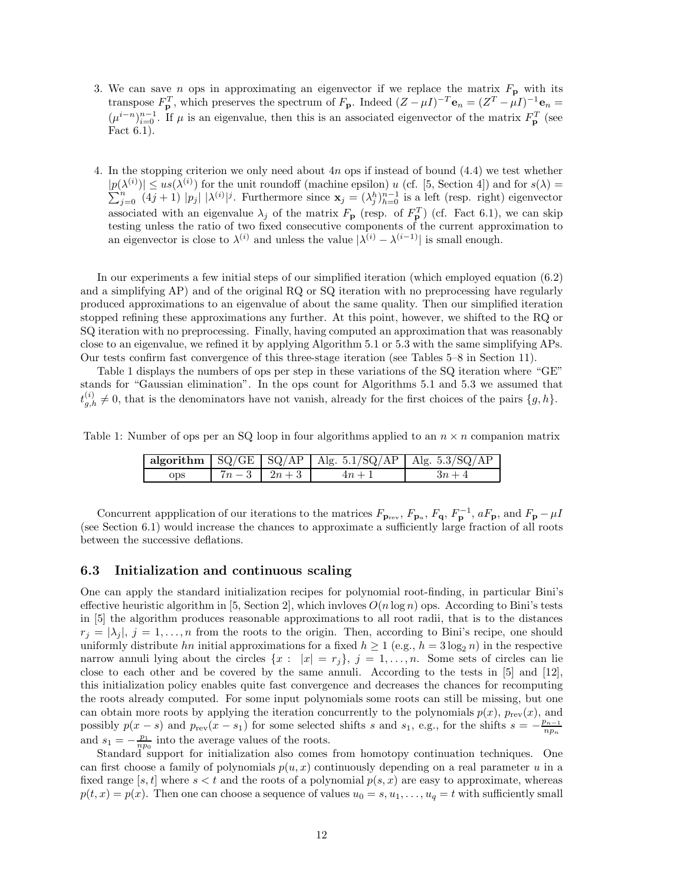3. We can save $n$ ops in approximating an eigenvector if we replace the matrix $F_{\mathbf{p}}$ with its transpose $F_{\mathbf{p}}^T$, which preserves the spectrum of $F_{\mathbf{p}}$. Indeed $(Z - \mu I)^{-T}\mathbf{e}_n = (Z^T - \mu I)^{-1}\mathbf{e}_n = (\mu^{i-n})_{i=0}^{n-1}$. If $\mu$ is an eigenvalue, then this is an associated eigenvector of the matrix $F_{\mathbf{p}}^T$ (see Fact 6.1).

4. In the stopping criterion we only need about $4n$ ops if instead of bound (4.4) we test whether $|p(\lambda^{(i)})| \le us(\lambda^{(i)})$ for the unit roundoff (machine epsilon) $u$ (cf. [5, Section 4]) and for $s(\lambda) = \sum_{j=0}^{n} (4j+1)\ |p_j|\ |\lambda^{(i)}|^j$. Furthermore since $\mathbf{x}_j = (\lambda_j^h)_{h=0}^{n-1}$ is a left (resp. right) eigenvector associated with an eigenvalue $\lambda_j$ of the matrix $F_{\mathbf{p}}$ (resp. of $F_{\mathbf{p}}^T$) (cf. Fact 6.1), we can skip testing unless the ratio of two fixed consecutive components of the current approximation to an eigenvector is close to $\lambda^{(i)}$ and unless the value $|\lambda^{(i)} - \lambda^{(i-1)}|$ is small enough.

In our experiments a few initial steps of our simplified iteration (which employed equation (6.2) and a simplifying AP) and of the original RQ or SQ iteration with no preprocessing have regularly produced approximations to an eigenvalue of about the same quality. Then our simplified iteration stopped refining these approximations any further. At this point, however, we shifted to the RQ or SQ iteration with no preprocessing. Finally, having computed an approximation that was reasonably close to an eigenvalue, we refined it by applying Algorithm 5.1 or 5.3 with the same simplifying APs. Our tests confirm fast convergence of this three-stage iteration (see Tables 5–8 in Section 11).

Table 1 displays the numbers of ops per step in these variations of the SQ iteration where "GE" stands for "Gaussian elimination". In the ops count for Algorithms 5.1 and 5.3 we assumed that $t_{g,h}^{(i)} \neq 0$, that is the denominators have not vanish, already for the first choices of the pairs $\{g, h\}$.

Table 1: Number of ops per an SQ loop in four algorithms applied to an $n \times n$ companion matrix

| **algorithm** | SQ/GE | SQ/AP | Alg. 5.1/SQ/AP | Alg. 5.3/SQ/AP |
|---|---|---|---|---|
| ops | $7n-3$ | $2n+3$ | $4n+1$ | $3n+4$ |

Concurrent appplication of our iterations to the matrices $F_{\mathbf{p}_{\rm rev}}$, $F_{\mathbf{p}_a}$, $F_{\mathbf{q}}$, $F_{\mathbf{p}}^{-1}$, $aF_{\mathbf{p}}$, and $F_{\mathbf{p}} - \mu I$ (see Section 6.1) would increase the chances to approximate a sufficiently large fraction of all roots between the successive deflations.

### 6.3 Initialization and continuous scaling

One can apply the standard initialization recipes for polynomial root-finding, in particular Bini's effective heuristic algorithm in [5, Section 2], which invloves $O(n \log n)$ ops. According to Bini's tests in [5] the algorithm produces reasonable approximations to all root radii, that is to the distances $r_j = |\lambda_j|$, $j = 1, \dots, n$ from the roots to the origin. Then, according to Bini's recipe, one should uniformly distribute $hn$ initial approximations for a fixed $h \ge 1$ (e.g., $h = 3\log_2 n$) in the respective narrow annuli lying about the circles $\{x : \ |x| = r_j\}$, $j = 1, \dots, n$. Some sets of circles can lie close to each other and be covered by the same annuli. According to the tests in [5] and [12], this initialization policy enables quite fast convergence and decreases the chances for recomputing the roots already computed. For some input polynomials some roots can still be missing, but one can obtain more roots by applying the iteration concurrently to the polynomials $p(x)$, $p_{\rm rev}(x)$, and possibly $p(x-s)$ and $p_{\rm rev}(x - s_1)$ for some selected shifts $s$ and $s_1$, e.g., for the shifts $s = -\frac{p_{n-1}}{np_n}$ and $s_1 = -\frac{p_1}{np_0}$ into the average values of the roots.

Standard support for initialization also comes from homotopy continuation techniques. One can first choose a family of polynomials $p(u, x)$ continuously depending on a real parameter $u$ in a fixed range $[s, t]$ where $s < t$ and the roots of a polynomial $p(s, x)$ are easy to approximate, whereas $p(t, x) = p(x)$. Then one can choose a sequence of values $u_0 = s, u_1, \dots, u_q = t$ with sufficiently small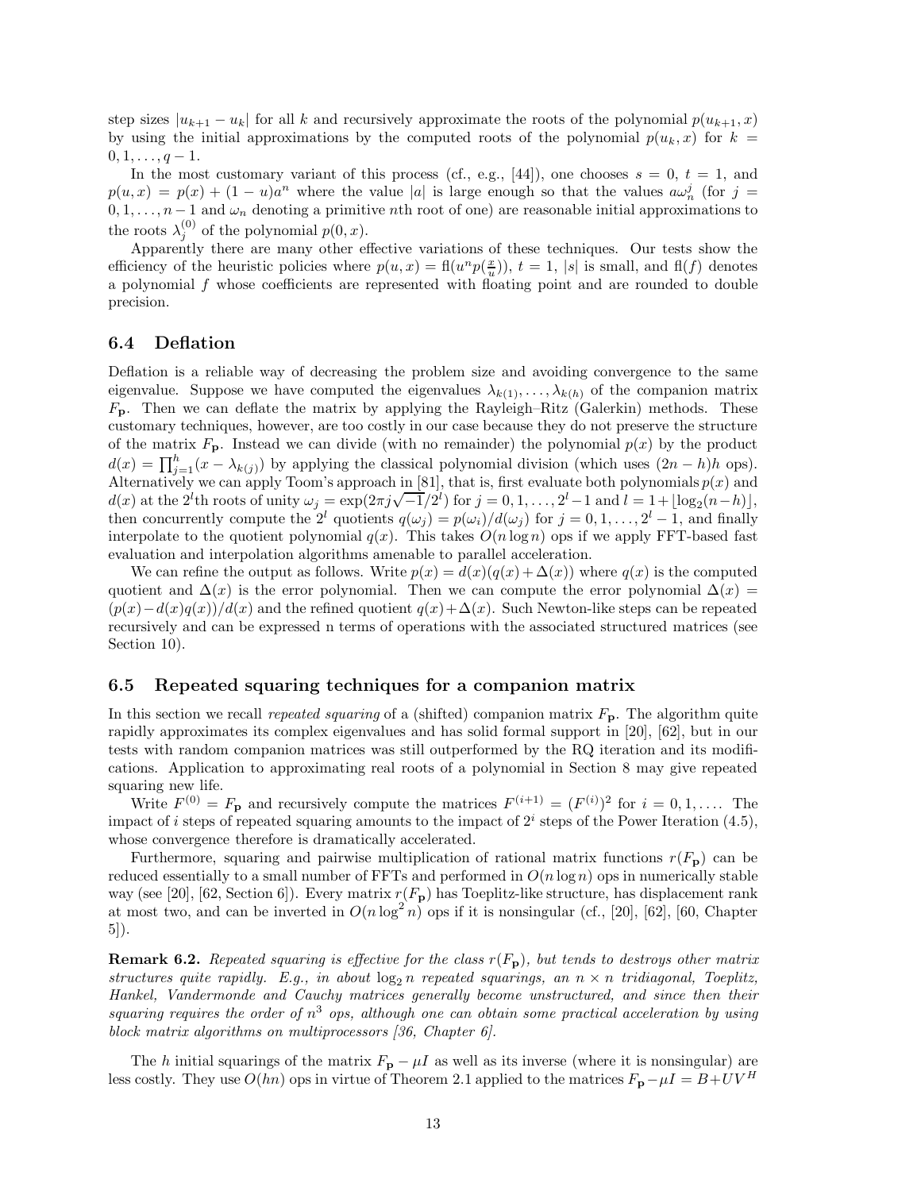step sizes $|u_{k+1} - u_k|$ for all $k$ and recursively approximate the roots of the polynomial $p(u_{k+1}, x)$ by using the initial approximations by the computed roots of the polynomial $p(u_k, x)$ for $k = 0, 1, \dots, q-1$.

In the most customary variant of this process (cf., e.g., [44]), one chooses $s = 0$, $t = 1$, and $p(u, x) = p(x) + (1-u)a^n$ where the value $|a|$ is large enough so that the values $a\omega_n^j$ (for $j = 0, 1, \dots, n-1$ and $\omega_n$ denoting a primitive $n$th root of one) are reasonable initial approximations to the roots $\lambda_j^{(0)}$ of the polynomial $p(0, x)$.

Apparently there are many other effective variations of these techniques. Our tests show the efficiency of the heuristic policies where $p(u, x) = \mathrm{fl}(u^n p(\frac{x}{u}))$, $t = 1$, $|s|$ is small, and $\mathrm{fl}(f)$ denotes a polynomial $f$ whose coefficients are represented with floating point and are rounded to double precision.

### 6.4 Deflation

Deflation is a reliable way of decreasing the problem size and avoiding convergence to the same eigenvalue. Suppose we have computed the eigenvalues $\lambda_{k(1)}, \dots, \lambda_{k(h)}$ of the companion matrix $F_{\mathbf{p}}$. Then we can deflate the matrix by applying the Rayleigh–Ritz (Galerkin) methods. These customary techniques, however, are too costly in our case because they do not preserve the structure of the matrix $F_{\mathbf{p}}$. Instead we can divide (with no remainder) the polynomial $p(x)$ by the product $d(x) = \prod_{j=1}^{h}(x - \lambda_{k(j)})$ by applying the classical polynomial division (which uses $(2n-h)h$ ops). Alternatively we can apply Toom's approach in [81], that is, first evaluate both polynomials $p(x)$ and $d(x)$ at the $2^l$th roots of unity $\omega_j = \exp(2\pi j\sqrt{-1}/2^l)$ for $j = 0, 1, \dots, 2^l - 1$ and $l = 1 + \lfloor \log_2(n-h) \rfloor$, then concurrently compute the $2^l$ quotients $q(\omega_j) = p(\omega_i)/d(\omega_j)$ for $j = 0, 1, \dots, 2^l - 1$, and finally interpolate to the quotient polynomial $q(x)$. This takes $O(n \log n)$ ops if we apply FFT-based fast evaluation and interpolation algorithms amenable to parallel acceleration.

We can refine the output as follows. Write $p(x) = d(x)(q(x) + \Delta(x))$ where $q(x)$ is the computed quotient and $\Delta(x)$ is the error polynomial. Then we can compute the error polynomial $\Delta(x) = (p(x) - d(x)q(x))/d(x)$ and the refined quotient $q(x) + \Delta(x)$. Such Newton-like steps can be repeated recursively and can be expressed n terms of operations with the associated structured matrices (see Section 10).

### 6.5 Repeated squaring techniques for a companion matrix

In this section we recall *repeated squaring* of a (shifted) companion matrix $F_{\mathbf{p}}$. The algorithm quite rapidly approximates its complex eigenvalues and has solid formal support in [20], [62], but in our tests with random companion matrices was still outperformed by the RQ iteration and its modifications. Application to approximating real roots of a polynomial in Section 8 may give repeated squaring new life.

Write $F^{(0)} = F_{\mathbf{p}}$ and recursively compute the matrices $F^{(i+1)} = (F^{(i)})^2$ for $i = 0, 1, \dots$. The impact of $i$ steps of repeated squaring amounts to the impact of $2^i$ steps of the Power Iteration (4.5), whose convergence therefore is dramatically accelerated.

Furthermore, squaring and pairwise multiplication of rational matrix functions $r(F_{\mathbf{p}})$ can be reduced essentially to a small number of FFTs and performed in $O(n \log n)$ ops in numerically stable way (see [20], [62, Section 6]). Every matrix $r(F_{\mathbf{p}})$ has Toeplitz-like structure, has displacement rank at most two, and can be inverted in $O(n \log^2 n)$ ops if it is nonsingular (cf., [20], [62], [60, Chapter 5]).

**Remark 6.2.** *Repeated squaring is effective for the class $r(F_{\mathbf{p}})$, but tends to destroys other matrix structures quite rapidly. E.g., in about $\log_2 n$ repeated squarings, an $n \times n$ tridiagonal, Toeplitz, Hankel, Vandermonde and Cauchy matrices generally become unstructured, and since then their squaring requires the order of $n^3$ ops, although one can obtain some practical acceleration by using block matrix algorithms on multiprocessors [36, Chapter 6].*

The $h$ initial squarings of the matrix $F_{\mathbf{p}} - \mu I$ as well as its inverse (where it is nonsingular) are less costly. They use $O(hn)$ ops in virtue of Theorem 2.1 applied to the matrices $F_{\mathbf{p}} - \mu I = B + UV^H$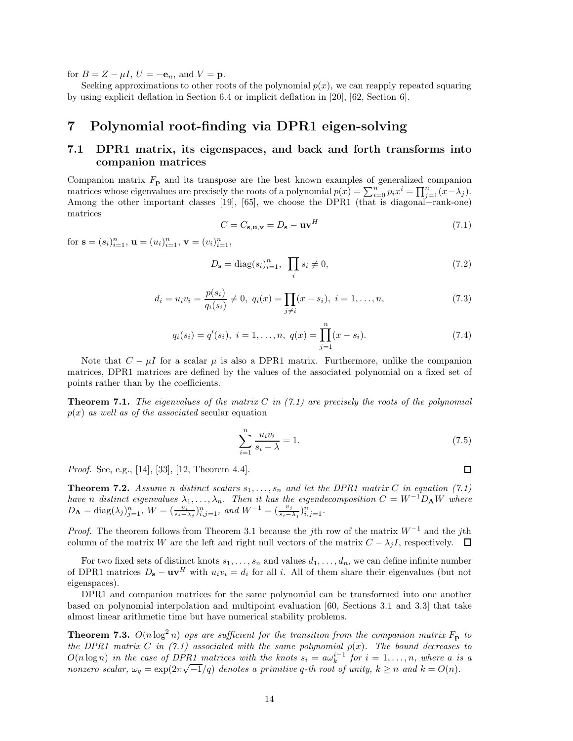for $B = Z - \mu I$, $U = -\mathbf{e}_n$, and $V = \mathbf{p}$.

Seeking approximations to other roots of the polynomial $p(x)$, we can reapply repeated squaring by using explicit deflation in Section 6.4 or implicit deflation in [20], [62, Section 6].

# 7 Polynomial root-finding via DPR1 eigen-solving

## 7.1 DPR1 matrix, its eigenspaces, and back and forth transforms into companion matrices

Companion matrix $F_{\mathbf{p}}$ and its transpose are the best known examples of generalized companion matrices whose eigenvalues are precisely the roots of a polynomial $p(x) = \sum_{i=0}^{n} p_i x^i = \prod_{j=1}^{n}(x - \lambda_j)$. Among the other important classes [19], [65], we choose the DPR1 (that is diagonal+rank-one) matrices

$$C = C_{\mathbf{s},\mathbf{u},\mathbf{v}} = D_{\mathbf{s}} - \mathbf{u}\mathbf{v}^H \tag{7.1}$$

for $\mathbf{s} = (s_i)_{i=1}^n$, $\mathbf{u} = (u_i)_{i=1}^n$, $\mathbf{v} = (v_i)_{i=1}^n$,

$$D_{\mathbf{s}} = \text{diag}(s_i)_{i=1}^n, \ \prod_i s_i \neq 0, \tag{7.2}$$

$$d_i = u_i v_i = \frac{p(s_i)}{q_i(s_i)} \neq 0, \ q_i(x) = \prod_{j \neq i}(x - s_i), \ i = 1, \ldots, n, \tag{7.3}$$

$$q_i(s_i) = q'(s_i), \ i = 1, \ldots, n, \ q(x) = \prod_{j=1}^{n}(x - s_i). \tag{7.4}$$

Note that $C - \mu I$ for a scalar $\mu$ is also a DPR1 matrix. Furthermore, unlike the companion matrices, DPR1 matrices are defined by the values of the associated polynomial on a fixed set of points rather than by the coefficients.

**Theorem 7.1.** *The eigenvalues of the matrix $C$ in (7.1) are precisely the roots of the polynomial $p(x)$ as well as of the associated* secular equation

$$\sum_{i=1}^{n} \frac{u_i v_i}{s_i - \lambda} = 1. \tag{7.5}$$

*Proof.* See, e.g., [14], [33], [12, Theorem 4.4]. □

**Theorem 7.2.** *Assume $n$ distinct scalars $s_1, \ldots, s_n$ and let the DPR1 matrix $C$ in equation (7.1) have $n$ distinct eigenvalues $\lambda_1, \ldots, \lambda_n$. Then it has the eigendecomposition $C = W^{-1} D_{\mathbf{\Lambda}} W$ where $D_{\mathbf{\Lambda}} = \text{diag}(\lambda_j)_{j=1}^n$, $W = (\frac{u_i}{s_i - \lambda_j})_{i,j=1}^n$, and $W^{-1} = (\frac{v_j}{s_i - \lambda_j})_{i,j=1}^n$.*

*Proof.* The theorem follows from Theorem 3.1 because the $j$th row of the matrix $W^{-1}$ and the $j$th column of the matrix $W$ are the left and right null vectors of the matrix $C - \lambda_j I$, respectively. □

For two fixed sets of distinct knots $s_1, \ldots, s_n$ and values $d_1, \ldots, d_n$, we can define infinite number of DPR1 matrices $D_{\mathbf{s}} - \mathbf{u}\mathbf{v}^H$ with $u_i v_i = d_i$ for all $i$. All of them share their eigenvalues (but not eigenspaces).

DPR1 and companion matrices for the same polynomial can be transformed into one another based on polynomial interpolation and multipoint evaluation [60, Sections 3.1 and 3.3] that take almost linear arithmetic time but have numerical stability problems.

**Theorem 7.3.** *$O(n \log^2 n)$ ops are sufficient for the transition from the companion matrix $F_{\mathbf{p}}$ to the DPR1 matrix $C$ in (7.1) associated with the same polynomial $p(x)$. The bound decreases to $O(n \log n)$ in the case of DPR1 matrices with the knots $s_i = a\omega_k^{i-1}$ for $i = 1, \ldots, n$, where $a$ is a nonzero scalar, $\omega_q = \exp(2\pi\sqrt{-1}/q)$ denotes a primitive $q$-th root of unity, $k \geq n$ and $k = O(n)$.*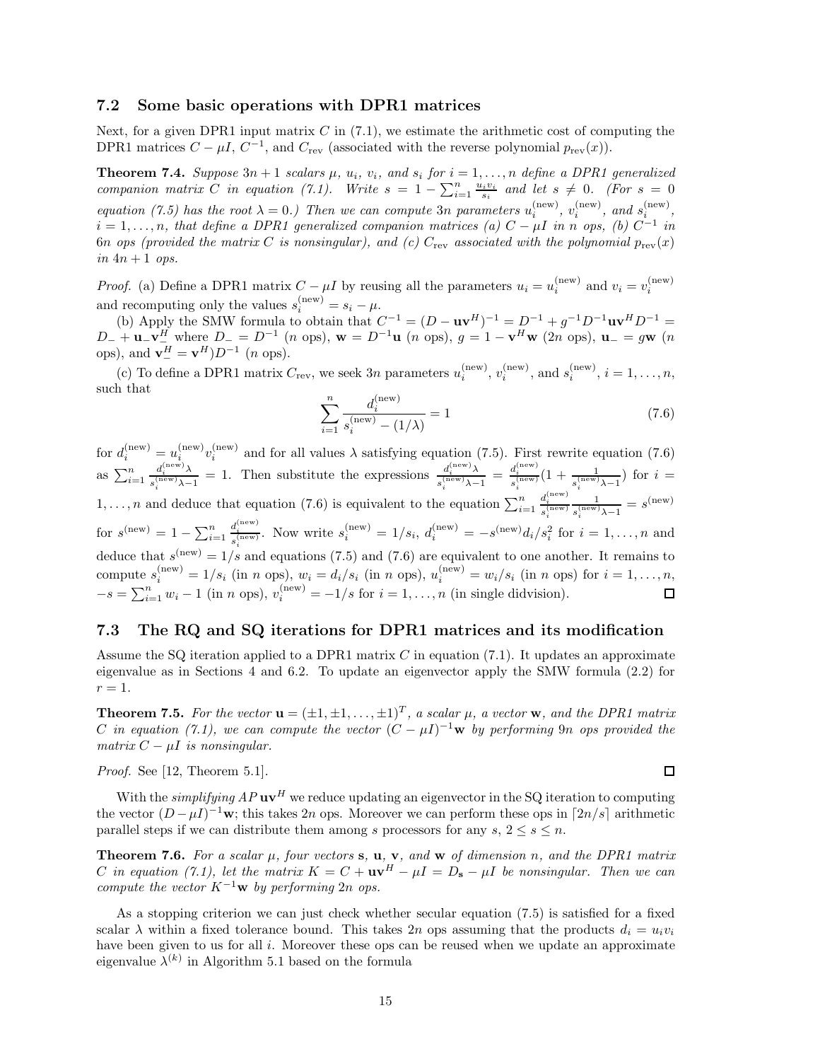### 7.2 Some basic operations with DPR1 matrices

Next, for a given DPR1 input matrix $C$ in (7.1), we estimate the arithmetic cost of computing the DPR1 matrices $C - \mu I$, $C^{-1}$, and $C_{\rm rev}$ (associated with the reverse polynomial $p_{\rm rev}(x)$).

**Theorem 7.4.** *Suppose $3n+1$ scalars $\mu$, $u_i$, $v_i$, and $s_i$ for $i = 1, \ldots, n$ define a DPR1 generalized companion matrix $C$ in equation (7.1). Write $s = 1 - \sum_{i=1}^{n} \frac{u_i v_i}{s_i}$ and let $s \neq 0$. (For $s = 0$ equation (7.5) has the root $\lambda = 0$.) Then we can compute $3n$ parameters $u_i^{(\rm new)}$, $v_i^{(\rm new)}$, and $s_i^{(\rm new)}$, $i = 1, \ldots, n$, that define a DPR1 generalized companion matrices (a) $C - \mu I$ in $n$ ops, (b) $C^{-1}$ in $6n$ ops (provided the matrix $C$ is nonsingular), and (c) $C_{\rm rev}$ associated with the polynomial $p_{\rm rev}(x)$ in $4n+1$ ops.*

*Proof.* (a) Define a DPR1 matrix $C - \mu I$ by reusing all the parameters $u_i = u_i^{(\rm new)}$ and $v_i = v_i^{(\rm new)}$ and recomputing only the values $s_i^{(\rm new)} = s_i - \mu$.

(b) Apply the SMW formula to obtain that $C^{-1} = (D - \mathbf{u}\mathbf{v}^H)^{-1} = D^{-1} + g^{-1} D^{-1}\mathbf{u}\mathbf{v}^H D^{-1} = D_- + \mathbf{u}_-\mathbf{v}_-^H$ where $D_- = D^{-1}$ ($n$ ops), $\mathbf{w} = D^{-1}\mathbf{u}$ ($n$ ops), $g = 1 - \mathbf{v}^H\mathbf{w}$ ($2n$ ops), $\mathbf{u}_- = g\mathbf{w}$ ($n$ ops), and $\mathbf{v}_-^H = \mathbf{v}^H)D^{-1}$ ($n$ ops).

(c) To define a DPR1 matrix $C_{\rm rev}$, we seek $3n$ parameters $u_i^{(\rm new)}$, $v_i^{(\rm new)}$, and $s_i^{(\rm new)}$, $i = 1, \ldots, n$, such that

$$\sum_{i=1}^{n} \frac{d_i^{(\rm new)}}{s_i^{(\rm new)} - (1/\lambda)} = 1 \tag{7.6}$$

for $d_i^{(\rm new)} = u_i^{(\rm new)} v_i^{(\rm new)}$ and for all values $\lambda$ satisfying equation (7.5). First rewrite equation (7.6) as $\sum_{i=1}^{n} \frac{d_i^{(\rm new)}\lambda}{s_i^{(\rm new)}\lambda - 1} = 1$. Then substitute the expressions $\frac{d_i^{(\rm new)}\lambda}{s_i^{(\rm new)}\lambda - 1} = \frac{d_i^{(\rm new)}}{s_i^{(\rm new)}}\left(1 + \frac{1}{s_i^{(\rm new)}\lambda - 1}\right)$ for $i = 1, \ldots, n$ and deduce that equation (7.6) is equivalent to the equation $\sum_{i=1}^{n} \frac{d_i^{(\rm new)}}{s_i^{(\rm new)}} \frac{1}{s_i^{(\rm new)}\lambda - 1} = s^{(\rm new)}$ for $s^{(\rm new)} = 1 - \sum_{i=1}^{n} \frac{d_i^{(\rm new)}}{s_i^{(\rm new)}}$. Now write $s_i^{(\rm new)} = 1/s_i$, $d_i^{(\rm new)} = -s^{(\rm new)} d_i / s_i^2$ for $i = 1, \ldots, n$ and deduce that $s^{(\rm new)} = 1/s$ and equations (7.5) and (7.6) are equivalent to one another. It remains to compute $s_i^{(\rm new)} = 1/s_i$ (in $n$ ops), $w_i = d_i/s_i$ (in $n$ ops), $u_i^{(\rm new)} = w_i/s_i$ (in $n$ ops) for $i = 1, \ldots, n$, $-s = \sum_{i=1}^{n} w_i - 1$ (in $n$ ops), $v_i^{(\rm new)} = -1/s$ for $i = 1, \ldots, n$ (in single didvision). □

### 7.3 The RQ and SQ iterations for DPR1 matrices and its modification

Assume the SQ iteration applied to a DPR1 matrix $C$ in equation (7.1). It updates an approximate eigenvalue as in Sections 4 and 6.2. To update an eigenvector apply the SMW formula (2.2) for $r = 1$.

**Theorem 7.5.** *For the vector $\mathbf{u} = (\pm 1, \pm 1, \ldots, \pm 1)^T$, a scalar $\mu$, a vector $\mathbf{w}$, and the DPR1 matrix $C$ in equation (7.1), we can compute the vector $(C - \mu I)^{-1}\mathbf{w}$ by performing $9n$ ops provided the matrix $C - \mu I$ is nonsingular.*

*Proof.* See [12, Theorem 5.1]. □

With the *simplifying AP* $\mathbf{u}\mathbf{v}^H$ we reduce updating an eigenvector in the SQ iteration to computing the vector $(D - \mu I)^{-1}\mathbf{w}$; this takes $2n$ ops. Moreover we can perform these ops in $\lceil 2n/s \rceil$ arithmetic parallel steps if we can distribute them among $s$ processors for any $s$, $2 \leq s \leq n$.

**Theorem 7.6.** *For a scalar $\mu$, four vectors $\mathbf{s}$, $\mathbf{u}$, $\mathbf{v}$, and $\mathbf{w}$ of dimension $n$, and the DPR1 matrix $C$ in equation (7.1), let the matrix $K = C + \mathbf{u}\mathbf{v}^H - \mu I = D_{\mathbf{s}} - \mu I$ be nonsingular. Then we can compute the vector $K^{-1}\mathbf{w}$ by performing $2n$ ops.*

As a stopping criterion we can just check whether secular equation (7.5) is satisfied for a fixed scalar $\lambda$ within a fixed tolerance bound. This takes $2n$ ops assuming that the products $d_i = u_i v_i$ have been given to us for all $i$. Moreover these ops can be reused when we update an approximate eigenvalue $\lambda^{(k)}$ in Algorithm 5.1 based on the formula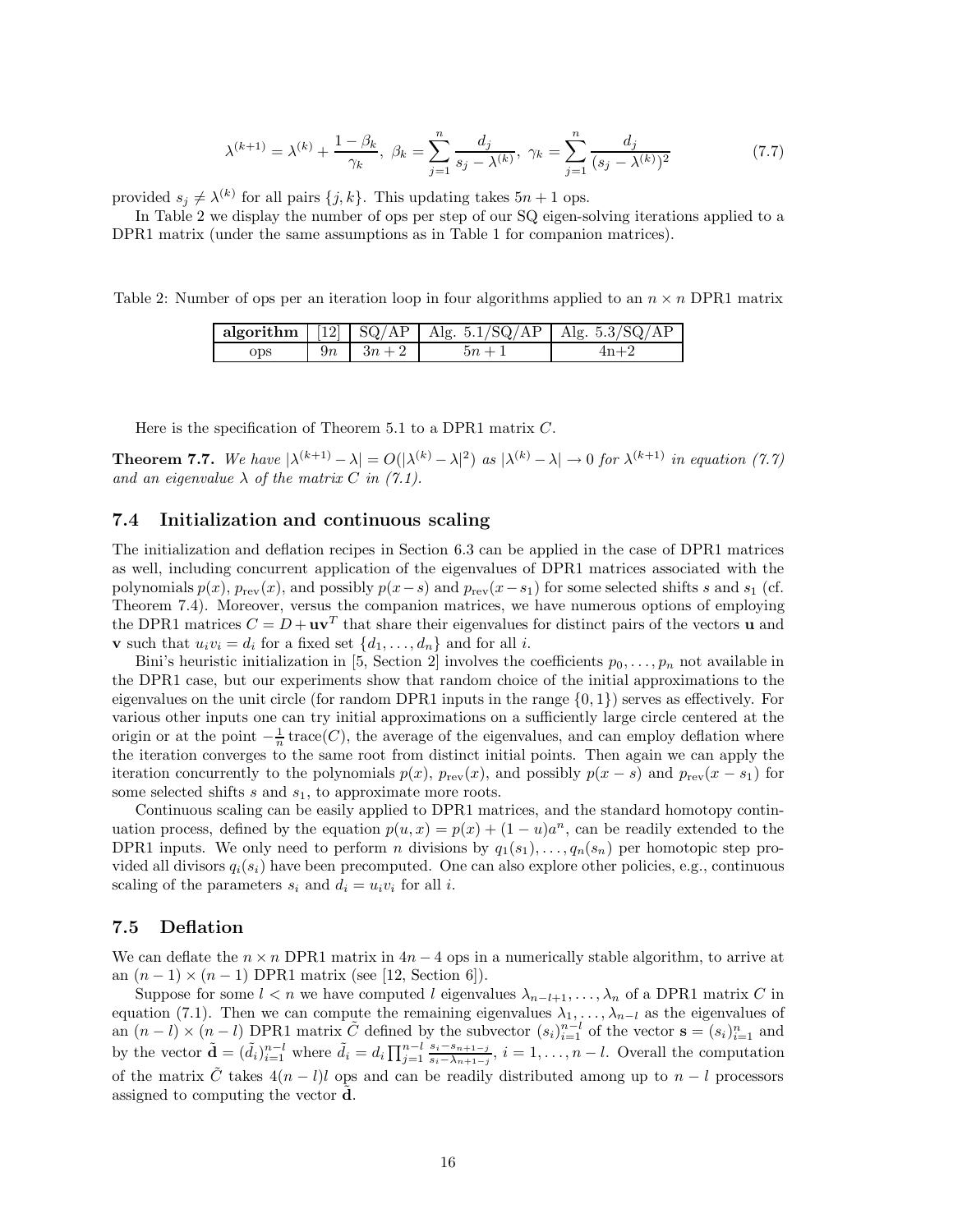$$\lambda^{(k+1)} = \lambda^{(k)} + \frac{1-\beta_k}{\gamma_k},\ \beta_k = \sum_{j=1}^{n} \frac{d_j}{s_j - \lambda^{(k)}},\ \gamma_k = \sum_{j=1}^{n} \frac{d_j}{(s_j - \lambda^{(k)})^2} \tag{7.7}$$

provided $s_j \neq \lambda^{(k)}$ for all pairs $\{j, k\}$. This updating takes $5n + 1$ ops.

In Table 2 we display the number of ops per step of our SQ eigen-solving iterations applied to a DPR1 matrix (under the same assumptions as in Table 1 for companion matrices).

Table 2: Number of ops per an iteration loop in four algorithms applied to an $n \times n$ DPR1 matrix

| **algorithm** | [12] | SQ/AP | Alg. 5.1/SQ/AP | Alg. 5.3/SQ/AP |
|---|---|---|---|---|
| ops | $9n$ | $3n+2$ | $5n+1$ | 4n+2 |

Here is the specification of Theorem 5.1 to a DPR1 matrix $C$.

**Theorem 7.7.** *We have $|\lambda^{(k+1)} - \lambda| = O(|\lambda^{(k)} - \lambda|^2)$ as $|\lambda^{(k)} - \lambda| \to 0$ for $\lambda^{(k+1)}$ in equation (7.7) and an eigenvalue $\lambda$ of the matrix $C$ in (7.1).*

## 7.4 Initialization and continuous scaling

The initialization and deflation recipes in Section 6.3 can be applied in the case of DPR1 matrices as well, including concurrent application of the eigenvalues of DPR1 matrices associated with the polynomials $p(x)$, $p_{\text{rev}}(x)$, and possibly $p(x-s)$ and $p_{\text{rev}}(x-s_1)$ for some selected shifts $s$ and $s_1$ (cf. Theorem 7.4). Moreover, versus the companion matrices, we have numerous options of employing the DPR1 matrices $C = D + \mathbf{u}\mathbf{v}^T$ that share their eigenvalues for distinct pairs of the vectors $\mathbf{u}$ and $\mathbf{v}$ such that $u_i v_i = d_i$ for a fixed set $\{d_1, \dots, d_n\}$ and for all $i$.

Bini's heuristic initialization in [5, Section 2] involves the coefficients $p_0, \dots, p_n$ not available in the DPR1 case, but our experiments show that random choice of the initial approximations to the eigenvalues on the unit circle (for random DPR1 inputs in the range $\{0, 1\}$) serves as effectively. For various other inputs one can try initial approximations on a sufficiently large circle centered at the origin or at the point $-\frac{1}{n}\,\text{trace}(C)$, the average of the eigenvalues, and can employ deflation where the iteration converges to the same root from distinct initial points. Then again we can apply the iteration concurrently to the polynomials $p(x)$, $p_{\text{rev}}(x)$, and possibly $p(x-s)$ and $p_{\text{rev}}(x-s_1)$ for some selected shifts $s$ and $s_1$, to approximate more roots.

Continuous scaling can be easily applied to DPR1 matrices, and the standard homotopy continuation process, defined by the equation $p(u, x) = p(x) + (1-u)a^n$, can be readily extended to the DPR1 inputs. We only need to perform $n$ divisions by $q_1(s_1), \dots, q_n(s_n)$ per homotopic step provided all divisors $q_i(s_i)$ have been precomputed. One can also explore other policies, e.g., continuous scaling of the parameters $s_i$ and $d_i = u_i v_i$ for all $i$.

## 7.5 Deflation

We can deflate the $n \times n$ DPR1 matrix in $4n - 4$ ops in a numerically stable algorithm, to arrive at an $(n-1) \times (n-1)$ DPR1 matrix (see [12, Section 6]).

Suppose for some $l < n$ we have computed $l$ eigenvalues $\lambda_{n-l+1}, \dots, \lambda_n$ of a DPR1 matrix $C$ in equation (7.1). Then we can compute the remaining eigenvalues $\lambda_1, \dots, \lambda_{n-l}$ as the eigenvalues of an $(n-l) \times (n-l)$ DPR1 matrix $\tilde{C}$ defined by the subvector $(s_i)_{i=1}^{n-l}$ of the vector $\mathbf{s} = (s_i)_{i=1}^{n}$ and by the vector $\tilde{\mathbf{d}} = (\tilde{d}_i)_{i=1}^{n-l}$ where $\tilde{d}_i = d_i \prod_{j=1}^{n-l} \frac{s_i - s_{n+1-j}}{s_i - \lambda_{n+1-j}}$, $i = 1, \dots, n-l$. Overall the computation of the matrix $\tilde{C}$ takes $4(n-l)l$ ops and can be readily distributed among up to $n-l$ processors assigned to computing the vector $\tilde{\mathbf{d}}$.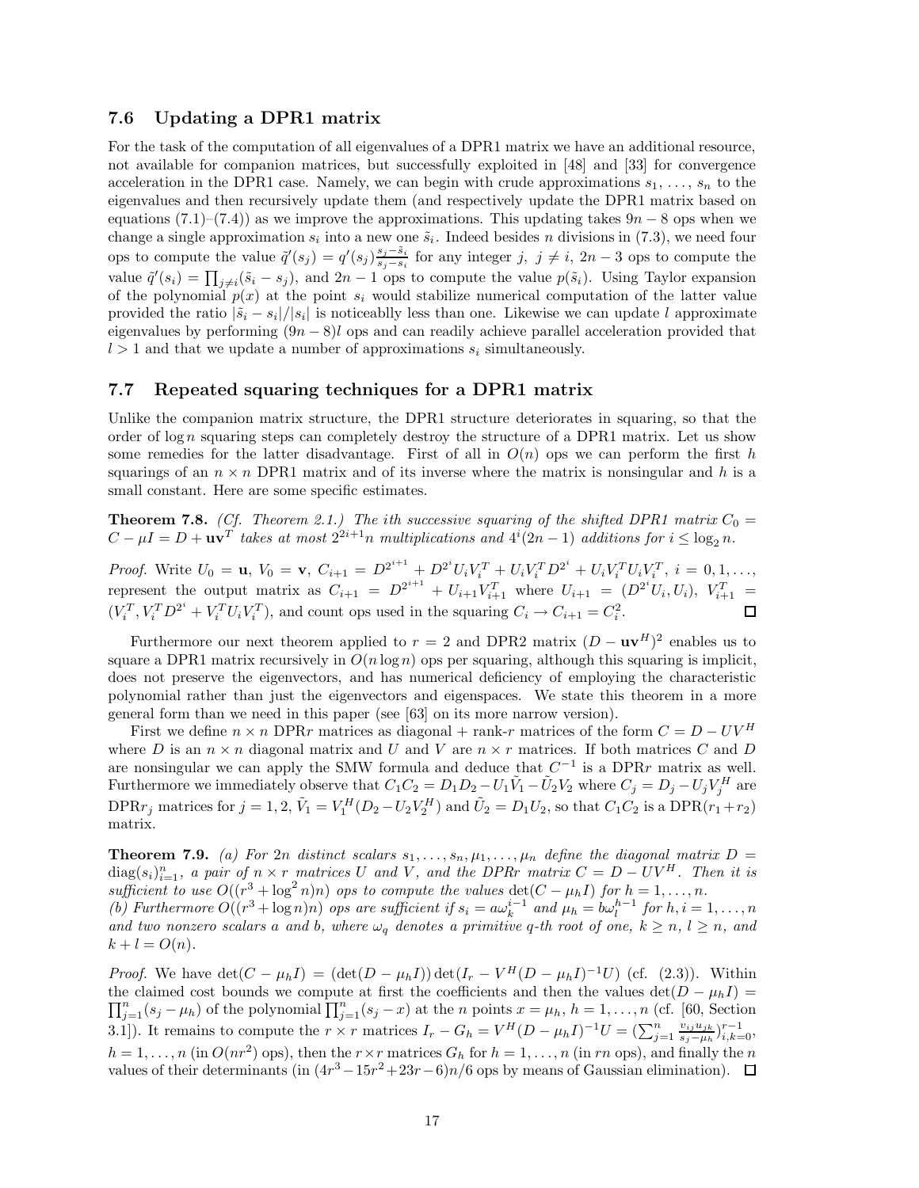### 7.6 Updating a DPR1 matrix

For the task of the computation of all eigenvalues of a DPR1 matrix we have an additional resource, not available for companion matrices, but successfully exploited in [48] and [33] for convergence acceleration in the DPR1 case. Namely, we can begin with crude approximations $s_1, \ldots, s_n$ to the eigenvalues and then recursively update them (and respectively update the DPR1 matrix based on equations (7.1)–(7.4)) as we improve the approximations. This updating takes $9n - 8$ ops when we change a single approximation $s_i$ into a new one $\tilde{s}_i$. Indeed besides $n$ divisions in (7.3), we need four ops to compute the value $\tilde{q}'(s_j) = q'(s_j)\frac{s_j - \tilde{s}_i}{s_j - s_i}$ for any integer $j$, $j \neq i$, $2n - 3$ ops to compute the value $\tilde{q}'(s_i) = \prod_{j \neq i}(\tilde{s}_i - s_j)$, and $2n - 1$ ops to compute the value $p(\tilde{s}_i)$. Using Taylor expansion of the polynomial $p(x)$ at the point $s_i$ would stabilize numerical computation of the latter value provided the ratio $|\tilde{s}_i - s_i|/|s_i|$ is noticeablly less than one. Likewise we can update $l$ approximate eigenvalues by performing $(9n - 8)l$ ops and can readily achieve parallel acceleration provided that $l > 1$ and that we update a number of approximations $s_i$ simultaneously.

### 7.7 Repeated squaring techniques for a DPR1 matrix

Unlike the companion matrix structure, the DPR1 structure deteriorates in squaring, so that the order of $\log n$ squaring steps can completely destroy the structure of a DPR1 matrix. Let us show some remedies for the latter disadvantage. First of all in $O(n)$ ops we can perform the first $h$ squarings of an $n \times n$ DPR1 matrix and of its inverse where the matrix is nonsingular and $h$ is a small constant. Here are some specific estimates.

**Theorem 7.8.** *(Cf. Theorem 2.1.) The ith successive squaring of the shifted DPR1 matrix $C_0 = C - \mu I = D + \mathbf{u}\mathbf{v}^T$ takes at most $2^{2i+1}n$ multiplications and $4^i(2n-1)$ additions for $i \leq \log_2 n$.*

*Proof.* Write $U_0 = \mathbf{u}$, $V_0 = \mathbf{v}$, $C_{i+1} = D^{2^{i+1}} + D^{2^i}U_iV_i^T + U_iV_i^TD^{2^i} + U_iV_i^TU_iV_i^T$, $i = 0, 1, \ldots$, represent the output matrix as $C_{i+1} = D^{2^{i+1}} + U_{i+1}V_{i+1}^T$ where $U_{i+1} = (D^{2^i}U_i, U_i)$, $V_{i+1}^T = (V_i^T, V_i^TD^{2^i} + V_i^TU_iV_i^T)$, and count ops used in the squaring $C_i \rightarrow C_{i+1} = C_i^2$. $\square$

Furthermore our next theorem applied to $r = 2$ and DPR2 matrix $(D - \mathbf{u}\mathbf{v}^H)^2$ enables us to square a DPR1 matrix recursively in $O(n \log n)$ ops per squaring, although this squaring is implicit, does not preserve the eigenvectors, and has numerical deficiency of employing the characteristic polynomial rather than just the eigenvectors and eigenspaces. We state this theorem in a more general form than we need in this paper (see [63] on its more narrow version).

First we define $n \times n$ DPR$r$ matrices as diagonal + rank-$r$ matrices of the form $C = D - UV^H$ where $D$ is an $n \times n$ diagonal matrix and $U$ and $V$ are $n \times r$ matrices. If both matrices $C$ and $D$ are nonsingular we can apply the SMW formula and deduce that $C^{-1}$ is a DPR$r$ matrix as well. Furthermore we immediately observe that $C_1C_2 = D_1D_2 - U_1\tilde{V}_1 - \tilde{U}_2V_2$ where $C_j = D_j - U_jV_j^H$ are DPR$r_j$ matrices for $j = 1, 2$, $\tilde{V}_1 = V_1^H(D_2 - U_2V_2^H)$ and $\tilde{U}_2 = D_1U_2$, so that $C_1C_2$ is a DPR$(r_1 + r_2)$ matrix.

**Theorem 7.9.** *(a) For $2n$ distinct scalars $s_1, \ldots, s_n, \mu_1, \ldots, \mu_n$ define the diagonal matrix $D = \operatorname{diag}(s_i)_{i=1}^n$, a pair of $n \times r$ matrices $U$ and $V$, and the DPRr matrix $C = D - UV^H$. Then it is sufficient to use $O((r^3 + \log^2 n)n)$ ops to compute the values $\det(C - \mu_h I)$ for $h = 1, \ldots, n$.*
*(b) Furthermore $O((r^3 + \log n)n)$ ops are sufficient if $s_i = a\omega_k^{i-1}$ and $\mu_h = b\omega_l^{h-1}$ for $h, i = 1, \ldots, n$ and two nonzero scalars $a$ and $b$, where $\omega_q$ denotes a primitive $q$-th root of one, $k \geq n$, $l \geq n$, and $k + l = O(n)$.*

*Proof.* We have $\det(C - \mu_h I) = (\det(D - \mu_h I))\det(I_r - V^H(D - \mu_h I)^{-1}U)$ (cf. (2.3)). Within the claimed cost bounds we compute at first the coefficients and then the values $\det(D - \mu_h I) = \prod_{j=1}^n (s_j - \mu_h)$ of the polynomial $\prod_{j=1}^n (s_j - x)$ at the $n$ points $x = \mu_h$, $h = 1, \ldots, n$ (cf. [60, Section 3.1]). It remains to compute the $r \times r$ matrices $I_r - G_h = V^H(D - \mu_h I)^{-1}U = (\sum_{j=1}^n \frac{v_{ij}u_{jk}}{s_j - \mu_h})_{i,k=0}^{r-1}$, $h = 1, \ldots, n$ (in $O(nr^2)$ ops), then the $r \times r$ matrices $G_h$ for $h = 1, \ldots, n$ (in $rn$ ops), and finally the $n$ values of their determinants (in $(4r^3 - 15r^2 + 23r - 6)n/6$ ops by means of Gaussian elimination). $\square$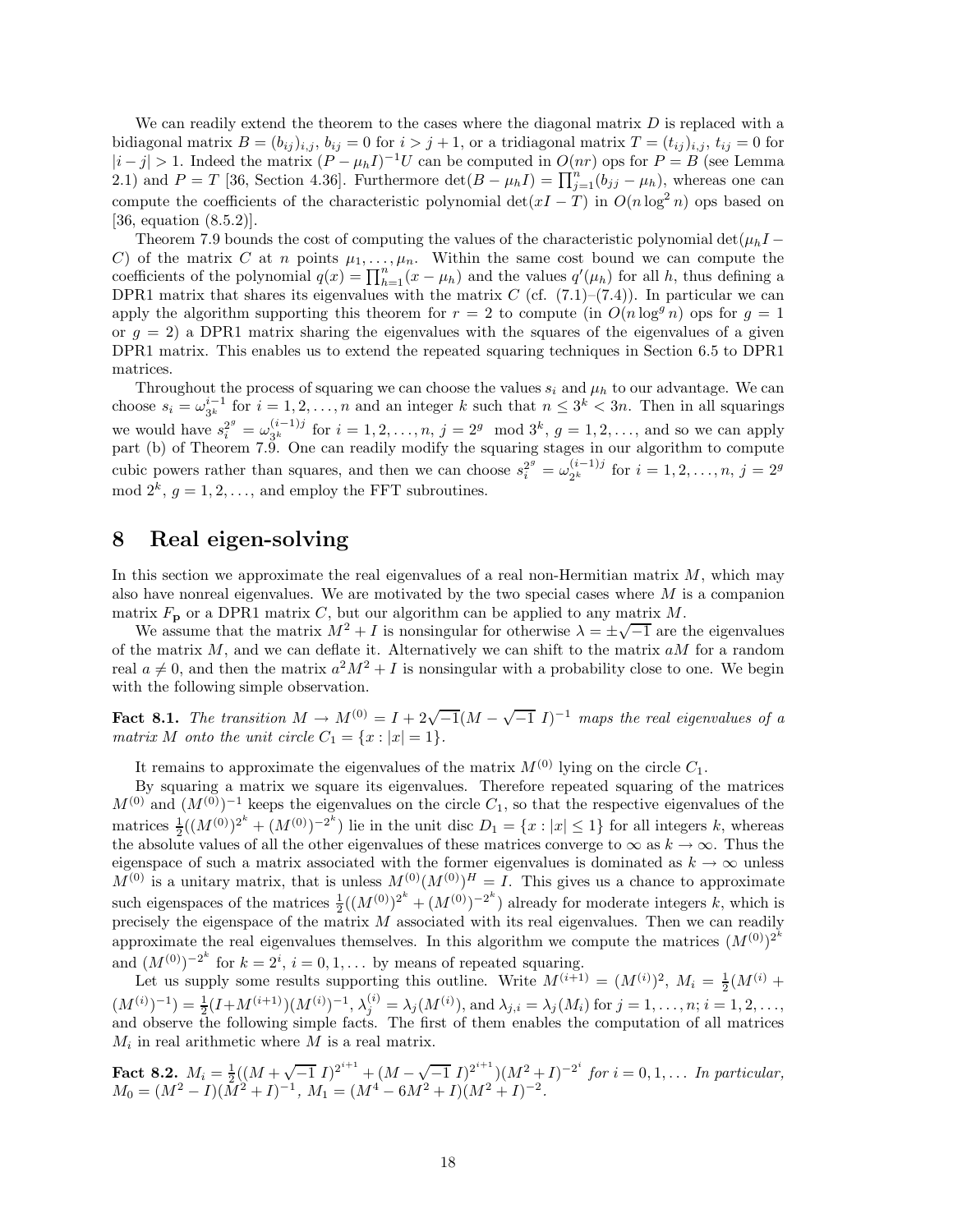We can readily extend the theorem to the cases where the diagonal matrix $D$ is replaced with a bidiagonal matrix $B = (b_{ij})_{i,j}$, $b_{ij} = 0$ for $i > j+1$, or a tridiagonal matrix $T = (t_{ij})_{i,j}$, $t_{ij} = 0$ for $|i-j| > 1$. Indeed the matrix $(P - \mu_h I)^{-1}U$ can be computed in $O(nr)$ ops for $P = B$ (see Lemma 2.1) and $P = T$ [36, Section 4.36]. Furthermore $\det(B - \mu_h I) = \prod_{j=1}^{n}(b_{jj} - \mu_h)$, whereas one can compute the coefficients of the characteristic polynomial $\det(xI - T)$ in $O(n \log^2 n)$ ops based on [36, equation (8.5.2)].

Theorem 7.9 bounds the cost of computing the values of the characteristic polynomial $\det(\mu_h I - C)$ of the matrix $C$ at $n$ points $\mu_1, \ldots, \mu_n$. Within the same cost bound we can compute the coefficients of the polynomial $q(x) = \prod_{h=1}^{n}(x - \mu_h)$ and the values $q'(\mu_h)$ for all $h$, thus defining a DPR1 matrix that shares its eigenvalues with the matrix $C$ (cf. (7.1)–(7.4)). In particular we can apply the algorithm supporting this theorem for $r = 2$ to compute (in $O(n \log^g n)$ ops for $g = 1$ or $g = 2$) a DPR1 matrix sharing the eigenvalues with the squares of the eigenvalues of a given DPR1 matrix. This enables us to extend the repeated squaring techniques in Section 6.5 to DPR1 matrices.

Throughout the process of squaring we can choose the values $s_i$ and $\mu_h$ to our advantage. We can choose $s_i = \omega_{3^k}^{i-1}$ for $i = 1, 2, \ldots, n$ and an integer $k$ such that $n \le 3^k < 3n$. Then in all squarings we would have $s_i^{2^g} = \omega_{3^k}^{(i-1)j}$ for $i = 1, 2, \ldots, n$, $j = 2^g \mod 3^k$, $g = 1, 2, \ldots$, and so we can apply part (b) of Theorem 7.9. One can readily modify the squaring stages in our algorithm to compute cubic powers rather than squares, and then we can choose $s_i^{2^g} = \omega_{2^k}^{(i-1)j}$ for $i = 1, 2, \ldots, n$, $j = 2^g \mod 2^k$, $g = 1, 2, \ldots$, and employ the FFT subroutines.

# 8 Real eigen-solving

In this section we approximate the real eigenvalues of a real non-Hermitian matrix $M$, which may also have nonreal eigenvalues. We are motivated by the two special cases where $M$ is a companion matrix $F_{\mathbf{p}}$ or a DPR1 matrix $C$, but our algorithm can be applied to any matrix $M$.

We assume that the matrix $M^2 + I$ is nonsingular for otherwise $\lambda = \pm\sqrt{-1}$ are the eigenvalues of the matrix $M$, and we can deflate it. Alternatively we can shift to the matrix $aM$ for a random real $a \ne 0$, and then the matrix $a^2M^2 + I$ is nonsingular with a probability close to one. We begin with the following simple observation.

**Fact 8.1.** *The transition $M \to M^{(0)} = I + 2\sqrt{-1}(M - \sqrt{-1}\ I)^{-1}$ maps the real eigenvalues of a matrix $M$ onto the unit circle $C_1 = \{x : |x| = 1\}$.*

It remains to approximate the eigenvalues of the matrix $M^{(0)}$ lying on the circle $C_1$.

By squaring a matrix we square its eigenvalues. Therefore repeated squaring of the matrices $M^{(0)}$ and $(M^{(0)})^{-1}$ keeps the eigenvalues on the circle $C_1$, so that the respective eigenvalues of the matrices $\frac{1}{2}((M^{(0)})^{2^k} + (M^{(0)})^{-2^k})$ lie in the unit disc $D_1 = \{x : |x| \le 1\}$ for all integers $k$, whereas the absolute values of all the other eigenvalues of these matrices converge to $\infty$ as $k \to \infty$. Thus the eigenspace of such a matrix associated with the former eigenvalues is dominated as $k \to \infty$ unless $M^{(0)}$ is a unitary matrix, that is unless $M^{(0)}(M^{(0)})^H = I$. This gives us a chance to approximate such eigenspaces of the matrices $\frac{1}{2}((M^{(0)})^{2^k} + (M^{(0)})^{-2^k})$ already for moderate integers $k$, which is precisely the eigenspace of the matrix $M$ associated with its real eigenvalues. Then we can readily approximate the real eigenvalues themselves. In this algorithm we compute the matrices $(M^{(0)})^{2^k}$ and $(M^{(0)})^{-2^k}$ for $k = 2^i$, $i = 0, 1, \ldots$ by means of repeated squaring.

Let us supply some results supporting this outline. Write $M^{(i+1)} = (M^{(i)})^2$, $M_i = \frac{1}{2}(M^{(i)} + (M^{(i)})^{-1}) = \frac{1}{2}(I + M^{(i+1)})(M^{(i)})^{-1}$, $\lambda_j^{(i)} = \lambda_j(M^{(i)})$, and $\lambda_{j,i} = \lambda_j(M_i)$ for $j = 1, \ldots, n; i = 1, 2, \ldots$, and observe the following simple facts. The first of them enables the computation of all matrices $M_i$ in real arithmetic where $M$ is a real matrix.

**Fact 8.2.** *$M_i = \frac{1}{2}((M + \sqrt{-1}\ I)^{2^{i+1}} + (M - \sqrt{-1}\ I)^{2^{i+1}})(M^2 + I)^{-2^i}$ for $i = 0, 1, \ldots$ In particular, $M_0 = (M^2 - I)(M^2 + I)^{-1}$, $M_1 = (M^4 - 6M^2 + I)(M^2 + I)^{-2}$.*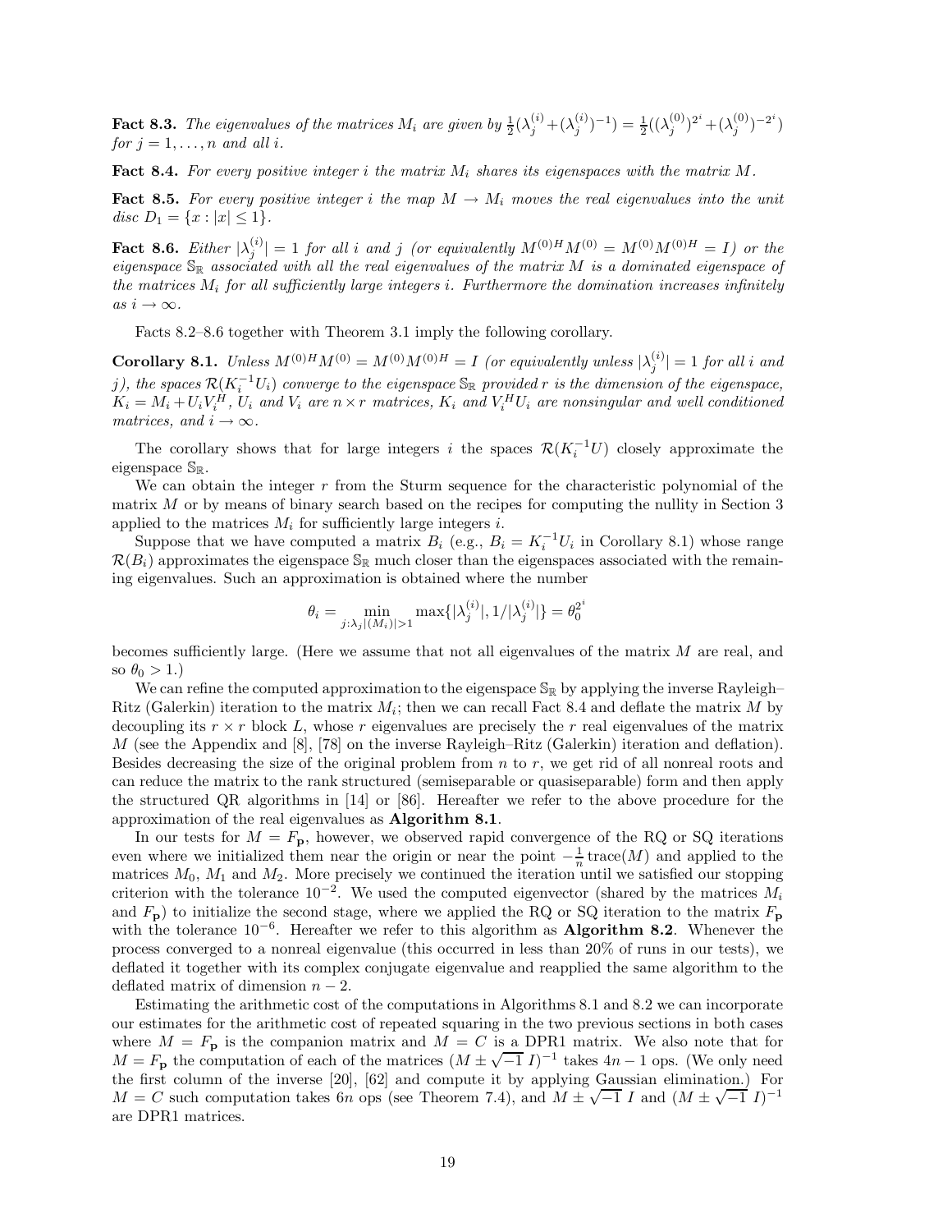**Fact 8.3.** *The eigenvalues of the matrices* $M_i$ *are given by* $\frac{1}{2}(\lambda_j^{(i)}+(\lambda_j^{(i)})^{-1}) = \frac{1}{2}((\lambda_j^{(0)})^{2^i}+(\lambda_j^{(0)})^{-2^i})$ *for* $j = 1,\dots,n$ *and all* $i$.

**Fact 8.4.** *For every positive integer* $i$ *the matrix* $M_i$ *shares its eigenspaces with the matrix* $M$.

**Fact 8.5.** *For every positive integer* $i$ *the map* $M \to M_i$ *moves the real eigenvalues into the unit disc* $D_1 = \{x : |x| \leq 1\}$.

**Fact 8.6.** *Either* $|\lambda_j^{(i)}| = 1$ *for all* $i$ *and* $j$ *(or equivalently* $M^{(0)H}M^{(0)} = M^{(0)}M^{(0)H} = I$*) or the eigenspace* $\mathbb{S}_{\mathbb{R}}$ *associated with all the real eigenvalues of the matrix* $M$ *is a dominated eigenspace of the matrices* $M_i$ *for all sufficiently large integers* $i$. *Furthermore the domination increases infinitely as* $i \to \infty$.

Facts 8.2–8.6 together with Theorem 3.1 imply the following corollary.

**Corollary 8.1.** *Unless* $M^{(0)H}M^{(0)} = M^{(0)}M^{(0)H} = I$ *(or equivalently unless* $|\lambda_j^{(i)}| = 1$ *for all* $i$ *and* $j$*), the spaces* $\mathcal{R}(K_i^{-1}U_i)$ *converge to the eigenspace* $\mathbb{S}_{\mathbb{R}}$ *provided* $r$ *is the dimension of the eigenspace,* $K_i = M_i + U_iV_i^H$, $U_i$ *and* $V_i$ *are* $n \times r$ *matrices,* $K_i$ *and* $V_i^HU_i$ *are nonsingular and well conditioned matrices, and* $i \to \infty$.

The corollary shows that for large integers $i$ the spaces $\mathcal{R}(K_i^{-1}U)$ closely approximate the eigenspace $\mathbb{S}_{\mathbb{R}}$.

We can obtain the integer $r$ from the Sturm sequence for the characteristic polynomial of the matrix $M$ or by means of binary search based on the recipes for computing the nullity in Section 3 applied to the matrices $M_i$ for sufficiently large integers $i$.

Suppose that we have computed a matrix $B_i$ (e.g., $B_i = K_i^{-1}U_i$ in Corollary 8.1) whose range $\mathcal{R}(B_i)$ approximates the eigenspace $\mathbb{S}_{\mathbb{R}}$ much closer than the eigenspaces associated with the remaining eigenvalues. Such an approximation is obtained where the number

$$\theta_i = \min_{j:\lambda_j|(M_i)|>1} \max\{|\lambda_j^{(i)}|, 1/|\lambda_j^{(i)}|\} = \theta_0^{2^i}$$

becomes sufficiently large. (Here we assume that not all eigenvalues of the matrix $M$ are real, and so $\theta_0 > 1$.)

We can refine the computed approximation to the eigenspace $\mathbb{S}_{\mathbb{R}}$ by applying the inverse Rayleigh–Ritz (Galerkin) iteration to the matrix $M_i$; then we can recall Fact 8.4 and deflate the matrix $M$ by decoupling its $r \times r$ block $L$, whose $r$ eigenvalues are precisely the $r$ real eigenvalues of the matrix $M$ (see the Appendix and [8], [78] on the inverse Rayleigh–Ritz (Galerkin) iteration and deflation). Besides decreasing the size of the original problem from $n$ to $r$, we get rid of all nonreal roots and can reduce the matrix to the rank structured (semiseparable or quasiseparable) form and then apply the structured QR algorithms in [14] or [86]. Hereafter we refer to the above procedure for the approximation of the real eigenvalues as **Algorithm 8.1**.

In our tests for $M = F_{\mathbf{p}}$, however, we observed rapid convergence of the RQ or SQ iterations even where we initialized them near the origin or near the point $-\frac{1}{n}\operatorname{trace}(M)$ and applied to the matrices $M_0$, $M_1$ and $M_2$. More precisely we continued the iteration until we satisfied our stopping criterion with the tolerance $10^{-2}$. We used the computed eigenvector (shared by the matrices $M_i$ and $F_{\mathbf{p}}$) to initialize the second stage, where we applied the RQ or SQ iteration to the matrix $F_{\mathbf{p}}$ with the tolerance $10^{-6}$. Hereafter we refer to this algorithm as **Algorithm 8.2**. Whenever the process converged to a nonreal eigenvalue (this occurred in less than 20% of runs in our tests), we deflated it together with its complex conjugate eigenvalue and reapplied the same algorithm to the deflated matrix of dimension $n-2$.

Estimating the arithmetic cost of the computations in Algorithms 8.1 and 8.2 we can incorporate our estimates for the arithmetic cost of repeated squaring in the two previous sections in both cases where $M = F_{\mathbf{p}}$ is the companion matrix and $M = C$ is a DPR1 matrix. We also note that for $M = F_{\mathbf{p}}$ the computation of each of the matrices $(M \pm \sqrt{-1}\ I)^{-1}$ takes $4n-1$ ops. (We only need the first column of the inverse [20], [62] and compute it by applying Gaussian elimination.) For $M = C$ such computation takes $6n$ ops (see Theorem 7.4), and $M \pm \sqrt{-1}\ I$ and $(M \pm \sqrt{-1}\ I)^{-1}$ are DPR1 matrices.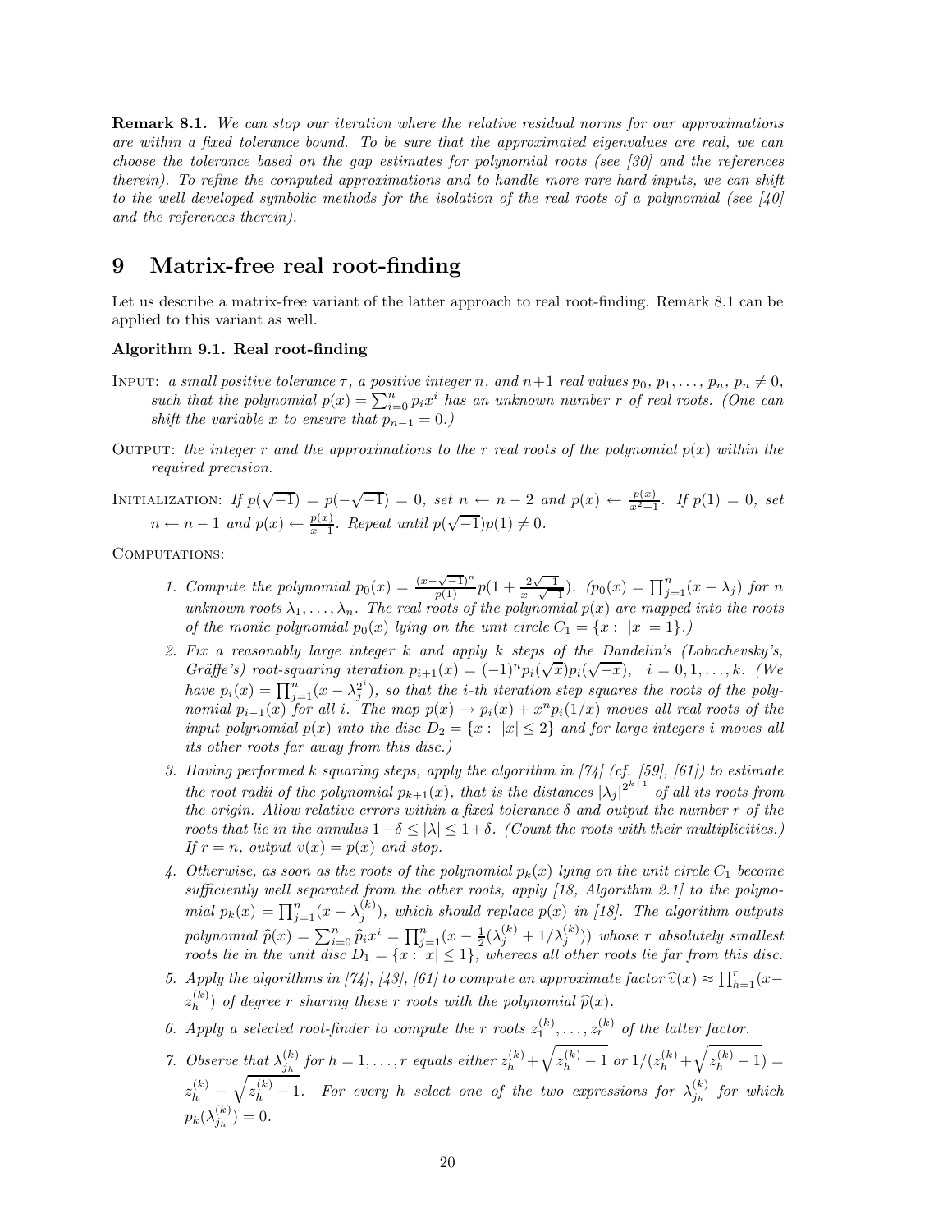**Remark 8.1.** *We can stop our iteration where the relative residual norms for our approximations are within a fixed tolerance bound. To be sure that the approximated eigenvalues are real, we can choose the tolerance based on the gap estimates for polynomial roots (see [30] and the references therein). To refine the computed approximations and to handle more rare hard inputs, we can shift to the well developed symbolic methods for the isolation of the real roots of a polynomial (see [40] and the references therein).*

# 9 Matrix-free real root-finding

Let us describe a matrix-free variant of the latter approach to real root-finding. Remark 8.1 can be applied to this variant as well.

**Algorithm 9.1. Real root-finding**

INPUT: *a small positive tolerance $\tau$, a positive integer $n$, and $n+1$ real values $p_0, p_1, \dots, p_n$, $p_n \neq 0$, such that the polynomial $p(x) = \sum_{i=0}^{n} p_i x^i$ has an unknown number $r$ of real roots. (One can shift the variable $x$ to ensure that $p_{n-1} = 0$.)*

OUTPUT: *the integer $r$ and the approximations to the $r$ real roots of the polynomial $p(x)$ within the required precision.*

INITIALIZATION: *If $p(\sqrt{-1}) = p(-\sqrt{-1}) = 0$, set $n \leftarrow n-2$ and $p(x) \leftarrow \frac{p(x)}{x^2+1}$. If $p(1) = 0$, set $n \leftarrow n-1$ and $p(x) \leftarrow \frac{p(x)}{x-1}$. Repeat until $p(\sqrt{-1})p(1) \neq 0$.*

COMPUTATIONS:

1. *Compute the polynomial $p_0(x) = \frac{(x-\sqrt{-1})^n}{p(1)} p(1 + \frac{2\sqrt{-1}}{x-\sqrt{-1}})$. ($p_0(x) = \prod_{j=1}^{n}(x - \lambda_j)$ for $n$ unknown roots $\lambda_1, \dots, \lambda_n$. The real roots of the polynomial $p(x)$ are mapped into the roots of the monic polynomial $p_0(x)$ lying on the unit circle $C_1 = \{x : \ |x| = 1\}$.)*

2. *Fix a reasonably large integer $k$ and apply $k$ steps of the Dandelin's (Lobachevsky's, Gräffe's) root-squaring iteration $p_{i+1}(x) = (-1)^n p_i(\sqrt{x}) p_i(\sqrt{-x})$, $i = 0, 1, \dots, k$. (We have $p_i(x) = \prod_{j=1}^{n}(x - \lambda_j^{2^i})$, so that the $i$-th iteration step squares the roots of the polynomial $p_{i-1}(x)$ for all $i$. The map $p(x) \to p_i(x) + x^n p_i(1/x)$ moves all real roots of the input polynomial $p(x)$ into the disc $D_2 = \{x : \ |x| \leq 2\}$ and for large integers $i$ moves all its other roots far away from this disc.)*

3. *Having performed $k$ squaring steps, apply the algorithm in [74] (cf. [59], [61]) to estimate the root radii of the polynomial $p_{k+1}(x)$, that is the distances $|\lambda_j|^{2^{k+1}}$ of all its roots from the origin. Allow relative errors within a fixed tolerance $\delta$ and output the number $r$ of the roots that lie in the annulus $1-\delta \leq |\lambda| \leq 1+\delta$. (Count the roots with their multiplicities.) If $r = n$, output $v(x) = p(x)$ and stop.*

4. *Otherwise, as soon as the roots of the polynomial $p_k(x)$ lying on the unit circle $C_1$ become sufficiently well separated from the other roots, apply [18, Algorithm 2.1] to the polynomial $p_k(x) = \prod_{j=1}^{n}(x - \lambda_j^{(k)})$, which should replace $p(x)$ in [18]. The algorithm outputs polynomial $\widehat{p}(x) = \sum_{i=0}^{n} \widehat{p}_i x^i = \prod_{j=1}^{n}(x - \frac{1}{2}(\lambda_j^{(k)} + 1/\lambda_j^{(k)}))$ whose $r$ absolutely smallest roots lie in the unit disc $D_1 = \{x : |x| \leq 1\}$, whereas all other roots lie far from this disc.*

5. *Apply the algorithms in [74], [43], [61] to compute an approximate factor $\widehat{v}(x) \approx \prod_{h=1}^{r}(x - z_h^{(k)})$ of degree $r$ sharing these $r$ roots with the polynomial $\widehat{p}(x)$.*

6. *Apply a selected root-finder to compute the $r$ roots $z_1^{(k)}, \dots, z_r^{(k)}$ of the latter factor.*

7. *Observe that $\lambda_{j_h}^{(k)}$ for $h = 1, \dots, r$ equals either $z_h^{(k)} + \sqrt{z_h^{(k)} - 1}$ or $1/(z_h^{(k)} + \sqrt{z_h^{(k)} - 1}) = z_h^{(k)} - \sqrt{z_h^{(k)} - 1}$. For every $h$ select one of the two expressions for $\lambda_{j_h}^{(k)}$ for which $p_k(\lambda_{j_h}^{(k)}) = 0$.*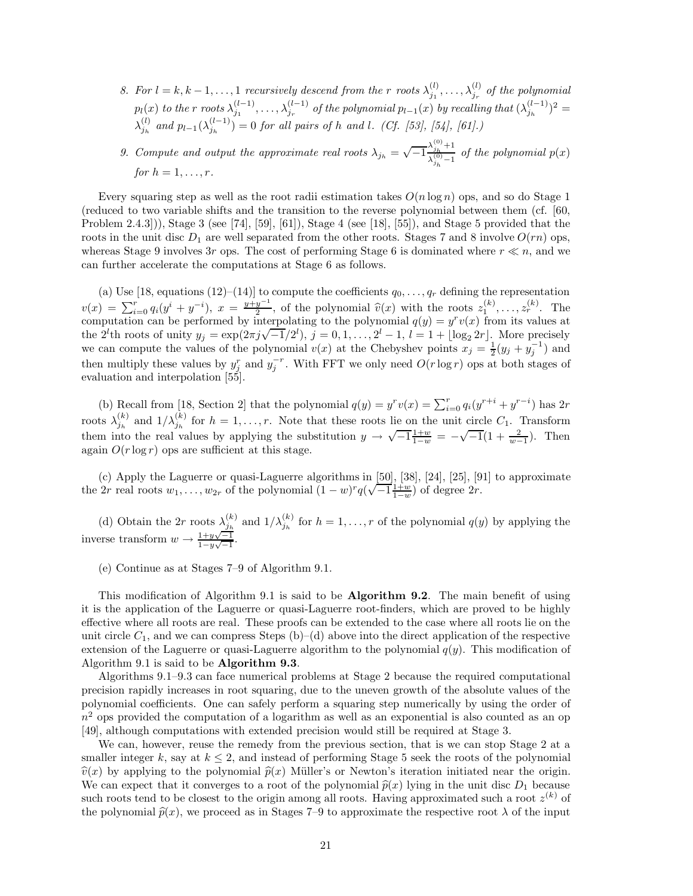8. *For $l = k, k-1, \ldots, 1$ recursively descend from the $r$ roots $\lambda^{(l)}_{j_1}, \ldots, \lambda^{(l)}_{j_r}$ of the polynomial $p_l(x)$ to the $r$ roots $\lambda^{(l-1)}_{j_1}, \ldots, \lambda^{(l-1)}_{j_r}$ of the polynomial $p_{l-1}(x)$ by recalling that $(\lambda^{(l-1)}_{j_h})^2 = \lambda^{(l)}_{j_h}$ and $p_{l-1}(\lambda^{(l-1)}_{j_h}) = 0$ for all pairs of $h$ and $l$. (Cf. [53], [54], [61].)*

9. *Compute and output the approximate real roots $\lambda_{j_h} = \sqrt{-1}\frac{\lambda^{(0)}_{j_h}+1}{\lambda^{(0)}_{j_h}-1}$ of the polynomial $p(x)$ for $h = 1, \ldots, r$.*

Every squaring step as well as the root radii estimation takes $O(n \log n)$ ops, and so do Stage 1 (reduced to two variable shifts and the transition to the reverse polynomial between them (cf. [60, Problem 2.4.3])), Stage 3 (see [74], [59], [61]), Stage 4 (see [18], [55]), and Stage 5 provided that the roots in the unit disc $D_1$ are well separated from the other roots. Stages 7 and 8 involve $O(rn)$ ops, whereas Stage 9 involves $3r$ ops. The cost of performing Stage 6 is dominated where $r \ll n$, and we can further accelerate the computations at Stage 6 as follows.

(a) Use [18, equations (12)–(14)] to compute the coefficients $q_0, \ldots, q_r$ defining the representation $v(x) = \sum_{i=0}^{r} q_i(y^i + y^{-i})$, $x = \frac{y+y^{-1}}{2}$, of the polynomial $\widehat{v}(x)$ with the roots $z^{(k)}_1, \ldots, z^{(k)}_r$. The computation can be performed by interpolating to the polynomial $q(y) = y^r v(x)$ from its values at the $2^l$th roots of unity $y_j = \exp(2\pi j\sqrt{-1}/2^l)$, $j = 0, 1, \ldots, 2^l - 1$, $l = 1 + \lfloor \log_2 2r \rfloor$. More precisely we can compute the values of the polynomial $v(x)$ at the Chebyshev points $x_j = \frac{1}{2}(y_j + y_j^{-1})$ and then multiply these values by $y_j^r$ and $y_j^{-r}$. With FFT we only need $O(r \log r)$ ops at both stages of evaluation and interpolation [55].

(b) Recall from [18, Section 2] that the polynomial $q(y) = y^r v(x) = \sum_{i=0}^{r} q_i(y^{r+i} + y^{r-i})$ has $2r$ roots $\lambda^{(k)}_{j_h}$ and $1/\lambda^{(k)}_{j_h}$ for $h = 1, \ldots, r$. Note that these roots lie on the unit circle $C_1$. Transform them into the real values by applying the substitution $y \rightarrow \sqrt{-1}\frac{1+w}{1-w} = -\sqrt{-1}(1 + \frac{2}{w-1})$. Then again $O(r \log r)$ ops are sufficient at this stage.

(c) Apply the Laguerre or quasi-Laguerre algorithms in [50], [38], [24], [25], [91] to approximate the $2r$ real roots $w_1, \ldots, w_{2r}$ of the polynomial $(1-w)^r q(\sqrt{-1}\frac{1+w}{1-w})$ of degree $2r$.

(d) Obtain the $2r$ roots $\lambda^{(k)}_{j_h}$ and $1/\lambda^{(k)}_{j_h}$ for $h = 1, \ldots, r$ of the polynomial $q(y)$ by applying the inverse transform $w \rightarrow \frac{1+y\sqrt{-1}}{1-y\sqrt{-1}}$.

(e) Continue as at Stages 7–9 of Algorithm 9.1.

This modification of Algorithm 9.1 is said to be **Algorithm 9.2**. The main benefit of using it is the application of the Laguerre or quasi-Laguerre root-finders, which are proved to be highly effective where all roots are real. These proofs can be extended to the case where all roots lie on the unit circle $C_1$, and we can compress Steps (b)–(d) above into the direct application of the respective extension of the Laguerre or quasi-Laguerre algorithm to the polynomial $q(y)$. This modification of Algorithm 9.1 is said to be **Algorithm 9.3**.

Algorithms 9.1–9.3 can face numerical problems at Stage 2 because the required computational precision rapidly increases in root squaring, due to the uneven growth of the absolute values of the polynomial coefficients. One can safely perform a squaring step numerically by using the order of $n^2$ ops provided the computation of a logarithm as well as an exponential is also counted as an op [49], although computations with extended precision would still be required at Stage 3.

We can, however, reuse the remedy from the previous section, that is we can stop Stage 2 at a smaller integer $k$, say at $k \leq 2$, and instead of performing Stage 5 seek the roots of the polynomial $\widehat{v}(x)$ by applying to the polynomial $\widehat{p}(x)$ Müller's or Newton's iteration initiated near the origin. We can expect that it converges to a root of the polynomial $\widehat{p}(x)$ lying in the unit disc $D_1$ because such roots tend to be closest to the origin among all roots. Having approximated such a root $z^{(k)}$ of the polynomial $\widehat{p}(x)$, we proceed as in Stages 7–9 to approximate the respective root $\lambda$ of the input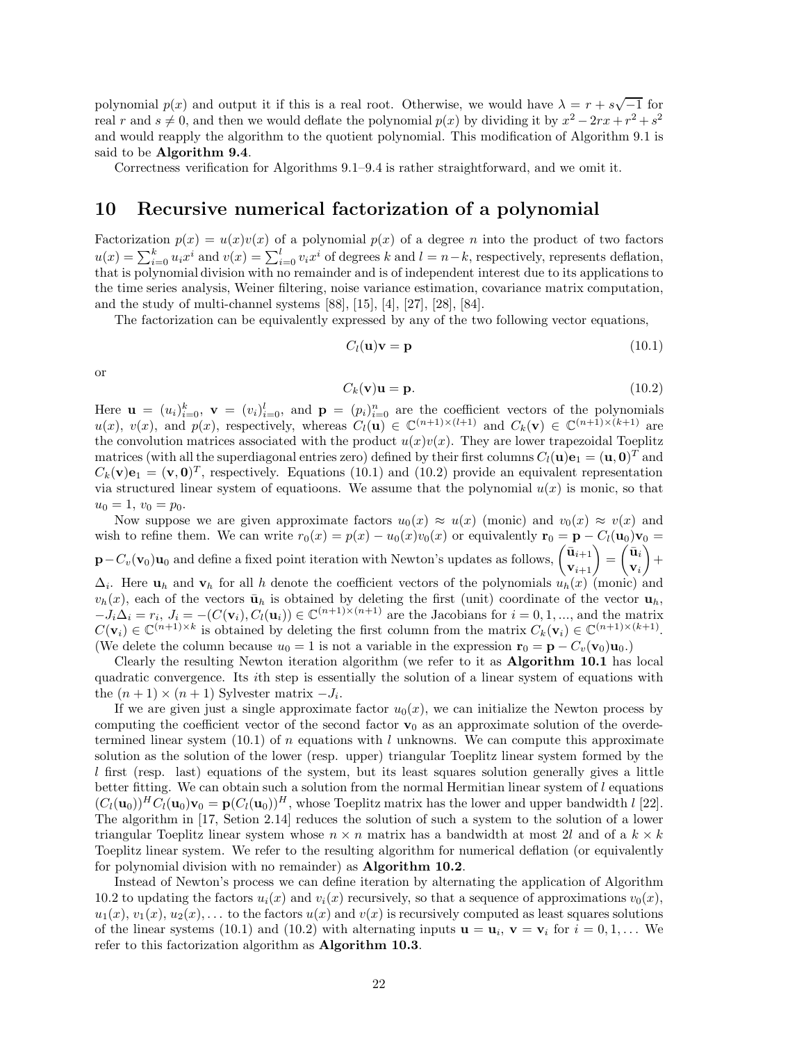polynomial $p(x)$ and output it if this is a real root. Otherwise, we would have $\lambda = r + s\sqrt{-1}$ for real $r$ and $s \neq 0$, and then we would deflate the polynomial $p(x)$ by dividing it by $x^2 - 2rx + r^2 + s^2$ and would reapply the algorithm to the quotient polynomial. This modification of Algorithm 9.1 is said to be **Algorithm 9.4**.

Correctness verification for Algorithms 9.1–9.4 is rather straightforward, and we omit it.

# 10 Recursive numerical factorization of a polynomial

Factorization $p(x) = u(x)v(x)$ of a polynomial $p(x)$ of a degree $n$ into the product of two factors $u(x) = \sum_{i=0}^{k} u_i x^i$ and $v(x) = \sum_{i=0}^{l} v_i x^i$ of degrees $k$ and $l = n-k$, respectively, represents deflation, that is polynomial division with no remainder and is of independent interest due to its applications to the time series analysis, Weiner filtering, noise variance estimation, covariance matrix computation, and the study of multi-channel systems [88], [15], [4], [27], [28], [84].

The factorization can be equivalently expressed by any of the two following vector equations,

$$C_l(\mathbf{u})\mathbf{v} = \mathbf{p} \tag{10.1}$$

or

$$C_k(\mathbf{v})\mathbf{u} = \mathbf{p}. \tag{10.2}$$

Here $\mathbf{u} = (u_i)_{i=0}^{k}$, $\mathbf{v} = (v_i)_{i=0}^{l}$, and $\mathbf{p} = (p_i)_{i=0}^{n}$ are the coefficient vectors of the polynomials $u(x)$, $v(x)$, and $p(x)$, respectively, whereas $C_l(\mathbf{u}) \in \mathbb{C}^{(n+1)\times(l+1)}$ and $C_k(\mathbf{v}) \in \mathbb{C}^{(n+1)\times(k+1)}$ are the convolution matrices associated with the product $u(x)v(x)$. They are lower trapezoidal Toeplitz matrices (with all the superdiagonal entries zero) defined by their first columns $C_l(\mathbf{u})\mathbf{e}_1 = (\mathbf{u}, \mathbf{0})^T$ and $C_k(\mathbf{v})\mathbf{e}_1 = (\mathbf{v}, \mathbf{0})^T$, respectively. Equations (10.1) and (10.2) provide an equivalent representation via structured linear system of equatioons. We assume that the polynomial $u(x)$ is monic, so that $u_0 = 1$, $v_0 = p_0$.

Now suppose we are given approximate factors $u_0(x) \approx u(x)$ (monic) and $v_0(x) \approx v(x)$ and wish to refine them. We can write $r_0(x) = p(x) - u_0(x)v_0(x)$ or equivalently $\mathbf{r}_0 = \mathbf{p} - C_l(\mathbf{u}_0)\mathbf{v}_0 = \mathbf{p} - C_v(\mathbf{v}_0)\mathbf{u}_0$ and define a fixed point iteration with Newton's updates as follows, $\begin{pmatrix} \bar{\mathbf{u}}_{i+1} \\ \mathbf{v}_{i+1} \end{pmatrix} = \begin{pmatrix} \bar{\mathbf{u}}_{i} \\ \mathbf{v}_{i} \end{pmatrix} + \Delta_i$. Here $\mathbf{u}_h$ and $\mathbf{v}_h$ for all $h$ denote the coefficient vectors of the polynomials $u_h(x)$ (monic) and $v_h(x)$, each of the vectors $\bar{\mathbf{u}}_h$ is obtained by deleting the first (unit) coordinate of the vector $\mathbf{u}_h$, $-J_i\Delta_i = r_i$, $J_i = -(C(\mathbf{v}_i), C_l(\mathbf{u}_i)) \in \mathbb{C}^{(n+1)\times(n+1)}$ are the Jacobians for $i = 0, 1, \ldots$, and the matrix $C(\mathbf{v}_i) \in \mathbb{C}^{(n+1)\times k}$ is obtained by deleting the first column from the matrix $C_k(\mathbf{v}_i) \in \mathbb{C}^{(n+1)\times(k+1)}$. (We delete the column because $u_0 = 1$ is not a variable in the expression $\mathbf{r}_0 = \mathbf{p} - C_v(\mathbf{v}_0)\mathbf{u}_0$.)

Clearly the resulting Newton iteration algorithm (we refer to it as **Algorithm 10.1** has local quadratic convergence. Its $i$th step is essentially the solution of a linear system of equations with the $(n+1)\times(n+1)$ Sylvester matrix $-J_i$.

If we are given just a single approximate factor $u_0(x)$, we can initialize the Newton process by computing the coefficient vector of the second factor $\mathbf{v}_0$ as an approximate solution of the overdetermined linear system (10.1) of $n$ equations with $l$ unknowns. We can compute this approximate solution as the solution of the lower (resp. upper) triangular Toeplitz linear system formed by the $l$ first (resp. last) equations of the system, but its least squares solution generally gives a little better fitting. We can obtain such a solution from the normal Hermitian linear system of $l$ equations $(C_l(\mathbf{u}_0))^H C_l(\mathbf{u}_0)\mathbf{v}_0 = \mathbf{p}(C_l(\mathbf{u}_0))^H$, whose Toeplitz matrix has the lower and upper bandwidth $l$ [22]. The algorithm in [17, Setion 2.14] reduces the solution of such a system to the solution of a lower triangular Toeplitz linear system whose $n\times n$ matrix has a bandwidth at most $2l$ and of a $k\times k$ Toeplitz linear system. We refer to the resulting algorithm for numerical deflation (or equivalently for polynomial division with no remainder) as **Algorithm 10.2**.

Instead of Newton's process we can define iteration by alternating the application of Algorithm 10.2 to updating the factors $u_i(x)$ and $v_i(x)$ recursively, so that a sequence of approximations $v_0(x)$, $u_1(x)$, $v_1(x)$, $u_2(x)$, $\ldots$ to the factors $u(x)$ and $v(x)$ is recursively computed as least squares solutions of the linear systems (10.1) and (10.2) with alternating inputs $\mathbf{u} = \mathbf{u}_i$, $\mathbf{v} = \mathbf{v}_i$ for $i = 0, 1, \ldots$ We refer to this factorization algorithm as **Algorithm 10.3**.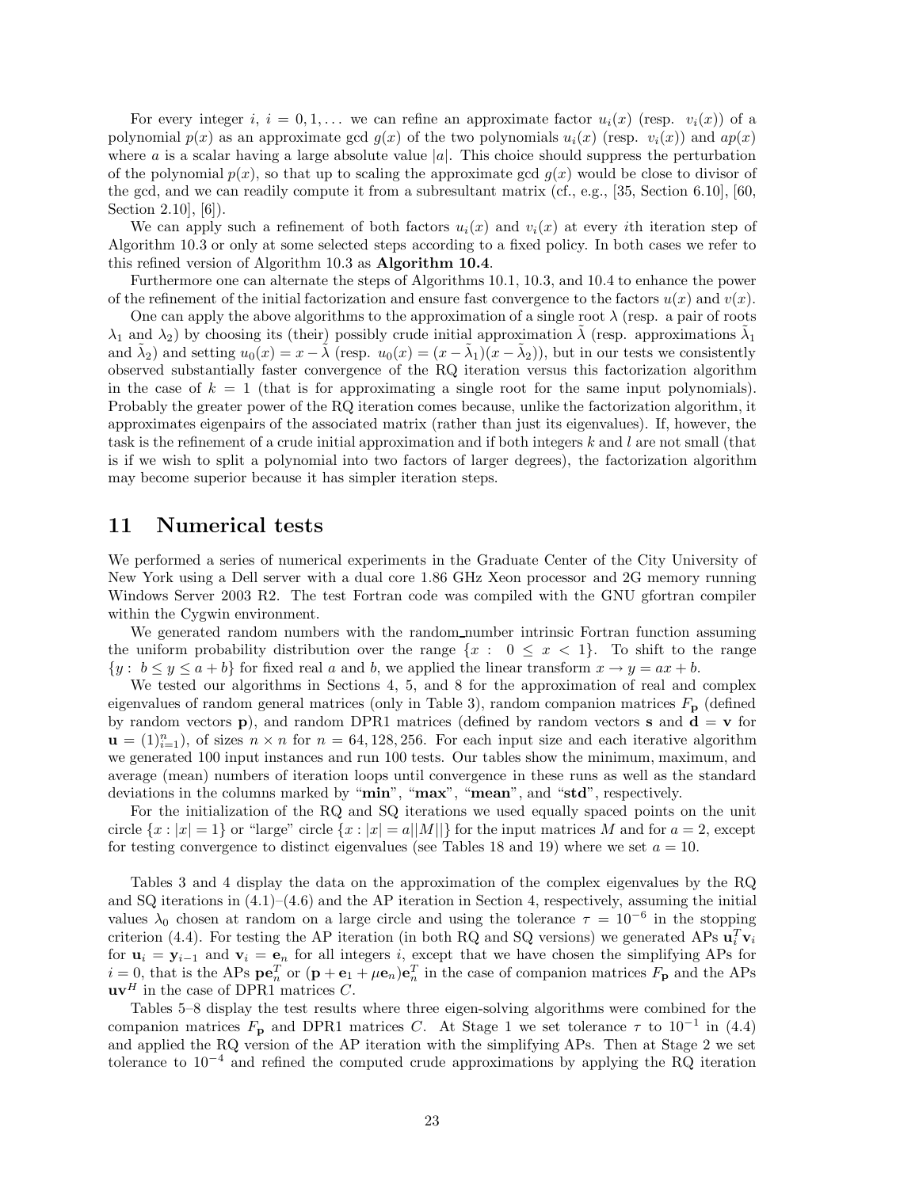For every integer $i$, $i = 0, 1, \dots$ we can refine an approximate factor $u_i(x)$ (resp. $v_i(x)$) of a polynomial $p(x)$ as an approximate gcd $g(x)$ of the two polynomials $u_i(x)$ (resp. $v_i(x)$) and $ap(x)$ where $a$ is a scalar having a large absolute value $|a|$. This choice should suppress the perturbation of the polynomial $p(x)$, so that up to scaling the approximate gcd $g(x)$ would be close to divisor of the gcd, and we can readily compute it from a subresultant matrix (cf., e.g., [35, Section 6.10], [60, Section 2.10], [6]).

We can apply such a refinement of both factors $u_i(x)$ and $v_i(x)$ at every $i$th iteration step of Algorithm 10.3 or only at some selected steps according to a fixed policy. In both cases we refer to this refined version of Algorithm 10.3 as **Algorithm 10.4**.

Furthermore one can alternate the steps of Algorithms 10.1, 10.3, and 10.4 to enhance the power of the refinement of the initial factorization and ensure fast convergence to the factors $u(x)$ and $v(x)$.

One can apply the above algorithms to the approximation of a single root $\lambda$ (resp. a pair of roots $\lambda_1$ and $\lambda_2$) by choosing its (their) possibly crude initial approximation $\tilde{\lambda}$ (resp. approximations $\tilde{\lambda}_1$ and $\tilde{\lambda}_2$) and setting $u_0(x) = x - \tilde{\lambda}$ (resp. $u_0(x) = (x - \tilde{\lambda}_1)(x - \tilde{\lambda}_2)$), but in our tests we consistently observed substantially faster convergence of the RQ iteration versus this factorization algorithm in the case of $k = 1$ (that is for approximating a single root for the same input polynomials). Probably the greater power of the RQ iteration comes because, unlike the factorization algorithm, it approximates eigenpairs of the associated matrix (rather than just its eigenvalues). If, however, the task is the refinement of a crude initial approximation and if both integers $k$ and $l$ are not small (that is if we wish to split a polynomial into two factors of larger degrees), the factorization algorithm may become superior because it has simpler iteration steps.

## 11 Numerical tests

We performed a series of numerical experiments in the Graduate Center of the City University of New York using a Dell server with a dual core 1.86 GHz Xeon processor and 2G memory running Windows Server 2003 R2. The test Fortran code was compiled with the GNU gfortran compiler within the Cygwin environment.

We generated random numbers with the random_number intrinsic Fortran function assuming the uniform probability distribution over the range $\{x : \ 0 \le x < 1\}$. To shift to the range $\{y : \ b \le y \le a + b\}$ for fixed real $a$ and $b$, we applied the linear transform $x \to y = ax + b$.

We tested our algorithms in Sections 4, 5, and 8 for the approximation of real and complex eigenvalues of random general matrices (only in Table 3), random companion matrices $F_{\mathbf{p}}$ (defined by random vectors $\mathbf{p}$), and random DPR1 matrices (defined by random vectors $\mathbf{s}$ and $\mathbf{d} = \mathbf{v}$ for $\mathbf{u} = (1)_{i=1}^{n}$), of sizes $n \times n$ for $n = 64, 128, 256$. For each input size and each iterative algorithm we generated 100 input instances and run 100 tests. Our tables show the minimum, maximum, and average (mean) numbers of iteration loops until convergence in these runs as well as the standard deviations in the columns marked by "**min**", "**max**", "**mean**", and "**std**", respectively.

For the initialization of the RQ and SQ iterations we used equally spaced points on the unit circle $\{x : |x| = 1\}$ or "large" circle $\{x : |x| = a||M||\}$ for the input matrices $M$ and for $a = 2$, except for testing convergence to distinct eigenvalues (see Tables 18 and 19) where we set $a = 10$.

Tables 3 and 4 display the data on the approximation of the complex eigenvalues by the RQ and SQ iterations in (4.1)–(4.6) and the AP iteration in Section 4, respectively, assuming the initial values $\lambda_0$ chosen at random on a large circle and using the tolerance $\tau = 10^{-6}$ in the stopping criterion (4.4). For testing the AP iteration (in both RQ and SQ versions) we generated APs $\mathbf{u}_i^T \mathbf{v}_i$ for $\mathbf{u}_i = \mathbf{y}_{i-1}$ and $\mathbf{v}_i = \mathbf{e}_n$ for all integers $i$, except that we have chosen the simplifying APs for $i = 0$, that is the APs $\mathbf{p}\mathbf{e}_n^T$ or $(\mathbf{p} + \mathbf{e}_1 + \mu \mathbf{e}_n)\mathbf{e}_n^T$ in the case of companion matrices $F_{\mathbf{p}}$ and the APs $\mathbf{u}\mathbf{v}^H$ in the case of DPR1 matrices $C$.

Tables 5–8 display the test results where three eigen-solving algorithms were combined for the companion matrices $F_{\mathbf{p}}$ and DPR1 matrices $C$. At Stage 1 we set tolerance $\tau$ to $10^{-1}$ in (4.4) and applied the RQ version of the AP iteration with the simplifying APs. Then at Stage 2 we set tolerance to $10^{-4}$ and refined the computed crude approximations by applying the RQ iteration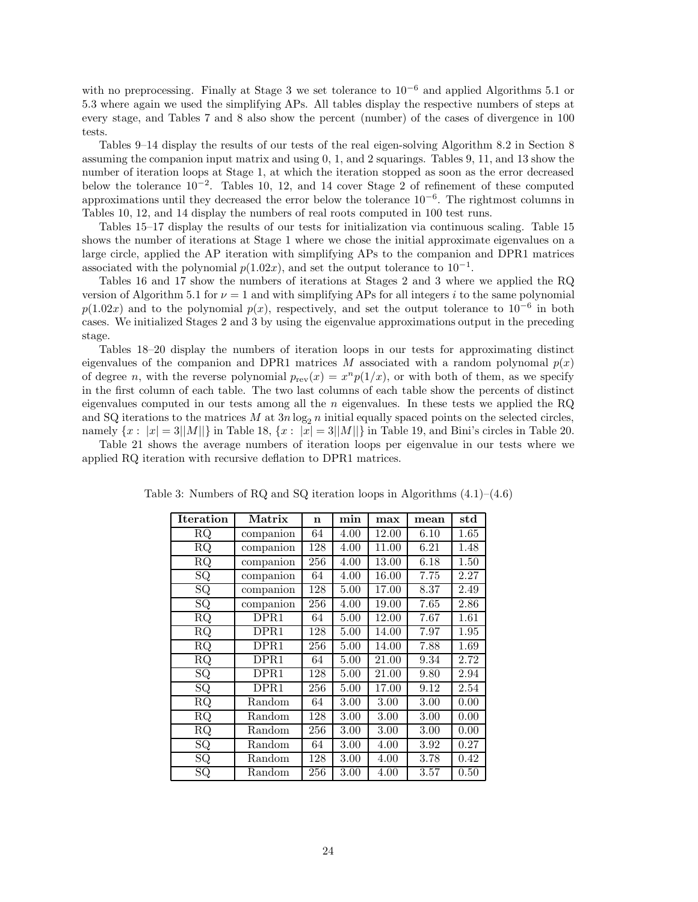with no preprocessing. Finally at Stage 3 we set tolerance to $10^{-6}$ and applied Algorithms 5.1 or 5.3 where again we used the simplifying APs. All tables display the respective numbers of steps at every stage, and Tables 7 and 8 also show the percent (number) of the cases of divergence in 100 tests.

Tables 9–14 display the results of our tests of the real eigen-solving Algorithm 8.2 in Section 8 assuming the companion input matrix and using 0, 1, and 2 squarings. Tables 9, 11, and 13 show the number of iteration loops at Stage 1, at which the iteration stopped as soon as the error decreased below the tolerance $10^{-2}$. Tables 10, 12, and 14 cover Stage 2 of refinement of these computed approximations until they decreased the error below the tolerance $10^{-6}$. The rightmost columns in Tables 10, 12, and 14 display the numbers of real roots computed in 100 test runs.

Tables 15–17 display the results of our tests for initialization via continuous scaling. Table 15 shows the number of iterations at Stage 1 where we chose the initial approximate eigenvalues on a large circle, applied the AP iteration with simplifying APs to the companion and DPR1 matrices associated with the polynomial $p(1.02x)$, and set the output tolerance to $10^{-1}$.

Tables 16 and 17 show the numbers of iterations at Stages 2 and 3 where we applied the RQ version of Algorithm 5.1 for $\nu = 1$ and with simplifying APs for all integers $i$ to the same polynomial $p(1.02x)$ and to the polynomial $p(x)$, respectively, and set the output tolerance to $10^{-6}$ in both cases. We initialized Stages 2 and 3 by using the eigenvalue approximations output in the preceding stage.

Tables 18–20 display the numbers of iteration loops in our tests for approximating distinct eigenvalues of the companion and DPR1 matrices $M$ associated with a random polynomal $p(x)$ of degree $n$, with the reverse polynomial $p_{\mathrm{rev}}(x) = x^n p(1/x)$, or with both of them, as we specify in the first column of each table. The two last columns of each table show the percents of distinct eigenvalues computed in our tests among all the $n$ eigenvalues. In these tests we applied the RQ and SQ iterations to the matrices $M$ at $3n \log_2 n$ initial equally spaced points on the selected circles, namely $\{x : |x| = 3||M||\}$ in Table 18, $\{x : |x| = 3||M||\}$ in Table 19, and Bini's circles in Table 20.

Table 21 shows the average numbers of iteration loops per eigenvalue in our tests where we applied RQ iteration with recursive deflation to DPR1 matrices.

Table 3: Numbers of RQ and SQ iteration loops in Algorithms (4.1)–(4.6)

| Iteration | Matrix | n | min | max | mean | std |
|---|---|---|---|---|---|---|
| RQ | companion | 64 | 4.00 | 12.00 | 6.10 | 1.65 |
| RQ | companion | 128 | 4.00 | 11.00 | 6.21 | 1.48 |
| RQ | companion | 256 | 4.00 | 13.00 | 6.18 | 1.50 |
| SQ | companion | 64 | 4.00 | 16.00 | 7.75 | 2.27 |
| SQ | companion | 128 | 5.00 | 17.00 | 8.37 | 2.49 |
| SQ | companion | 256 | 4.00 | 19.00 | 7.65 | 2.86 |
| RQ | DPR1 | 64 | 5.00 | 12.00 | 7.67 | 1.61 |
| RQ | DPR1 | 128 | 5.00 | 14.00 | 7.97 | 1.95 |
| RQ | DPR1 | 256 | 5.00 | 14.00 | 7.88 | 1.69 |
| RQ | DPR1 | 64 | 5.00 | 21.00 | 9.34 | 2.72 |
| SQ | DPR1 | 128 | 5.00 | 21.00 | 9.80 | 2.94 |
| SQ | DPR1 | 256 | 5.00 | 17.00 | 9.12 | 2.54 |
| RQ | Random | 64 | 3.00 | 3.00 | 3.00 | 0.00 |
| RQ | Random | 128 | 3.00 | 3.00 | 3.00 | 0.00 |
| RQ | Random | 256 | 3.00 | 3.00 | 3.00 | 0.00 |
| SQ | Random | 64 | 3.00 | 4.00 | 3.92 | 0.27 |
| SQ | Random | 128 | 3.00 | 4.00 | 3.78 | 0.42 |
| SQ | Random | 256 | 3.00 | 4.00 | 3.57 | 0.50 |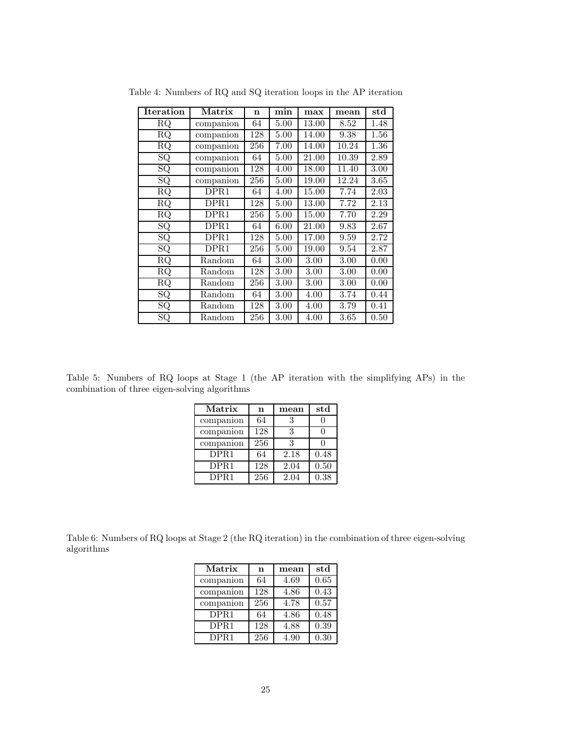Table 4: Numbers of RQ and SQ iteration loops in the AP iteration

| Iteration | Matrix | n | min | max | mean | std |
|---|---|---|---|---|---|---|
| RQ | companion | 64 | 5.00 | 13.00 | 8.52 | 1.48 |
| RQ | companion | 128 | 5.00 | 14.00 | 9.38 | 1.56 |
| RQ | companion | 256 | 7.00 | 14.00 | 10.24 | 1.36 |
| SQ | companion | 64 | 5.00 | 21.00 | 10.39 | 2.89 |
| SQ | companion | 128 | 4.00 | 18.00 | 11.40 | 3.00 |
| SQ | companion | 256 | 5.00 | 19.00 | 12.24 | 3.65 |
| RQ | DPR1 | 64 | 4.00 | 15.00 | 7.74 | 2.03 |
| RQ | DPR1 | 128 | 5.00 | 13.00 | 7.72 | 2.13 |
| RQ | DPR1 | 256 | 5.00 | 15.00 | 7.70 | 2.29 |
| SQ | DPR1 | 64 | 6.00 | 21.00 | 9.83 | 2.67 |
| SQ | DPR1 | 128 | 5.00 | 17.00 | 9.59 | 2.72 |
| SQ | DPR1 | 256 | 5.00 | 19.00 | 9.54 | 2.87 |
| RQ | Random | 64 | 3.00 | 3.00 | 3.00 | 0.00 |
| RQ | Random | 128 | 3.00 | 3.00 | 3.00 | 0.00 |
| RQ | Random | 256 | 3.00 | 3.00 | 3.00 | 0.00 |
| SQ | Random | 64 | 3.00 | 4.00 | 3.74 | 0.44 |
| SQ | Random | 128 | 3.00 | 4.00 | 3.79 | 0.41 |
| SQ | Random | 256 | 3.00 | 4.00 | 3.65 | 0.50 |

Table 5: Numbers of RQ loops at Stage 1 (the AP iteration with the simplifying APs) in the combination of three eigen-solving algorithms

| Matrix | n | mean | std |
|---|---|---|---|
| companion | 64 | 3 | 0 |
| companion | 128 | 3 | 0 |
| companion | 256 | 3 | 0 |
| DPR1 | 64 | 2.18 | 0.48 |
| DPR1 | 128 | 2.04 | 0.50 |
| DPR1 | 256 | 2.04 | 0.38 |

Table 6: Numbers of RQ loops at Stage 2 (the RQ iteration) in the combination of three eigen-solving algorithms

| Matrix | n | mean | std |
|---|---|---|---|
| companion | 64 | 4.69 | 0.65 |
| companion | 128 | 4.86 | 0.43 |
| companion | 256 | 4.78 | 0.57 |
| DPR1 | 64 | 4.86 | 0.48 |
| DPR1 | 128 | 4.88 | 0.39 |
| DPR1 | 256 | 4.90 | 0.30 |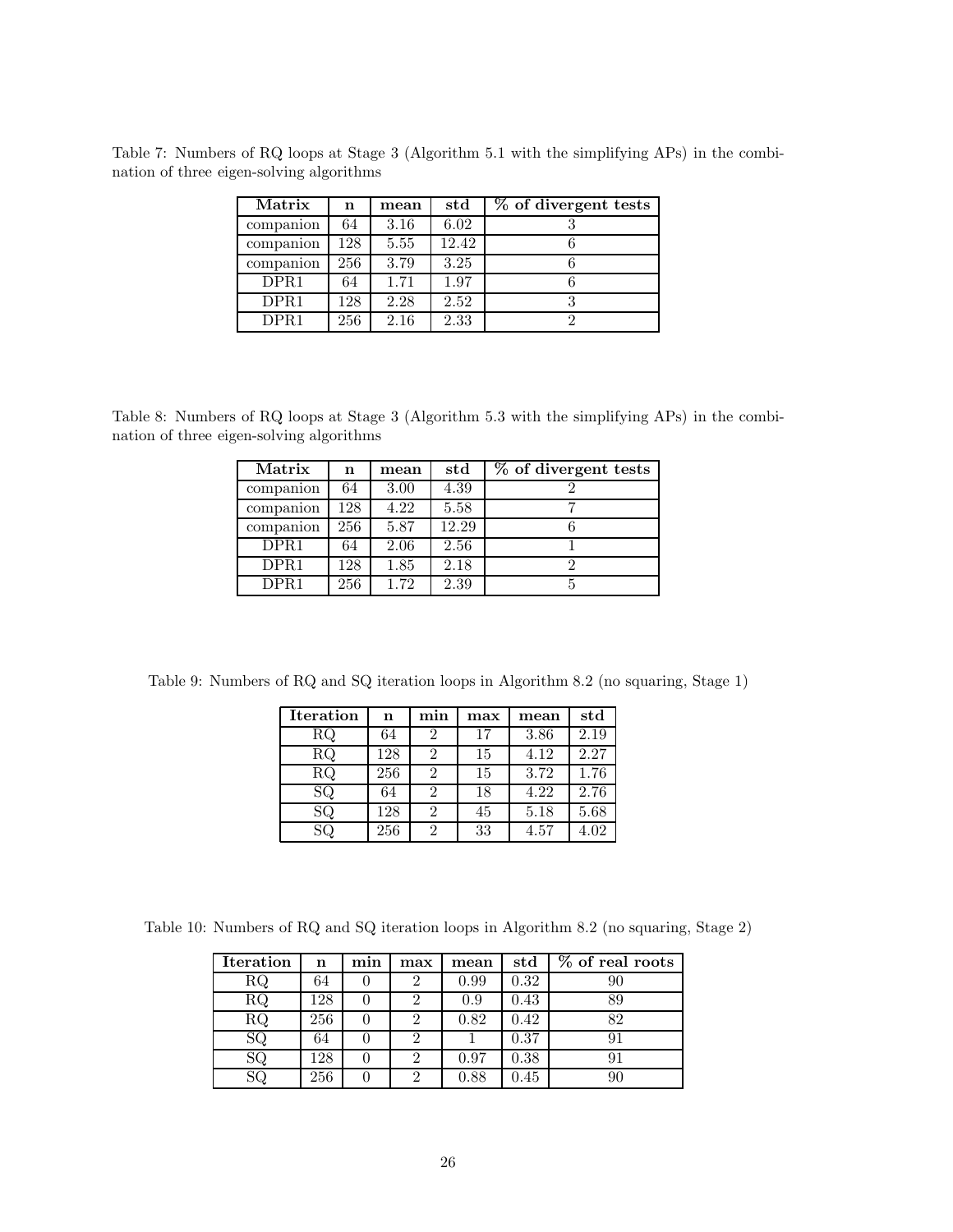Table 7: Numbers of RQ loops at Stage 3 (Algorithm 5.1 with the simplifying APs) in the combination of three eigen-solving algorithms

| Matrix | n | mean | std | % of divergent tests |
|---|---|---|---|---|
| companion | 64 | 3.16 | 6.02 | 3 |
| companion | 128 | 5.55 | 12.42 | 6 |
| companion | 256 | 3.79 | 3.25 | 6 |
| DPR1 | 64 | 1.71 | 1.97 | 6 |
| DPR1 | 128 | 2.28 | 2.52 | 3 |
| DPR1 | 256 | 2.16 | 2.33 | 2 |

Table 8: Numbers of RQ loops at Stage 3 (Algorithm 5.3 with the simplifying APs) in the combination of three eigen-solving algorithms

| Matrix | n | mean | std | % of divergent tests |
|---|---|---|---|---|
| companion | 64 | 3.00 | 4.39 | 2 |
| companion | 128 | 4.22 | 5.58 | 7 |
| companion | 256 | 5.87 | 12.29 | 6 |
| DPR1 | 64 | 2.06 | 2.56 | 1 |
| DPR1 | 128 | 1.85 | 2.18 | 2 |
| DPR1 | 256 | 1.72 | 2.39 | 5 |

Table 9: Numbers of RQ and SQ iteration loops in Algorithm 8.2 (no squaring, Stage 1)

| Iteration | n | min | max | mean | std |
|---|---|---|---|---|---|
| RQ | 64 | 2 | 17 | 3.86 | 2.19 |
| RQ | 128 | 2 | 15 | 4.12 | 2.27 |
| RQ | 256 | 2 | 15 | 3.72 | 1.76 |
| SQ | 64 | 2 | 18 | 4.22 | 2.76 |
| SQ | 128 | 2 | 45 | 5.18 | 5.68 |
| SQ | 256 | 2 | 33 | 4.57 | 4.02 |

Table 10: Numbers of RQ and SQ iteration loops in Algorithm 8.2 (no squaring, Stage 2)

| Iteration | n | min | max | mean | std | % of real roots |
|---|---|---|---|---|---|---|
| RQ | 64 | 0 | 2 | 0.99 | 0.32 | 90 |
| RQ | 128 | 0 | 2 | 0.9 | 0.43 | 89 |
| RQ | 256 | 0 | 2 | 0.82 | 0.42 | 82 |
| SQ | 64 | 0 | 2 | 1 | 0.37 | 91 |
| SQ | 128 | 0 | 2 | 0.97 | 0.38 | 91 |
| SQ | 256 | 0 | 2 | 0.88 | 0.45 | 90 |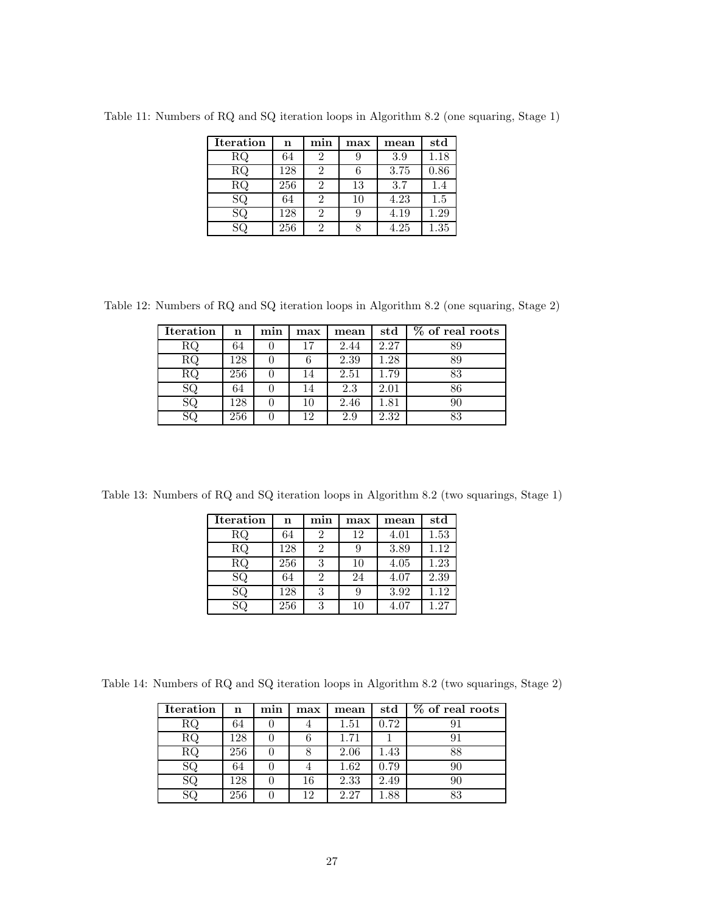Table 11: Numbers of RQ and SQ iteration loops in Algorithm 8.2 (one squaring, Stage 1)

| Iteration | n | min | max | mean | std |
|---|---|---|---|---|---|
| RQ | 64 | 2 | 9 | 3.9 | 1.18 |
| RQ | 128 | 2 | 6 | 3.75 | 0.86 |
| RQ | 256 | 2 | 13 | 3.7 | 1.4 |
| SQ | 64 | 2 | 10 | 4.23 | 1.5 |
| SQ | 128 | 2 | 9 | 4.19 | 1.29 |
| SQ | 256 | 2 | 8 | 4.25 | 1.35 |

Table 12: Numbers of RQ and SQ iteration loops in Algorithm 8.2 (one squaring, Stage 2)

| Iteration | n | min | max | mean | std | % of real roots |
|---|---|---|---|---|---|---|
| RQ | 64 | 0 | 17 | 2.44 | 2.27 | 89 |
| RQ | 128 | 0 | 6 | 2.39 | 1.28 | 89 |
| RQ | 256 | 0 | 14 | 2.51 | 1.79 | 83 |
| SQ | 64 | 0 | 14 | 2.3 | 2.01 | 86 |
| SQ | 128 | 0 | 10 | 2.46 | 1.81 | 90 |
| SQ | 256 | 0 | 12 | 2.9 | 2.32 | 83 |

Table 13: Numbers of RQ and SQ iteration loops in Algorithm 8.2 (two squarings, Stage 1)

| Iteration | n | min | max | mean | std |
|---|---|---|---|---|---|
| RQ | 64 | 2 | 12 | 4.01 | 1.53 |
| RQ | 128 | 2 | 9 | 3.89 | 1.12 |
| RQ | 256 | 3 | 10 | 4.05 | 1.23 |
| SQ | 64 | 2 | 24 | 4.07 | 2.39 |
| SQ | 128 | 3 | 9 | 3.92 | 1.12 |
| SQ | 256 | 3 | 10 | 4.07 | 1.27 |

Table 14: Numbers of RQ and SQ iteration loops in Algorithm 8.2 (two squarings, Stage 2)

| Iteration | n | min | max | mean | std | % of real roots |
|---|---|---|---|---|---|---|
| RQ | 64 | 0 | 4 | 1.51 | 0.72 | 91 |
| RQ | 128 | 0 | 6 | 1.71 | 1 | 91 |
| RQ | 256 | 0 | 8 | 2.06 | 1.43 | 88 |
| SQ | 64 | 0 | 4 | 1.62 | 0.79 | 90 |
| SQ | 128 | 0 | 16 | 2.33 | 2.49 | 90 |
| SQ | 256 | 0 | 12 | 2.27 | 1.88 | 83 |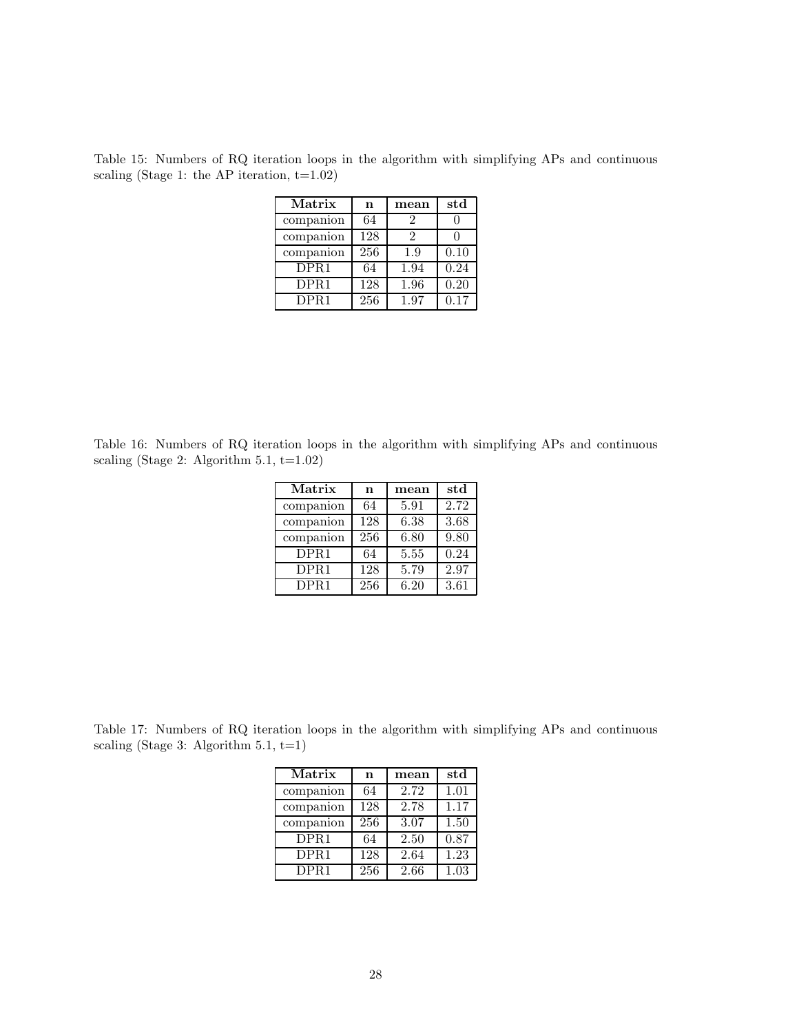Table 15: Numbers of RQ iteration loops in the algorithm with simplifying APs and continuous scaling (Stage 1: the AP iteration, t=1.02)

| **Matrix** | **n** | **mean** | **std** |
|---|---|---|---|
| companion | 64 | 2 | 0 |
| companion | 128 | 2 | 0 |
| companion | 256 | 1.9 | 0.10 |
| DPR1 | 64 | 1.94 | 0.24 |
| DPR1 | 128 | 1.96 | 0.20 |
| DPR1 | 256 | 1.97 | 0.17 |

Table 16: Numbers of RQ iteration loops in the algorithm with simplifying APs and continuous scaling (Stage 2: Algorithm 5.1, t=1.02)

| **Matrix** | **n** | **mean** | **std** |
|---|---|---|---|
| companion | 64 | 5.91 | 2.72 |
| companion | 128 | 6.38 | 3.68 |
| companion | 256 | 6.80 | 9.80 |
| DPR1 | 64 | 5.55 | 0.24 |
| DPR1 | 128 | 5.79 | 2.97 |
| DPR1 | 256 | 6.20 | 3.61 |

Table 17: Numbers of RQ iteration loops in the algorithm with simplifying APs and continuous scaling (Stage 3: Algorithm 5.1, t=1)

| **Matrix** | **n** | **mean** | **std** |
|---|---|---|---|
| companion | 64 | 2.72 | 1.01 |
| companion | 128 | 2.78 | 1.17 |
| companion | 256 | 3.07 | 1.50 |
| DPR1 | 64 | 2.50 | 0.87 |
| DPR1 | 128 | 2.64 | 1.23 |
| DPR1 | 256 | 2.66 | 1.03 |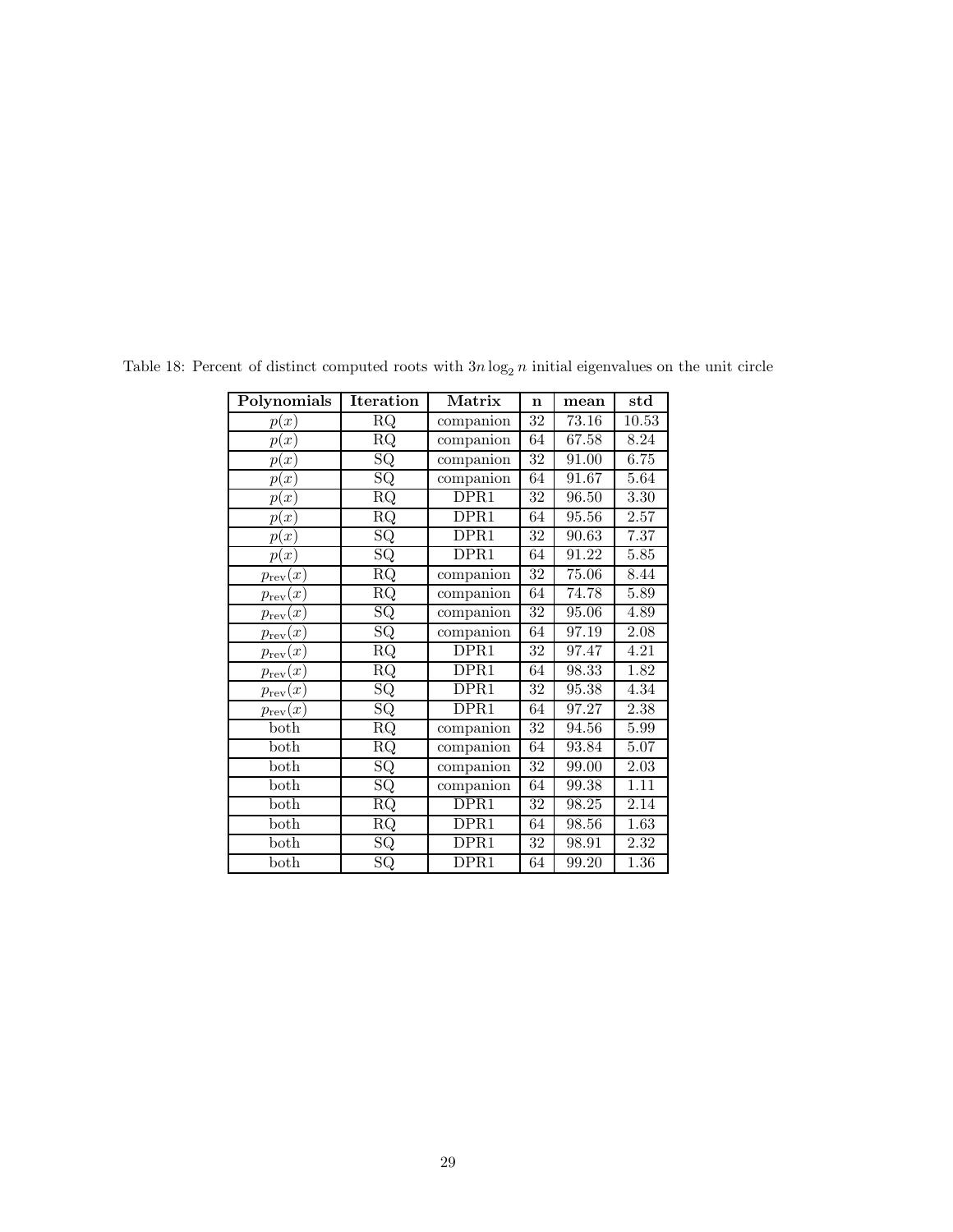Table 18: Percent of distinct computed roots with $3n \log_2 n$ initial eigenvalues on the unit circle

| **Polynomials** | **Iteration** | **Matrix** | **n** | **mean** | **std** |
|---|---|---|---|---|---|
| $p(x)$ | RQ | companion | 32 | 73.16 | 10.53 |
| $p(x)$ | RQ | companion | 64 | 67.58 | 8.24 |
| $p(x)$ | SQ | companion | 32 | 91.00 | 6.75 |
| $p(x)$ | SQ | companion | 64 | 91.67 | 5.64 |
| $p(x)$ | RQ | DPR1 | 32 | 96.50 | 3.30 |
| $p(x)$ | RQ | DPR1 | 64 | 95.56 | 2.57 |
| $p(x)$ | SQ | DPR1 | 32 | 90.63 | 7.37 |
| $p(x)$ | SQ | DPR1 | 64 | 91.22 | 5.85 |
| $p_{\text{rev}}(x)$ | RQ | companion | 32 | 75.06 | 8.44 |
| $p_{\text{rev}}(x)$ | RQ | companion | 64 | 74.78 | 5.89 |
| $p_{\text{rev}}(x)$ | SQ | companion | 32 | 95.06 | 4.89 |
| $p_{\text{rev}}(x)$ | SQ | companion | 64 | 97.19 | 2.08 |
| $p_{\text{rev}}(x)$ | RQ | DPR1 | 32 | 97.47 | 4.21 |
| $p_{\text{rev}}(x)$ | RQ | DPR1 | 64 | 98.33 | 1.82 |
| $p_{\text{rev}}(x)$ | SQ | DPR1 | 32 | 95.38 | 4.34 |
| $p_{\text{rev}}(x)$ | SQ | DPR1 | 64 | 97.27 | 2.38 |
| both | RQ | companion | 32 | 94.56 | 5.99 |
| both | RQ | companion | 64 | 93.84 | 5.07 |
| both | SQ | companion | 32 | 99.00 | 2.03 |
| both | SQ | companion | 64 | 99.38 | 1.11 |
| both | RQ | DPR1 | 32 | 98.25 | 2.14 |
| both | RQ | DPR1 | 64 | 98.56 | 1.63 |
| both | SQ | DPR1 | 32 | 98.91 | 2.32 |
| both | SQ | DPR1 | 64 | 99.20 | 1.36 |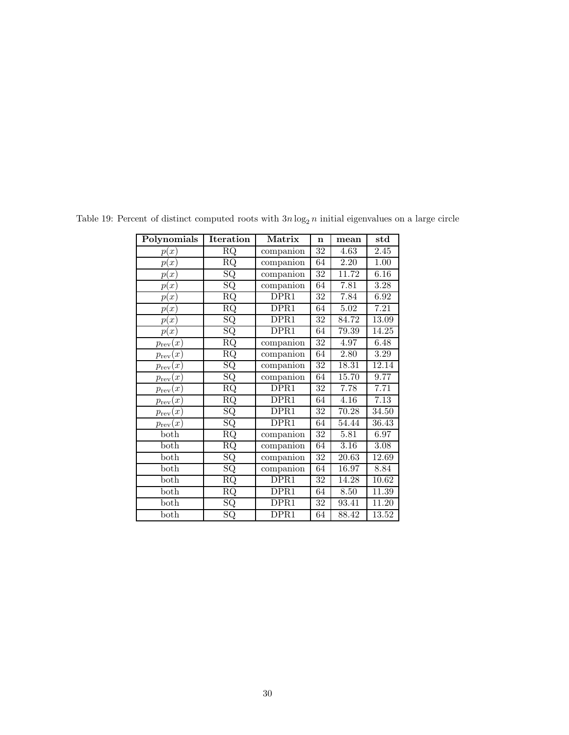Table 19: Percent of distinct computed roots with $3n \log_2 n$ initial eigenvalues on a large circle

| Polynomials | Iteration | Matrix | n | mean | std |
|---|---|---|---|---|---|
| $p(x)$ | RQ | companion | 32 | 4.63 | 2.45 |
| $p(x)$ | RQ | companion | 64 | 2.20 | 1.00 |
| $p(x)$ | SQ | companion | 32 | 11.72 | 6.16 |
| $p(x)$ | SQ | companion | 64 | 7.81 | 3.28 |
| $p(x)$ | RQ | DPR1 | 32 | 7.84 | 6.92 |
| $p(x)$ | RQ | DPR1 | 64 | 5.02 | 7.21 |
| $p(x)$ | SQ | DPR1 | 32 | 84.72 | 13.09 |
| $p(x)$ | SQ | DPR1 | 64 | 79.39 | 14.25 |
| $p_{\text{rev}}(x)$ | RQ | companion | 32 | 4.97 | 6.48 |
| $p_{\text{rev}}(x)$ | RQ | companion | 64 | 2.80 | 3.29 |
| $p_{\text{rev}}(x)$ | SQ | companion | 32 | 18.31 | 12.14 |
| $p_{\text{rev}}(x)$ | SQ | companion | 64 | 15.70 | 9.77 |
| $p_{\text{rev}}(x)$ | RQ | DPR1 | 32 | 7.78 | 7.71 |
| $p_{\text{rev}}(x)$ | RQ | DPR1 | 64 | 4.16 | 7.13 |
| $p_{\text{rev}}(x)$ | SQ | DPR1 | 32 | 70.28 | 34.50 |
| $p_{\text{rev}}(x)$ | SQ | DPR1 | 64 | 54.44 | 36.43 |
| both | RQ | companion | 32 | 5.81 | 6.97 |
| both | RQ | companion | 64 | 3.16 | 3.08 |
| both | SQ | companion | 32 | 20.63 | 12.69 |
| both | SQ | companion | 64 | 16.97 | 8.84 |
| both | RQ | DPR1 | 32 | 14.28 | 10.62 |
| both | RQ | DPR1 | 64 | 8.50 | 11.39 |
| both | SQ | DPR1 | 32 | 93.41 | 11.20 |
| both | SQ | DPR1 | 64 | 88.42 | 13.52 |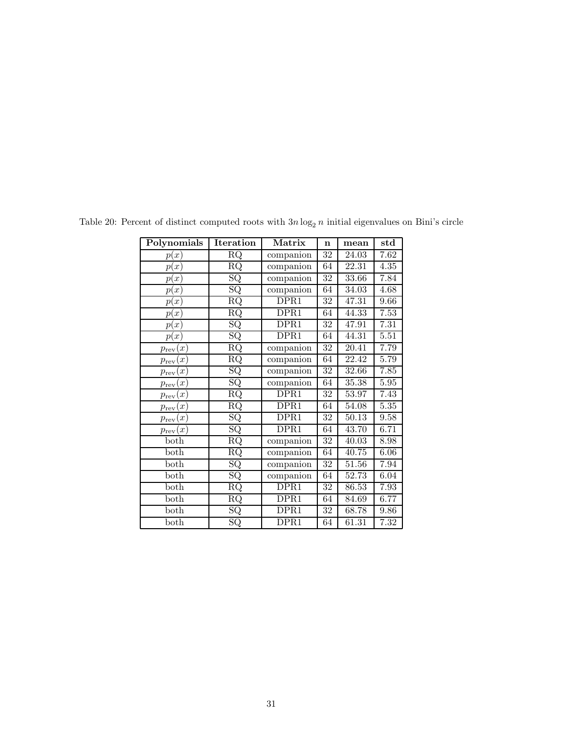Table 20: Percent of distinct computed roots with $3n \log_2 n$ initial eigenvalues on Bini's circle

| **Polynomials** | **Iteration** | **Matrix** | **n** | **mean** | **std** |
|---|---|---|---|---|---|
| $p(x)$ | RQ | companion | 32 | 24.03 | 7.62 |
| $p(x)$ | RQ | companion | 64 | 22.31 | 4.35 |
| $p(x)$ | SQ | companion | 32 | 33.66 | 7.84 |
| $p(x)$ | SQ | companion | 64 | 34.03 | 4.68 |
| $p(x)$ | RQ | DPR1 | 32 | 47.31 | 9.66 |
| $p(x)$ | RQ | DPR1 | 64 | 44.33 | 7.53 |
| $p(x)$ | SQ | DPR1 | 32 | 47.91 | 7.31 |
| $p(x)$ | SQ | DPR1 | 64 | 44.31 | 5.51 |
| $p_{\text{rev}}(x)$ | RQ | companion | 32 | 20.41 | 7.79 |
| $p_{\text{rev}}(x)$ | RQ | companion | 64 | 22.42 | 5.79 |
| $p_{\text{rev}}(x)$ | SQ | companion | 32 | 32.66 | 7.85 |
| $p_{\text{rev}}(x)$ | SQ | companion | 64 | 35.38 | 5.95 |
| $p_{\text{rev}}(x)$ | RQ | DPR1 | 32 | 53.97 | 7.43 |
| $p_{\text{rev}}(x)$ | RQ | DPR1 | 64 | 54.08 | 5.35 |
| $p_{\text{rev}}(x)$ | SQ | DPR1 | 32 | 50.13 | 9.58 |
| $p_{\text{rev}}(x)$ | SQ | DPR1 | 64 | 43.70 | 6.71 |
| both | RQ | companion | 32 | 40.03 | 8.98 |
| both | RQ | companion | 64 | 40.75 | 6.06 |
| both | SQ | companion | 32 | 51.56 | 7.94 |
| both | SQ | companion | 64 | 52.73 | 6.04 |
| both | RQ | DPR1 | 32 | 86.53 | 7.93 |
| both | RQ | DPR1 | 64 | 84.69 | 6.77 |
| both | SQ | DPR1 | 32 | 68.78 | 9.86 |
| both | SQ | DPR1 | 64 | 61.31 | 7.32 |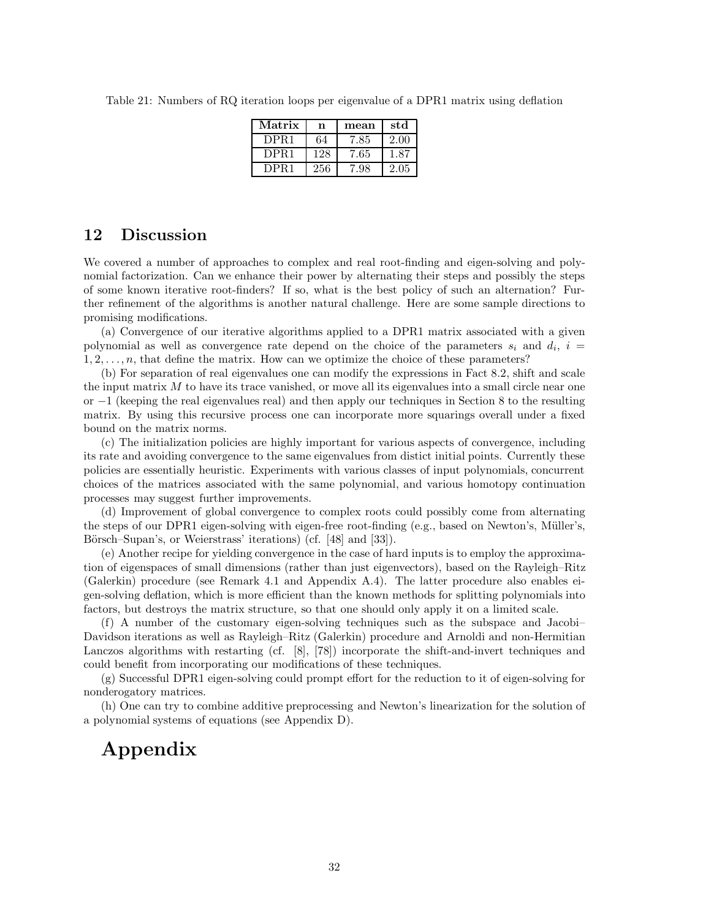Table 21: Numbers of RQ iteration loops per eigenvalue of a DPR1 matrix using deflation

| Matrix | n | mean | std |
|---|---|---|---|
| DPR1 | 64 | 7.85 | 2.00 |
| DPR1 | 128 | 7.65 | 1.87 |
| DPR1 | 256 | 7.98 | 2.05 |

## 12 Discussion

We covered a number of approaches to complex and real root-finding and eigen-solving and polynomial factorization. Can we enhance their power by alternating their steps and possibly the steps of some known iterative root-finders? If so, what is the best policy of such an alternation? Further refinement of the algorithms is another natural challenge. Here are some sample directions to promising modifications.

(a) Convergence of our iterative algorithms applied to a DPR1 matrix associated with a given polynomial as well as convergence rate depend on the choice of the parameters $s_i$ and $d_i$, $i = 1, 2, \ldots, n$, that define the matrix. How can we optimize the choice of these parameters?

(b) For separation of real eigenvalues one can modify the expressions in Fact 8.2, shift and scale the input matrix $M$ to have its trace vanished, or move all its eigenvalues into a small circle near one or $-1$ (keeping the real eigenvalues real) and then apply our techniques in Section 8 to the resulting matrix. By using this recursive process one can incorporate more squarings overall under a fixed bound on the matrix norms.

(c) The initialization policies are highly important for various aspects of convergence, including its rate and avoiding convergence to the same eigenvalues from distict initial points. Currently these policies are essentially heuristic. Experiments with various classes of input polynomials, concurrent choices of the matrices associated with the same polynomial, and various homotopy continuation processes may suggest further improvements.

(d) Improvement of global convergence to complex roots could possibly come from alternating the steps of our DPR1 eigen-solving with eigen-free root-finding (e.g., based on Newton's, Müller's, Börsch–Supan's, or Weierstrass' iterations) (cf. [48] and [33]).

(e) Another recipe for yielding convergence in the case of hard inputs is to employ the approximation of eigenspaces of small dimensions (rather than just eigenvectors), based on the Rayleigh–Ritz (Galerkin) procedure (see Remark 4.1 and Appendix A.4). The latter procedure also enables eigen-solving deflation, which is more efficient than the known methods for splitting polynomials into factors, but destroys the matrix structure, so that one should only apply it on a limited scale.

(f) A number of the customary eigen-solving techniques such as the subspace and Jacobi–Davidson iterations as well as Rayleigh–Ritz (Galerkin) procedure and Arnoldi and non-Hermitian Lanczos algorithms with restarting (cf. [8], [78]) incorporate the shift-and-invert techniques and could benefit from incorporating our modifications of these techniques.

(g) Successful DPR1 eigen-solving could prompt effort for the reduction to it of eigen-solving for nonderogatory matrices.

(h) One can try to combine additive preprocessing and Newton's linearization for the solution of a polynomial systems of equations (see Appendix D).

# Appendix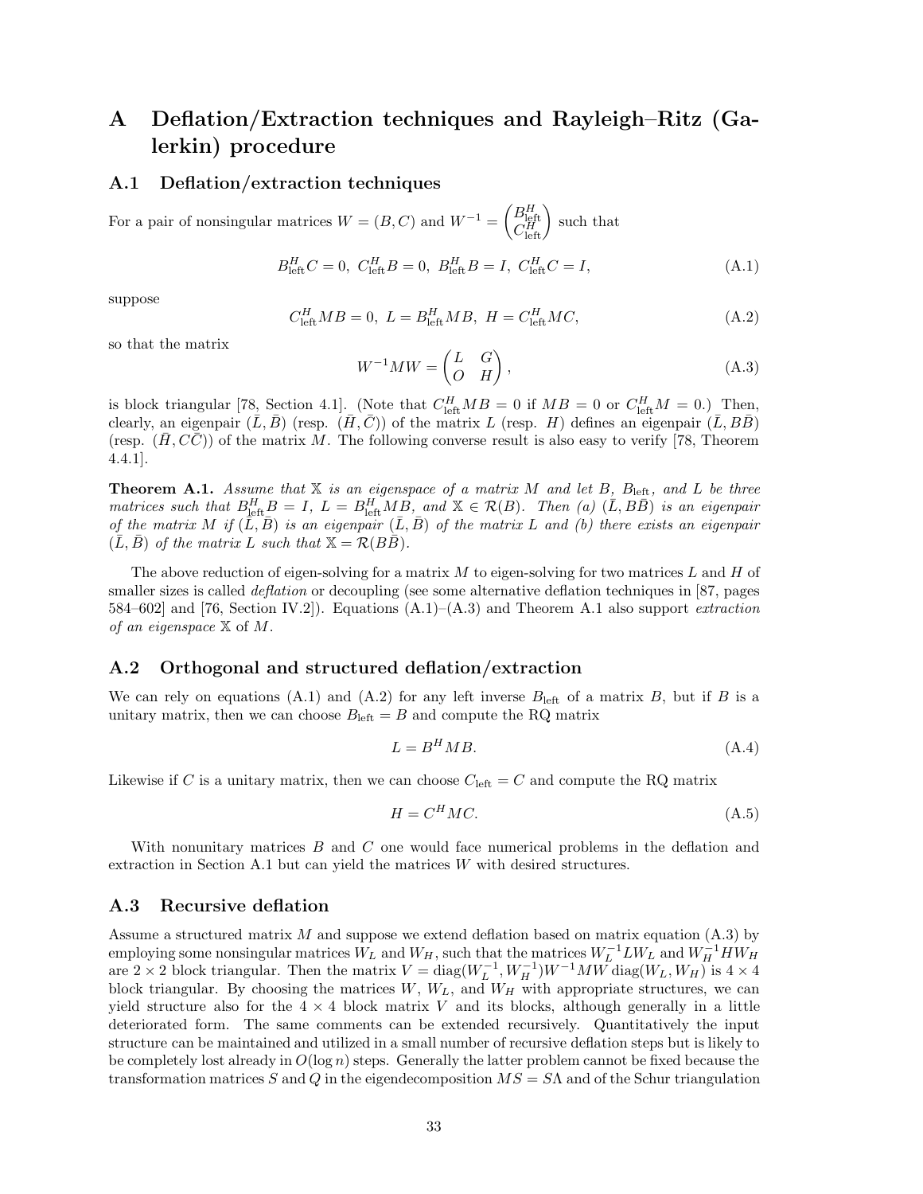# A Deflation/Extraction techniques and Rayleigh–Ritz (Galerkin) procedure

## A.1 Deflation/extraction techniques

For a pair of nonsingular matrices $W = (B, C)$ and $W^{-1} = \begin{pmatrix} B_{\text{left}}^H \\ C_{\text{left}}^H \end{pmatrix}$ such that

$$B_{\text{left}}^H C = 0,\ C_{\text{left}}^H B = 0,\ B_{\text{left}}^H B = I,\ C_{\text{left}}^H C = I, \tag{A.1}$$

suppose

$$C_{\text{left}}^H MB = 0,\ L = B_{\text{left}}^H MB,\ H = C_{\text{left}}^H MC, \tag{A.2}$$

so that the matrix

$$W^{-1}MW = \begin{pmatrix} L & G \\ O & H \end{pmatrix}, \tag{A.3}$$

is block triangular [78, Section 4.1]. (Note that $C_{\text{left}}^H MB = 0$ if $MB = 0$ or $C_{\text{left}}^H M = 0$.) Then, clearly, an eigenpair $(\bar{L}, \bar{B})$ (resp. $(\bar{H}, \bar{C})$) of the matrix $L$ (resp. $H$) defines an eigenpair $(\bar{L}, B\bar{B})$ (resp. $(\bar{H}, C\bar{C})$) of the matrix $M$. The following converse result is also easy to verify [78, Theorem 4.4.1].

**Theorem A.1.** *Assume that $\mathbb{X}$ is an eigenspace of a matrix $M$ and let $B$, $B_{\text{left}}$, and $L$ be three matrices such that $B_{\text{left}}^H B = I$, $L = B_{\text{left}}^H MB$, and $\mathbb{X} \in \mathcal{R}(B)$. Then (a) $(\bar{L}, B\bar{B})$ is an eigenpair of the matrix $M$ if $(\bar{L}, \bar{B})$ is an eigenpair $(\bar{L}, \bar{B})$ of the matrix $L$ and (b) there exists an eigenpair $(\bar{L}, \bar{B})$ of the matrix $L$ such that $\mathbb{X} = \mathcal{R}(B\bar{B})$.*

The above reduction of eigen-solving for a matrix $M$ to eigen-solving for two matrices $L$ and $H$ of smaller sizes is called *deflation* or decoupling (see some alternative deflation techniques in [87, pages 584–602] and [76, Section IV.2]). Equations (A.1)–(A.3) and Theorem A.1 also support *extraction of an eigenspace* $\mathbb{X}$ of $M$.

## A.2 Orthogonal and structured deflation/extraction

We can rely on equations (A.1) and (A.2) for any left inverse $B_{\text{left}}$ of a matrix $B$, but if $B$ is a unitary matrix, then we can choose $B_{\text{left}} = B$ and compute the RQ matrix

$$L = B^H MB. \tag{A.4}$$

Likewise if $C$ is a unitary matrix, then we can choose $C_{\text{left}} = C$ and compute the RQ matrix

$$H = C^H MC. \tag{A.5}$$

With nonunitary matrices $B$ and $C$ one would face numerical problems in the deflation and extraction in Section A.1 but can yield the matrices $W$ with desired structures.

## A.3 Recursive deflation

Assume a structured matrix $M$ and suppose we extend deflation based on matrix equation (A.3) by employing some nonsingular matrices $W_L$ and $W_H$, such that the matrices $W_L^{-1}LW_L$ and $W_H^{-1}HW_H$ are $2 \times 2$ block triangular. Then the matrix $V = \text{diag}(W_L^{-1}, W_H^{-1})W^{-1}MW\,\text{diag}(W_L, W_H)$ is $4 \times 4$ block triangular. By choosing the matrices $W$, $W_L$, and $W_H$ with appropriate structures, we can yield structure also for the $4 \times 4$ block matrix $V$ and its blocks, although generally in a little deteriorated form. The same comments can be extended recursively. Quantitatively the input structure can be maintained and utilized in a small number of recursive deflation steps but is likely to be completely lost already in $O(\log n)$ steps. Generally the latter problem cannot be fixed because the transformation matrices $S$ and $Q$ in the eigendecomposition $MS = S\Lambda$ and of the Schur triangulation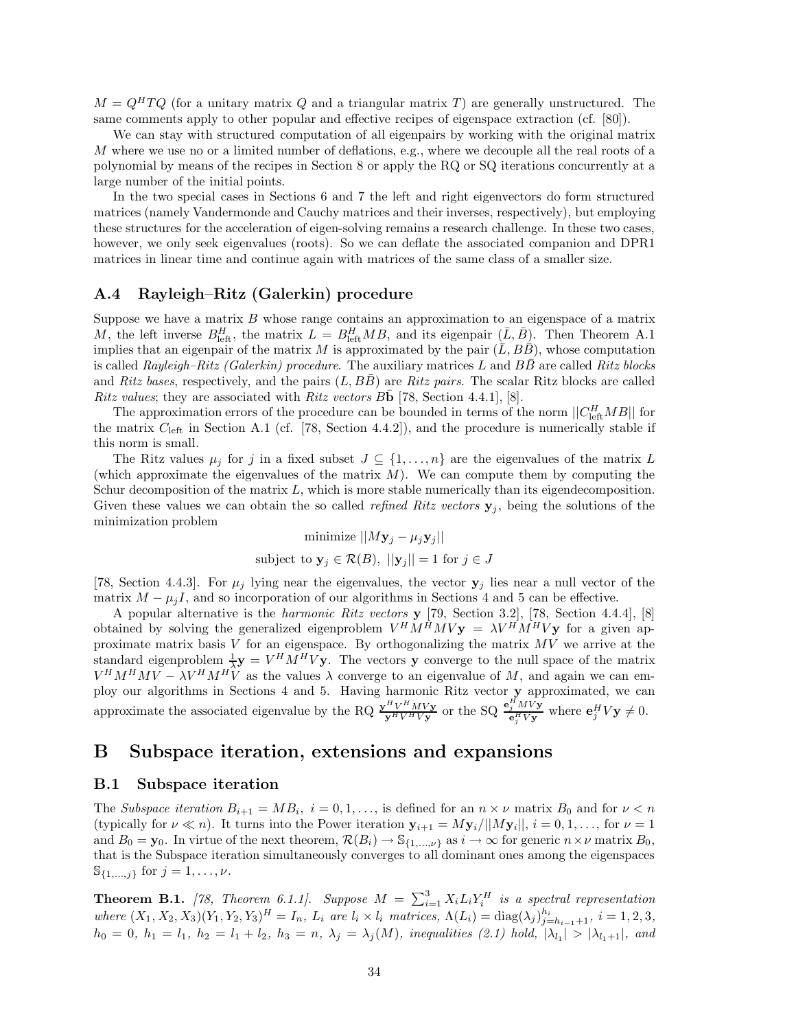$M = Q^H T Q$ (for a unitary matrix $Q$ and a triangular matrix $T$) are generally unstructured. The same comments apply to other popular and effective recipes of eigenspace extraction (cf. [80]).

We can stay with structured computation of all eigenpairs by working with the original matrix $M$ where we use no or a limited number of deflations, e.g., where we decouple all the real roots of a polynomial by means of the recipes in Section 8 or apply the RQ or SQ iterations concurrently at a large number of the initial points.

In the two special cases in Sections 6 and 7 the left and right eigenvectors do form structured matrices (namely Vandermonde and Cauchy matrices and their inverses, respectively), but employing these structures for the acceleration of eigen-solving remains a research challenge. In these two cases, however, we only seek eigenvalues (roots). So we can deflate the associated companion and DPR1 matrices in linear time and continue again with matrices of the same class of a smaller size.

### A.4 Rayleigh–Ritz (Galerkin) procedure

Suppose we have a matrix $B$ whose range contains an approximation to an eigenspace of a matrix $M$, the left inverse $B_{\text{left}}^H$, the matrix $L = B_{\text{left}}^H MB$, and its eigenpair $(\bar{L}, \bar{B})$. Then Theorem A.1 implies that an eigenpair of the matrix $M$ is approximated by the pair $(\bar{L}, B\bar{B})$, whose computation is called *Rayleigh–Ritz (Galerkin) procedure*. The auxiliary matrices $L$ and $B\bar{B}$ are called *Ritz blocks* and *Ritz bases*, respectively, and the pairs $(L, B\bar{B})$ are *Ritz pairs*. The scalar Ritz blocks are called *Ritz values*; they are associated with *Ritz vectors* $B\bar{\mathbf{b}}$ [78, Section 4.4.1], [8].

The approximation errors of the procedure can be bounded in terms of the norm $||C_{\text{left}}^H MB||$ for the matrix $C_{\text{left}}$ in Section A.1 (cf. [78, Section 4.4.2]), and the procedure is numerically stable if this norm is small.

The Ritz values $\mu_j$ for $j$ in a fixed subset $J \subseteq \{1, \ldots, n\}$ are the eigenvalues of the matrix $L$ (which approximate the eigenvalues of the matrix $M$). We can compute them by computing the Schur decomposition of the matrix $L$, which is more stable numerically than its eigendecomposition. Given these values we can obtain the so called *refined Ritz vectors* $\mathbf{y}_j$, being the solutions of the minimization problem

$$\text{minimize } ||M\mathbf{y}_j - \mu_j \mathbf{y}_j||$$

$$\text{subject to } \mathbf{y}_j \in \mathcal{R}(B),\ ||\mathbf{y}_j|| = 1 \text{ for } j \in J$$

[78, Section 4.4.3]. For $\mu_j$ lying near the eigenvalues, the vector $\mathbf{y}_j$ lies near a null vector of the matrix $M - \mu_j I$, and so incorporation of our algorithms in Sections 4 and 5 can be effective.

A popular alternative is the *harmonic Ritz vectors* $\mathbf{y}$ [79, Section 3.2], [78, Section 4.4.4], [8] obtained by solving the generalized eigenproblem $V^H M^H MV\mathbf{y} = \lambda V^H M^H V\mathbf{y}$ for a given approximate matrix basis $V$ for an eigenspace. By orthogonalizing the matrix $MV$ we arrive at the standard eigenproblem $\frac{1}{\lambda}\mathbf{y} = V^H M^H V\mathbf{y}$. The vectors $\mathbf{y}$ converge to the null space of the matrix $V^H M^H MV - \lambda V^H M^H V$ as the values $\lambda$ converge to an eigenvalue of $M$, and again we can employ our algorithms in Sections 4 and 5. Having harmonic Ritz vector $\mathbf{y}$ approximated, we can approximate the associated eigenvalue by the RQ $\frac{\mathbf{y}^H V^H MV\mathbf{y}}{\mathbf{y}^H V^H V\mathbf{y}}$ or the SQ $\frac{\mathbf{e}_j^H MV\mathbf{y}}{\mathbf{e}_j^H V\mathbf{y}}$ where $\mathbf{e}_j^H V\mathbf{y} \neq 0$.

## B Subspace iteration, extensions and expansions

### B.1 Subspace iteration

The *Subspace iteration* $B_{i+1} = MB_i,\ i = 0, 1, \ldots$, is defined for an $n \times \nu$ matrix $B_0$ and for $\nu < n$ (typically for $\nu \ll n$). It turns into the Power iteration $\mathbf{y}_{i+1} = M\mathbf{y}_i/||M\mathbf{y}_i||,\ i = 0, 1, \ldots$, for $\nu = 1$ and $B_0 = \mathbf{y}_0$. In virtue of the next theorem, $\mathcal{R}(B_i) \to \mathbb{S}_{\{1,\ldots,\nu\}}$ as $i \to \infty$ for generic $n \times \nu$ matrix $B_0$, that is the Subspace iteration simultaneously converges to all dominant ones among the eigenspaces $\mathbb{S}_{\{1,\ldots,j\}}$ for $j = 1, \ldots, \nu$.

**Theorem B.1.** *[78, Theorem 6.1.1]. Suppose $M = \sum_{i=1}^{3} X_i L_i Y_i^H$ is a spectral representation where $(X_1, X_2, X_3)(Y_1, Y_2, Y_3)^H = I_n$, $L_i$ are $l_i \times l_i$ matrices, $\Lambda(L_i) = \operatorname{diag}(\lambda_j)_{j=h_{i-1}+1}^{h_i}$, $i = 1, 2, 3$, $h_0 = 0$, $h_1 = l_1$, $h_2 = l_1 + l_2$, $h_3 = n$, $\lambda_j = \lambda_j(M)$, inequalities (2.1) hold, $|\lambda_{l_1}| > |\lambda_{l_1+1}|$, and*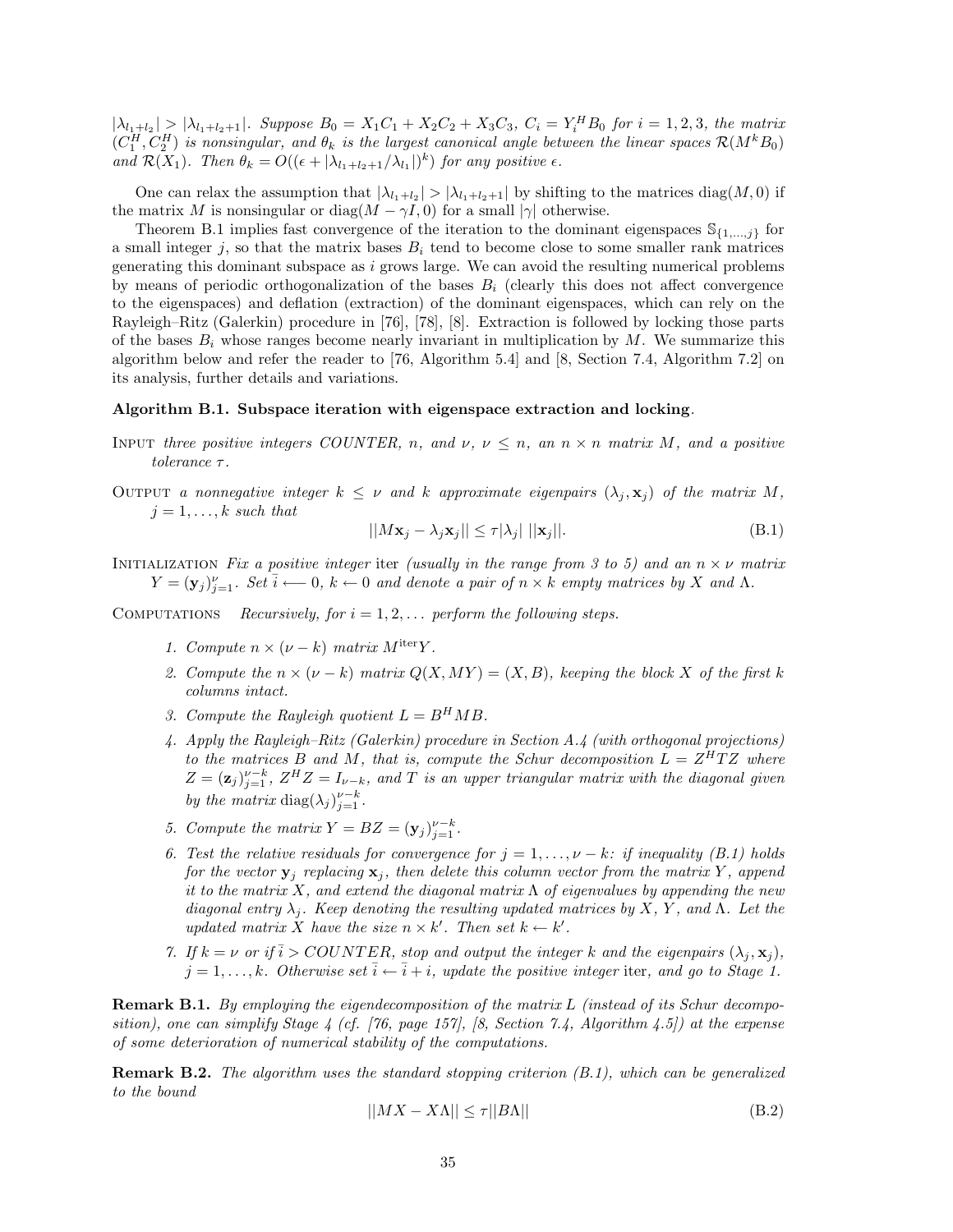$|\lambda_{l_1+l_2}| > |\lambda_{l_1+l_2+1}|$. *Suppose* $B_0 = X_1C_1 + X_2C_2 + X_3C_3$, $C_i = Y_i^H B_0$ *for* $i = 1, 2, 3$, *the matrix* $(C_1^H, C_2^H)$ *is nonsingular, and* $\theta_k$ *is the largest canonical angle between the linear spaces* $\mathcal{R}(M^k B_0)$ *and* $\mathcal{R}(X_1)$. *Then* $\theta_k = O((\epsilon + |\lambda_{l_1+l_2+1}/\lambda_{l_1}|)^k)$ *for any positive* $\epsilon$.

One can relax the assumption that $|\lambda_{l_1+l_2}| > |\lambda_{l_1+l_2+1}|$ by shifting to the matrices $\operatorname{diag}(M, 0)$ if the matrix $M$ is nonsingular or $\operatorname{diag}(M - \gamma I, 0)$ for a small $|\gamma|$ otherwise.

Theorem B.1 implies fast convergence of the iteration to the dominant eigenspaces $\mathbb{S}_{\{1,\dots,j\}}$ for a small integer $j$, so that the matrix bases $B_i$ tend to become close to some smaller rank matrices generating this dominant subspace as $i$ grows large. We can avoid the resulting numerical problems by means of periodic orthogonalization of the bases $B_i$ (clearly this does not affect convergence to the eigenspaces) and deflation (extraction) of the dominant eigenspaces, which can rely on the Rayleigh–Ritz (Galerkin) procedure in [76], [78], [8]. Extraction is followed by locking those parts of the bases $B_i$ whose ranges become nearly invariant in multiplication by $M$. We summarize this algorithm below and refer the reader to [76, Algorithm 5.4] and [8, Section 7.4, Algorithm 7.2] on its analysis, further details and variations.

**Algorithm B.1. Subspace iteration with eigenspace extraction and locking.**

INPUT *three positive integers COUNTER,* $n$, *and* $\nu$, $\nu \leq n$, *an* $n \times n$ *matrix* $M$, *and a positive tolerance* $\tau$.

OUTPUT *a nonnegative integer* $k \leq \nu$ *and* $k$ *approximate eigenpairs* $(\lambda_j, \mathbf{x}_j)$ *of the matrix* $M$, $j = 1, \dots, k$ *such that*

$$||M\mathbf{x}_j - \lambda_j \mathbf{x}_j|| \leq \tau |\lambda_j| \; ||\mathbf{x}_j||. \tag{B.1}$$

INITIALIZATION *Fix a positive integer* iter *(usually in the range from 3 to 5) and an* $n \times \nu$ *matrix* $Y = (\mathbf{y}_j)_{j=1}^{\nu}$. *Set* $\bar{i} \longleftarrow 0$, $k \leftarrow 0$ *and denote a pair of* $n \times k$ *empty matrices by* $X$ *and* $\Lambda$.

COMPUTATIONS *Recursively, for* $i = 1, 2, \dots$ *perform the following steps.*

1. *Compute* $n \times (\nu - k)$ *matrix* $M^{\text{iter}} Y$.
2. *Compute the* $n \times (\nu - k)$ *matrix* $Q(X, MY) = (X, B)$, *keeping the block* $X$ *of the first* $k$ *columns intact.*
3. *Compute the Rayleigh quotient* $L = B^H M B$.
4. *Apply the Rayleigh–Ritz (Galerkin) procedure in Section A.4 (with orthogonal projections) to the matrices* $B$ *and* $M$, *that is, compute the Schur decomposition* $L = Z^H T Z$ *where* $Z = (\mathbf{z}_j)_{j=1}^{\nu-k}$, $Z^H Z = I_{\nu-k}$, *and* $T$ *is an upper triangular matrix with the diagonal given by the matrix* $\operatorname{diag}(\lambda_j)_{j=1}^{\nu-k}$.
5. *Compute the matrix* $Y = BZ = (\mathbf{y}_j)_{j=1}^{\nu-k}$.
6. *Test the relative residuals for convergence for* $j = 1, \dots, \nu - k$: *if inequality (B.1) holds for the vector* $\mathbf{y}_j$ *replacing* $\mathbf{x}_j$, *then delete this column vector from the matrix* $Y$, *append it to the matrix* $X$, *and extend the diagonal matrix* $\Lambda$ *of eigenvalues by appending the new diagonal entry* $\lambda_j$. *Keep denoting the resulting updated matrices by* $X$, $Y$, *and* $\Lambda$. *Let the updated matrix* $X$ *have the size* $n \times k'$. *Then set* $k \leftarrow k'$.
7. *If* $k = \nu$ *or if* $\bar{i} > COUNTER$, *stop and output the integer* $k$ *and the eigenpairs* $(\lambda_j, \mathbf{x}_j)$, $j = 1, \dots, k$. *Otherwise set* $\bar{i} \leftarrow \bar{i} + i$, *update the positive integer* iter, *and go to Stage 1.*

**Remark B.1.** *By employing the eigendecomposition of the matrix* $L$ *(instead of its Schur decomposition), one can simplify Stage 4 (cf. [76, page 157], [8, Section 7.4, Algorithm 4.5]) at the expense of some deterioration of numerical stability of the computations.*

**Remark B.2.** *The algorithm uses the standard stopping criterion (B.1), which can be generalized to the bound*

$$||MX - X\Lambda|| \leq \tau ||B\Lambda|| \tag{B.2}$$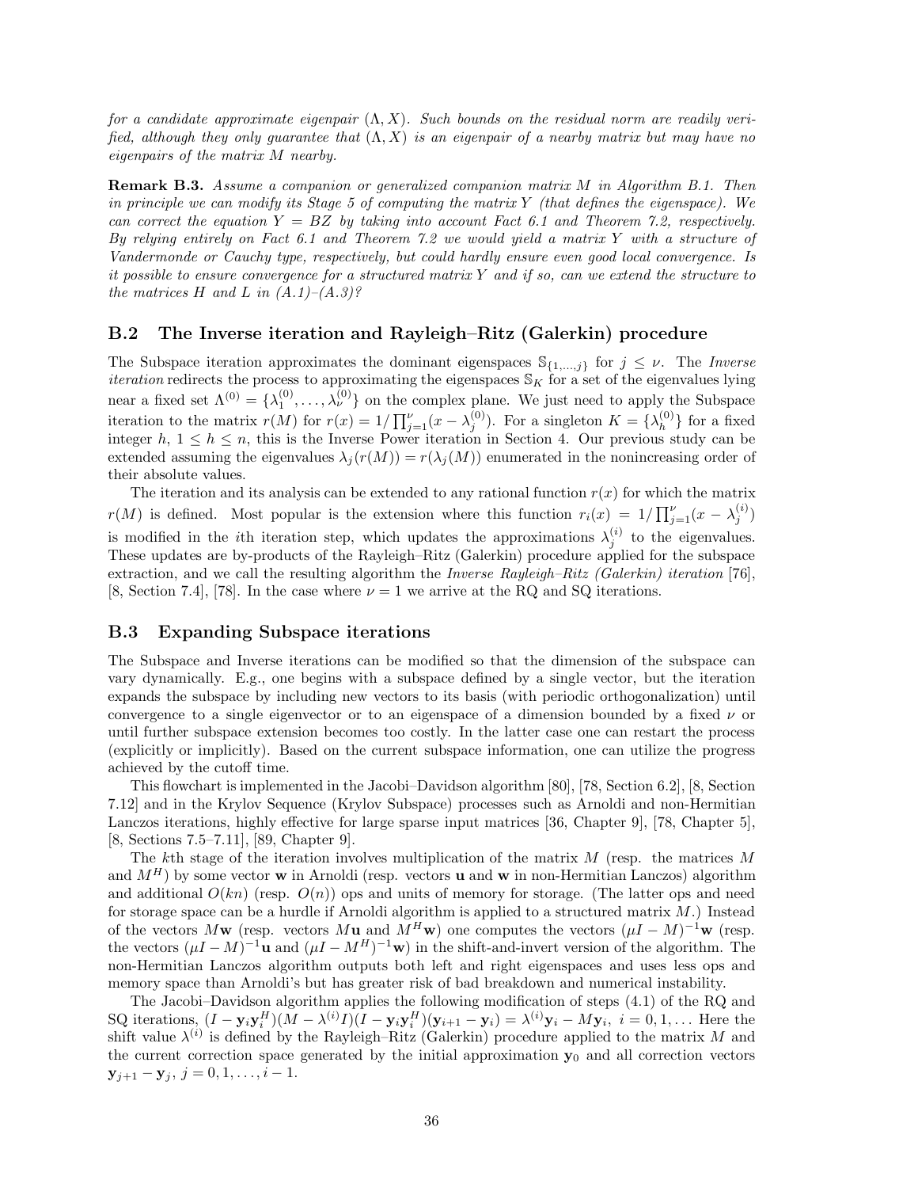*for a candidate approximate eigenpair $(\Lambda, X)$. Such bounds on the residual norm are readily verified, although they only guarantee that $(\Lambda, X)$ is an eigenpair of a nearby matrix but may have no eigenpairs of the matrix $M$ nearby.*

**Remark B.3.** *Assume a companion or generalized companion matrix $M$ in Algorithm B.1. Then in principle we can modify its Stage 5 of computing the matrix $Y$ (that defines the eigenspace). We can correct the equation $Y = BZ$ by taking into account Fact 6.1 and Theorem 7.2, respectively. By relying entirely on Fact 6.1 and Theorem 7.2 we would yield a matrix $Y$ with a structure of Vandermonde or Cauchy type, respectively, but could hardly ensure even good local convergence. Is it possible to ensure convergence for a structured matrix $Y$ and if so, can we extend the structure to the matrices $H$ and $L$ in (A.1)–(A.3)?*

## B.2 The Inverse iteration and Rayleigh–Ritz (Galerkin) procedure

The Subspace iteration approximates the dominant eigenspaces $\mathbb{S}_{\{1,\ldots,j\}}$ for $j \leq \nu$. The *Inverse iteration* redirects the process to approximating the eigenspaces $\mathbb{S}_K$ for a set of the eigenvalues lying near a fixed set $\Lambda^{(0)} = \{\lambda_1^{(0)}, \ldots, \lambda_\nu^{(0)}\}$ on the complex plane. We just need to apply the Subspace iteration to the matrix $r(M)$ for $r(x) = 1/\prod_{j=1}^{\nu}(x - \lambda_j^{(0)})$. For a singleton $K = \{\lambda_h^{(0)}\}$ for a fixed integer $h$, $1 \leq h \leq n$, this is the Inverse Power iteration in Section 4. Our previous study can be extended assuming the eigenvalues $\lambda_j(r(M)) = r(\lambda_j(M))$ enumerated in the nonincreasing order of their absolute values.

The iteration and its analysis can be extended to any rational function $r(x)$ for which the matrix $r(M)$ is defined. Most popular is the extension where this function $r_i(x) = 1/\prod_{j=1}^{\nu}(x - \lambda_j^{(i)})$ is modified in the $i$th iteration step, which updates the approximations $\lambda_j^{(i)}$ to the eigenvalues. These updates are by-products of the Rayleigh–Ritz (Galerkin) procedure applied for the subspace extraction, and we call the resulting algorithm the *Inverse Rayleigh–Ritz (Galerkin) iteration* [76], [8, Section 7.4], [78]. In the case where $\nu = 1$ we arrive at the RQ and SQ iterations.

## B.3 Expanding Subspace iterations

The Subspace and Inverse iterations can be modified so that the dimension of the subspace can vary dynamically. E.g., one begins with a subspace defined by a single vector, but the iteration expands the subspace by including new vectors to its basis (with periodic orthogonalization) until convergence to a single eigenvector or to an eigenspace of a dimension bounded by a fixed $\nu$ or until further subspace extension becomes too costly. In the latter case one can restart the process (explicitly or implicitly). Based on the current subspace information, one can utilize the progress achieved by the cutoff time.

This flowchart is implemented in the Jacobi–Davidson algorithm [80], [78, Section 6.2], [8, Section 7.12] and in the Krylov Sequence (Krylov Subspace) processes such as Arnoldi and non-Hermitian Lanczos iterations, highly effective for large sparse input matrices [36, Chapter 9], [78, Chapter 5], [8, Sections 7.5–7.11], [89, Chapter 9].

The $k$th stage of the iteration involves multiplication of the matrix $M$ (resp. the matrices $M$ and $M^H$) by some vector $\mathbf{w}$ in Arnoldi (resp. vectors $\mathbf{u}$ and $\mathbf{w}$ in non-Hermitian Lanczos) algorithm and additional $O(kn)$ (resp. $O(n)$) ops and units of memory for storage. (The latter ops and need for storage space can be a hurdle if Arnoldi algorithm is applied to a structured matrix $M$.) Instead of the vectors $M\mathbf{w}$ (resp. vectors $M\mathbf{u}$ and $M^H\mathbf{w}$) one computes the vectors $(\mu I - M)^{-1}\mathbf{w}$ (resp. the vectors $(\mu I - M)^{-1}\mathbf{u}$ and $(\mu I - M^H)^{-1}\mathbf{w}$) in the shift-and-invert version of the algorithm. The non-Hermitian Lanczos algorithm outputs both left and right eigenspaces and uses less ops and memory space than Arnoldi's but has greater risk of bad breakdown and numerical instability.

The Jacobi–Davidson algorithm applies the following modification of steps (4.1) of the RQ and SQ iterations, $(I - \mathbf{y}_i\mathbf{y}_i^H)(M - \lambda^{(i)}I)(I - \mathbf{y}_i\mathbf{y}_i^H)(\mathbf{y}_{i+1} - \mathbf{y}_i) = \lambda^{(i)}\mathbf{y}_i - M\mathbf{y}_i$, $i = 0, 1, \ldots$ Here the shift value $\lambda^{(i)}$ is defined by the Rayleigh–Ritz (Galerkin) procedure applied to the matrix $M$ and the current correction space generated by the initial approximation $\mathbf{y}_0$ and all correction vectors $\mathbf{y}_{j+1} - \mathbf{y}_j$, $j = 0, 1, \ldots, i - 1$.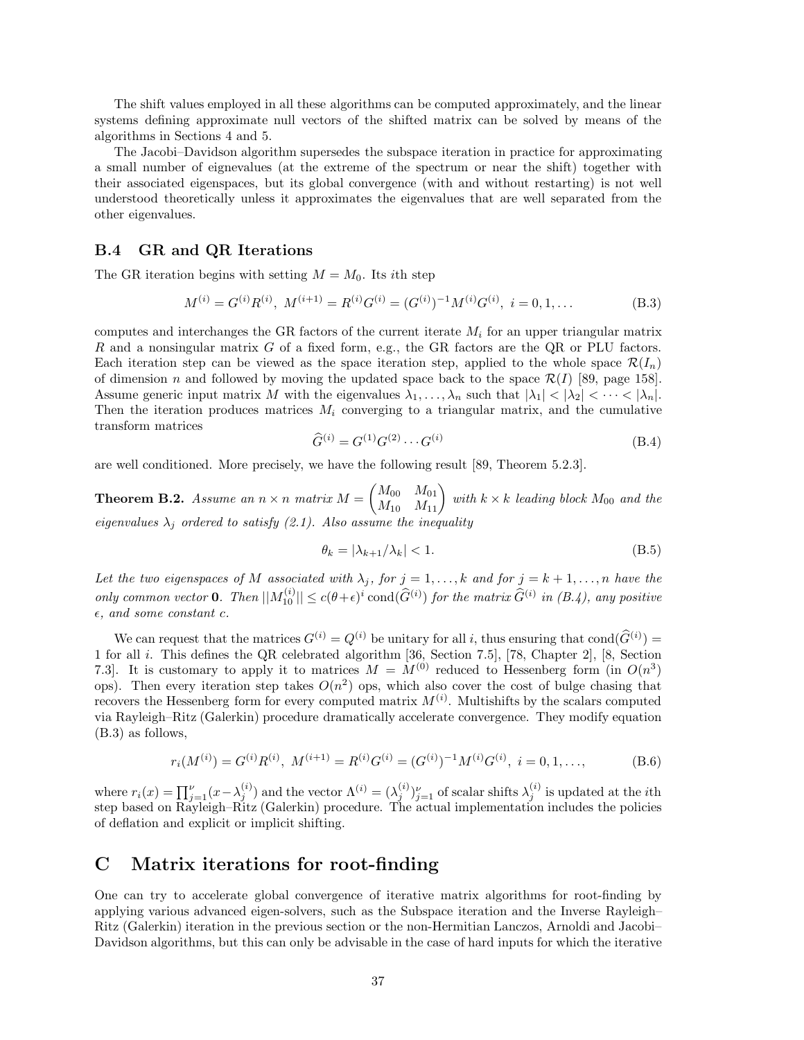The shift values employed in all these algorithms can be computed approximately, and the linear systems defining approximate null vectors of the shifted matrix can be solved by means of the algorithms in Sections 4 and 5.

The Jacobi–Davidson algorithm supersedes the subspace iteration in practice for approximating a small number of eignevalues (at the extreme of the spectrum or near the shift) together with their associated eigenspaces, but its global convergence (with and without restarting) is not well understood theoretically unless it approximates the eigenvalues that are well separated from the other eigenvalues.

### B.4 GR and QR Iterations

The GR iteration begins with setting $M = M_0$. Its $i$th step

$$M^{(i)} = G^{(i)}R^{(i)},\ M^{(i+1)} = R^{(i)}G^{(i)} = (G^{(i)})^{-1}M^{(i)}G^{(i)},\ i = 0, 1, \ldots \tag{B.3}$$

computes and interchanges the GR factors of the current iterate $M_i$ for an upper triangular matrix $R$ and a nonsingular matrix $G$ of a fixed form, e.g., the GR factors are the QR or PLU factors. Each iteration step can be viewed as the space iteration step, applied to the whole space $\mathcal{R}(I_n)$ of dimension $n$ and followed by moving the updated space back to the space $\mathcal{R}(I)$ [89, page 158]. Assume generic input matrix $M$ with the eigenvalues $\lambda_1, \ldots, \lambda_n$ such that $|\lambda_1| < |\lambda_2| < \cdots < |\lambda_n|$. Then the iteration produces matrices $M_i$ converging to a triangular matrix, and the cumulative transform matrices

$$\widehat{G}^{(i)} = G^{(1)}G^{(2)} \cdots G^{(i)} \tag{B.4}$$

are well conditioned. More precisely, we have the following result [89, Theorem 5.2.3].

**Theorem B.2.** *Assume an $n \times n$ matrix $M = \begin{pmatrix} M_{00} & M_{01} \\ M_{10} & M_{11} \end{pmatrix}$ with $k \times k$ leading block $M_{00}$ and the eigenvalues $\lambda_j$ ordered to satisfy (2.1). Also assume the inequality*

$$\theta_k = |\lambda_{k+1}/\lambda_k| < 1. \tag{B.5}$$

*Let the two eigenspaces of $M$ associated with $\lambda_j$, for $j = 1, \ldots, k$ and for $j = k+1, \ldots, n$ have the only common vector $\mathbf{0}$. Then $||M_{10}^{(i)}|| \le c(\theta+\epsilon)^i \operatorname{cond}(\widehat{G}^{(i)})$ for the matrix $\widehat{G}^{(i)}$ in (B.4), any positive $\epsilon$, and some constant $c$.*

We can request that the matrices $G^{(i)} = Q^{(i)}$ be unitary for all $i$, thus ensuring that $\operatorname{cond}(\widehat{G}^{(i)}) = 1$ for all $i$. This defines the QR celebrated algorithm [36, Section 7.5], [78, Chapter 2], [8, Section 7.3]. It is customary to apply it to matrices $M = M^{(0)}$ reduced to Hessenberg form (in $O(n^3)$ ops). Then every iteration step takes $O(n^2)$ ops, which also cover the cost of bulge chasing that recovers the Hessenberg form for every computed matrix $M^{(i)}$. Multishifts by the scalars computed via Rayleigh–Ritz (Galerkin) procedure dramatically accelerate convergence. They modify equation (B.3) as follows,

$$r_i(M^{(i)}) = G^{(i)}R^{(i)},\ M^{(i+1)} = R^{(i)}G^{(i)} = (G^{(i)})^{-1}M^{(i)}G^{(i)},\ i = 0, 1, \ldots, \tag{B.6}$$

where $r_i(x) = \prod_{j=1}^{\nu}(x - \lambda_j^{(i)})$ and the vector $\Lambda^{(i)} = (\lambda_j^{(i)})_{j=1}^{\nu}$ of scalar shifts $\lambda_j^{(i)}$ is updated at the $i$th step based on Rayleigh–Ritz (Galerkin) procedure. The actual implementation includes the policies of deflation and explicit or implicit shifting.

## C Matrix iterations for root-finding

One can try to accelerate global convergence of iterative matrix algorithms for root-finding by applying various advanced eigen-solvers, such as the Subspace iteration and the Inverse Rayleigh–Ritz (Galerkin) iteration in the previous section or the non-Hermitian Lanczos, Arnoldi and Jacobi–Davidson algorithms, but this can only be advisable in the case of hard inputs for which the iterative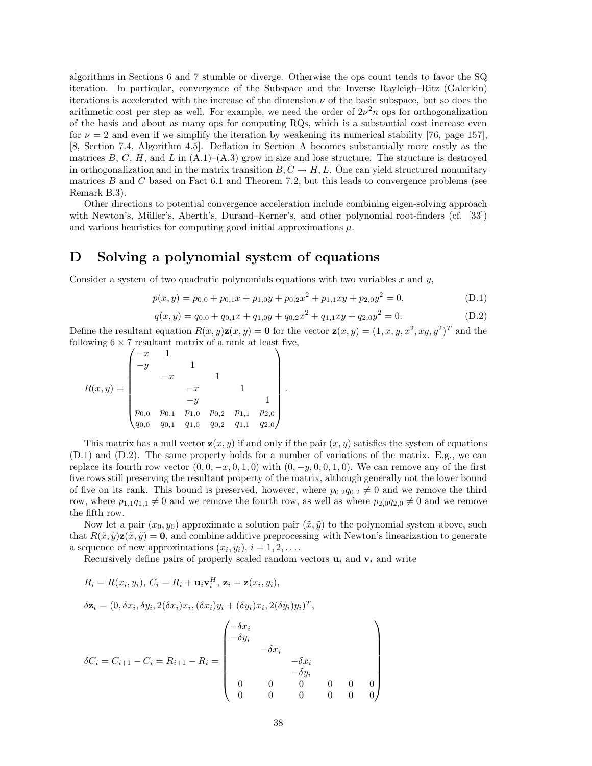algorithms in Sections 6 and 7 stumble or diverge. Otherwise the ops count tends to favor the SQ iteration. In particular, convergence of the Subspace and the Inverse Rayleigh–Ritz (Galerkin) iterations is accelerated with the increase of the dimension $\nu$ of the basic subspace, but so does the arithmetic cost per step as well. For example, we need the order of $2\nu^2 n$ ops for orthogonalization of the basis and about as many ops for computing RQs, which is a substantial cost increase even for $\nu = 2$ and even if we simplify the iteration by weakening its numerical stability [76, page 157], [8, Section 7.4, Algorithm 4.5]. Deflation in Section A becomes substantially more costly as the matrices $B$, $C$, $H$, and $L$ in (A.1)–(A.3) grow in size and lose structure. The structure is destroyed in orthogonalization and in the matrix transition $B, C \rightarrow H, L$. One can yield structured nonunitary matrices $B$ and $C$ based on Fact 6.1 and Theorem 7.2, but this leads to convergence problems (see Remark B.3).

Other directions to potential convergence acceleration include combining eigen-solving approach with Newton's, Müller's, Aberth's, Durand–Kerner's, and other polynomial root-finders (cf. [33]) and various heuristics for computing good initial approximations $\mu$.

# D Solving a polynomial system of equations

Consider a system of two quadratic polynomials equations with two variables $x$ and $y$,

$$p(x, y) = p_{0,0} + p_{0,1}x + p_{1,0}y + p_{0,2}x^2 + p_{1,1}xy + p_{2,0}y^2 = 0, \tag{D.1}$$

$$q(x, y) = q_{0,0} + q_{0,1}x + q_{1,0}y + q_{0,2}x^2 + q_{1,1}xy + q_{2,0}y^2 = 0. \tag{D.2}$$

Define the resultant equation $R(x, y)\mathbf{z}(x, y) = \mathbf{0}$ for the vector $\mathbf{z}(x, y) = (1, x, y, x^2, xy, y^2)^T$ and the following $6 \times 7$ resultant matrix of a rank at least five,

$$R(x, y) = \begin{pmatrix} -x & 1 & & & & \\ -y & & 1 & & & \\ & -x & & 1 & & \\ & & -x & & 1 & \\ & & -y & & & 1 \\ p_{0,0} & p_{0,1} & p_{1,0} & p_{0,2} & p_{1,1} & p_{2,0} \\ q_{0,0} & q_{0,1} & q_{1,0} & q_{0,2} & q_{1,1} & q_{2,0} \end{pmatrix}.$$

This matrix has a null vector $\mathbf{z}(x, y)$ if and only if the pair $(x, y)$ satisfies the system of equations (D.1) and (D.2). The same property holds for a number of variations of the matrix. E.g., we can replace its fourth row vector $(0, 0, -x, 0, 1, 0)$ with $(0, -y, 0, 0, 1, 0)$. We can remove any of the first five rows still preserving the resultant property of the matrix, although generally not the lower bound of five on its rank. This bound is preserved, however, where $p_{0,2}q_{0,2} \neq 0$ and we remove the third row, where $p_{1,1}q_{1,1} \neq 0$ and we remove the fourth row, as well as where $p_{2,0}q_{2,0} \neq 0$ and we remove the fifth row.

Now let a pair $(x_0, y_0)$ approximate a solution pair $(\tilde{x}, \tilde{y})$ to the polynomial system above, such that $R(\tilde{x}, \tilde{y})\mathbf{z}(\tilde{x}, \tilde{y}) = \mathbf{0}$, and combine additive preprocessing with Newton's linearization to generate a sequence of new approximations $(x_i, y_i)$, $i = 1, 2, \ldots$.

Recursively define pairs of properly scaled random vectors $\mathbf{u}_i$ and $\mathbf{v}_i$ and write

$$R_i = R(x_i, y_i),\ C_i = R_i + \mathbf{u}_i\mathbf{v}_i^H,\ \mathbf{z}_i = \mathbf{z}(x_i, y_i),$$

$$\delta\mathbf{z}_i = (0, \delta x_i, \delta y_i, 2(\delta x_i)x_i, (\delta x_i)y_i + (\delta y_i)x_i, 2(\delta y_i)y_i)^T,$$

$$\delta C_i = C_{i+1} - C_i = R_{i+1} - R_i = \begin{pmatrix} -\delta x_i & & & & & \\ -\delta y_i & & & & & \\ & -\delta x_i & & & & \\ & & -\delta x_i & & & \\ & & -\delta y_i & & & \\ 0 & 0 & 0 & 0 & 0 & 0 \\ 0 & 0 & 0 & 0 & 0 & 0 \end{pmatrix}$$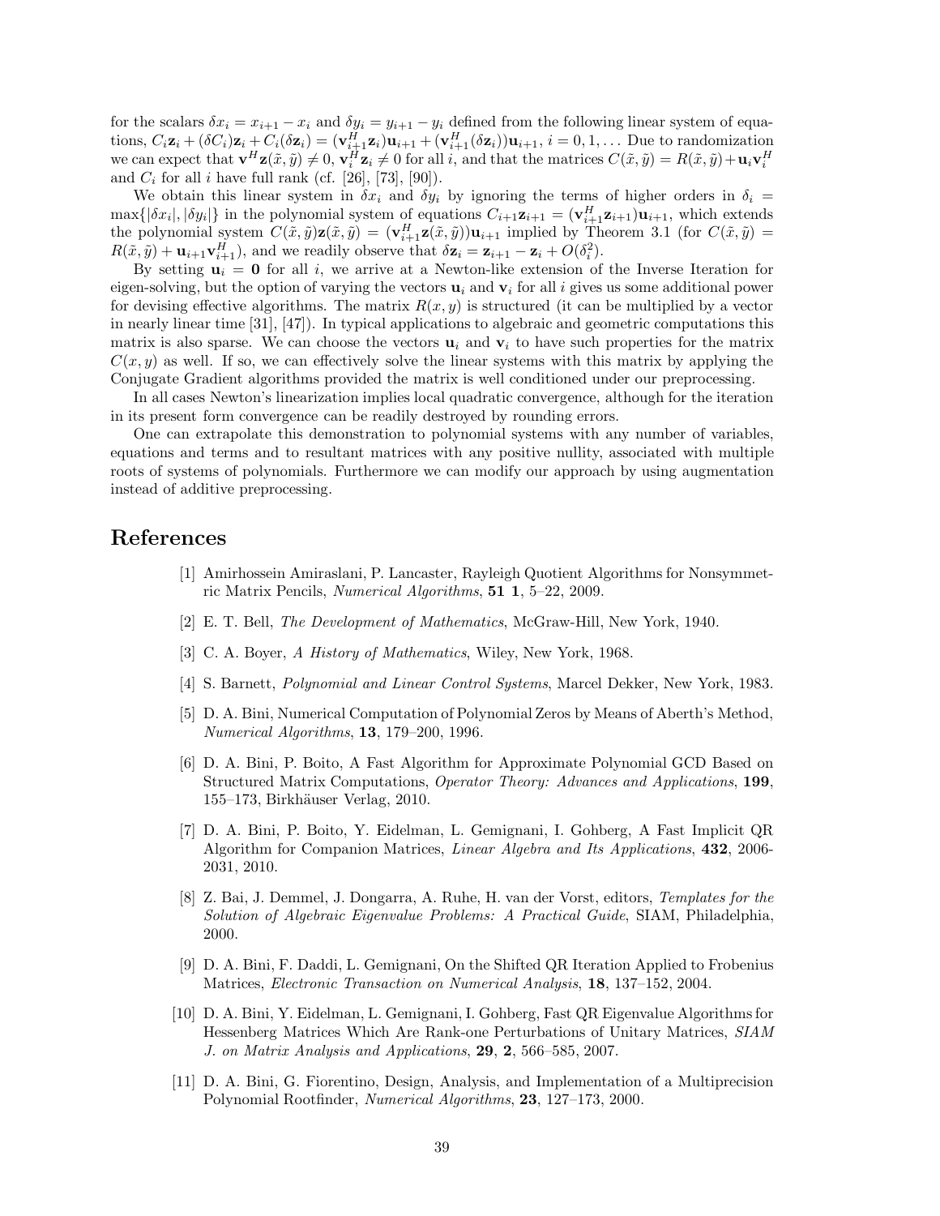for the scalars $\delta x_i = x_{i+1} - x_i$ and $\delta y_i = y_{i+1} - y_i$ defined from the following linear system of equations, $C_i \mathbf{z}_i + (\delta C_i)\mathbf{z}_i + C_i(\delta \mathbf{z}_i) = (\mathbf{v}_{i+1}^H \mathbf{z}_i)\mathbf{u}_{i+1} + (\mathbf{v}_{i+1}^H(\delta \mathbf{z}_i))\mathbf{u}_{i+1}$, $i = 0, 1, \ldots$ Due to randomization we can expect that $\mathbf{v}^H \mathbf{z}(\tilde{x}, \tilde{y}) \neq 0$, $\mathbf{v}_i^H \mathbf{z}_i \neq 0$ for all $i$, and that the matrices $C(\tilde{x}, \tilde{y}) = R(\tilde{x}, \tilde{y}) + \mathbf{u}_i \mathbf{v}_i^H$ and $C_i$ for all $i$ have full rank (cf. [26], [73], [90]).

We obtain this linear system in $\delta x_i$ and $\delta y_i$ by ignoring the terms of higher orders in $\delta_i = \max\{|\delta x_i|, |\delta y_i|\}$ in the polynomial system of equations $C_{i+1}\mathbf{z}_{i+1} = (\mathbf{v}_{i+1}^H \mathbf{z}_{i+1})\mathbf{u}_{i+1}$, which extends the polynomial system $C(\tilde{x}, \tilde{y})\mathbf{z}(\tilde{x}, \tilde{y}) = (\mathbf{v}_{i+1}^H \mathbf{z}(\tilde{x}, \tilde{y}))\mathbf{u}_{i+1}$ implied by Theorem 3.1 (for $C(\tilde{x}, \tilde{y}) = R(\tilde{x}, \tilde{y}) + \mathbf{u}_{i+1}\mathbf{v}_{i+1}^H$), and we readily observe that $\delta \mathbf{z}_i = \mathbf{z}_{i+1} - \mathbf{z}_i + O(\delta_i^2)$.

By setting $\mathbf{u}_i = \mathbf{0}$ for all $i$, we arrive at a Newton-like extension of the Inverse Iteration for eigen-solving, but the option of varying the vectors $\mathbf{u}_i$ and $\mathbf{v}_i$ for all $i$ gives us some additional power for devising effective algorithms. The matrix $R(x, y)$ is structured (it can be multiplied by a vector in nearly linear time [31], [47]). In typical applications to algebraic and geometric computations this matrix is also sparse. We can choose the vectors $\mathbf{u}_i$ and $\mathbf{v}_i$ to have such properties for the matrix $C(x, y)$ as well. If so, we can effectively solve the linear systems with this matrix by applying the Conjugate Gradient algorithms provided the matrix is well conditioned under our preprocessing.

In all cases Newton's linearization implies local quadratic convergence, although for the iteration in its present form convergence can be readily destroyed by rounding errors.

One can extrapolate this demonstration to polynomial systems with any number of variables, equations and terms and to resultant matrices with any positive nullity, associated with multiple roots of systems of polynomials. Furthermore we can modify our approach by using augmentation instead of additive preprocessing.

# References

[1] Amirhossein Amiraslani, P. Lancaster, Rayleigh Quotient Algorithms for Nonsymmetric Matrix Pencils, *Numerical Algorithms*, **51 1**, 5–22, 2009.

[2] E. T. Bell, *The Development of Mathematics*, McGraw-Hill, New York, 1940.

[3] C. A. Boyer, *A History of Mathematics*, Wiley, New York, 1968.

[4] S. Barnett, *Polynomial and Linear Control Systems*, Marcel Dekker, New York, 1983.

[5] D. A. Bini, Numerical Computation of Polynomial Zeros by Means of Aberth's Method, *Numerical Algorithms*, **13**, 179–200, 1996.

[6] D. A. Bini, P. Boito, A Fast Algorithm for Approximate Polynomial GCD Based on Structured Matrix Computations, *Operator Theory: Advances and Applications*, **199**, 155–173, Birkhäuser Verlag, 2010.

[7] D. A. Bini, P. Boito, Y. Eidelman, L. Gemignani, I. Gohberg, A Fast Implicit QR Algorithm for Companion Matrices, *Linear Algebra and Its Applications*, **432**, 2006-2031, 2010.

[8] Z. Bai, J. Demmel, J. Dongarra, A. Ruhe, H. van der Vorst, editors, *Templates for the Solution of Algebraic Eigenvalue Problems: A Practical Guide*, SIAM, Philadelphia, 2000.

[9] D. A. Bini, F. Daddi, L. Gemignani, On the Shifted QR Iteration Applied to Frobenius Matrices, *Electronic Transaction on Numerical Analysis*, **18**, 137–152, 2004.

[10] D. A. Bini, Y. Eidelman, L. Gemignani, I. Gohberg, Fast QR Eigenvalue Algorithms for Hessenberg Matrices Which Are Rank-one Perturbations of Unitary Matrices, *SIAM J. on Matrix Analysis and Applications*, **29**, **2**, 566–585, 2007.

[11] D. A. Bini, G. Fiorentino, Design, Analysis, and Implementation of a Multiprecision Polynomial Rootfinder, *Numerical Algorithms*, **23**, 127–173, 2000.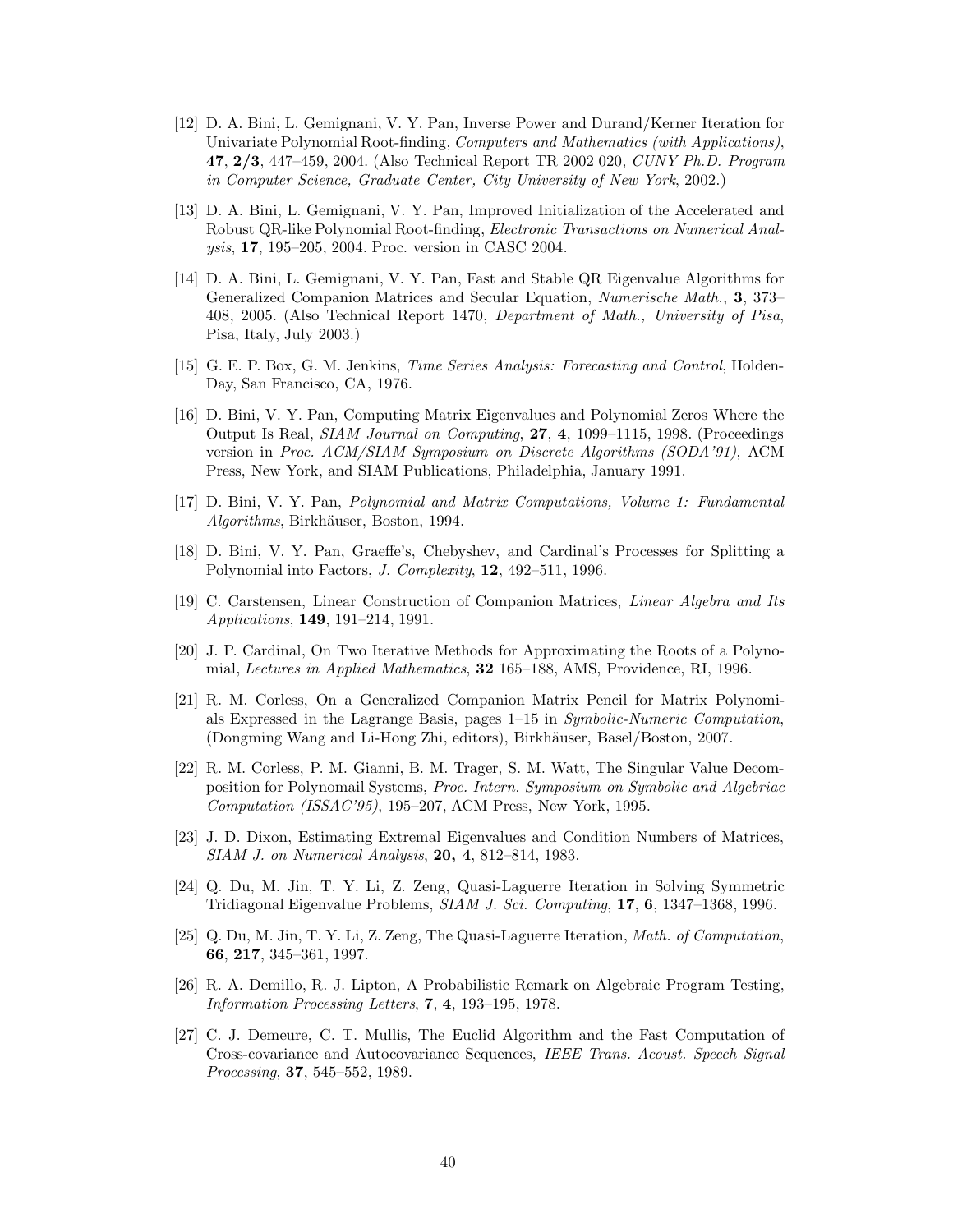[12] D. A. Bini, L. Gemignani, V. Y. Pan, Inverse Power and Durand/Kerner Iteration for Univariate Polynomial Root-finding, *Computers and Mathematics (with Applications)*, **47**, **2/3**, 447–459, 2004. (Also Technical Report TR 2002 020, *CUNY Ph.D. Program in Computer Science, Graduate Center, City University of New York*, 2002.)

[13] D. A. Bini, L. Gemignani, V. Y. Pan, Improved Initialization of the Accelerated and Robust QR-like Polynomial Root-finding, *Electronic Transactions on Numerical Analysis*, **17**, 195–205, 2004. Proc. version in CASC 2004.

[14] D. A. Bini, L. Gemignani, V. Y. Pan, Fast and Stable QR Eigenvalue Algorithms for Generalized Companion Matrices and Secular Equation, *Numerische Math.*, **3**, 373–408, 2005. (Also Technical Report 1470, *Department of Math., University of Pisa*, Pisa, Italy, July 2003.)

[15] G. E. P. Box, G. M. Jenkins, *Time Series Analysis: Forecasting and Control*, Holden-Day, San Francisco, CA, 1976.

[16] D. Bini, V. Y. Pan, Computing Matrix Eigenvalues and Polynomial Zeros Where the Output Is Real, *SIAM Journal on Computing*, **27**, **4**, 1099–1115, 1998. (Proceedings version in *Proc. ACM/SIAM Symposium on Discrete Algorithms (SODA'91)*, ACM Press, New York, and SIAM Publications, Philadelphia, January 1991.

[17] D. Bini, V. Y. Pan, *Polynomial and Matrix Computations, Volume 1: Fundamental Algorithms*, Birkhäuser, Boston, 1994.

[18] D. Bini, V. Y. Pan, Graeffe's, Chebyshev, and Cardinal's Processes for Splitting a Polynomial into Factors, *J. Complexity*, **12**, 492–511, 1996.

[19] C. Carstensen, Linear Construction of Companion Matrices, *Linear Algebra and Its Applications*, **149**, 191–214, 1991.

[20] J. P. Cardinal, On Two Iterative Methods for Approximating the Roots of a Polynomial, *Lectures in Applied Mathematics*, **32** 165–188, AMS, Providence, RI, 1996.

[21] R. M. Corless, On a Generalized Companion Matrix Pencil for Matrix Polynomials Expressed in the Lagrange Basis, pages 1–15 in *Symbolic-Numeric Computation*, (Dongming Wang and Li-Hong Zhi, editors), Birkhäuser, Basel/Boston, 2007.

[22] R. M. Corless, P. M. Gianni, B. M. Trager, S. M. Watt, The Singular Value Decomposition for Polynomail Systems, *Proc. Intern. Symposium on Symbolic and Algebriac Computation (ISSAC'95)*, 195–207, ACM Press, New York, 1995.

[23] J. D. Dixon, Estimating Extremal Eigenvalues and Condition Numbers of Matrices, *SIAM J. on Numerical Analysis*, **20, 4**, 812–814, 1983.

[24] Q. Du, M. Jin, T. Y. Li, Z. Zeng, Quasi-Laguerre Iteration in Solving Symmetric Tridiagonal Eigenvalue Problems, *SIAM J. Sci. Computing*, **17**, **6**, 1347–1368, 1996.

[25] Q. Du, M. Jin, T. Y. Li, Z. Zeng, The Quasi-Laguerre Iteration, *Math. of Computation*, **66**, **217**, 345–361, 1997.

[26] R. A. Demillo, R. J. Lipton, A Probabilistic Remark on Algebraic Program Testing, *Information Processing Letters*, **7**, **4**, 193–195, 1978.

[27] C. J. Demeure, C. T. Mullis, The Euclid Algorithm and the Fast Computation of Cross-covariance and Autocovariance Sequences, *IEEE Trans. Acoust. Speech Signal Processing*, **37**, 545–552, 1989.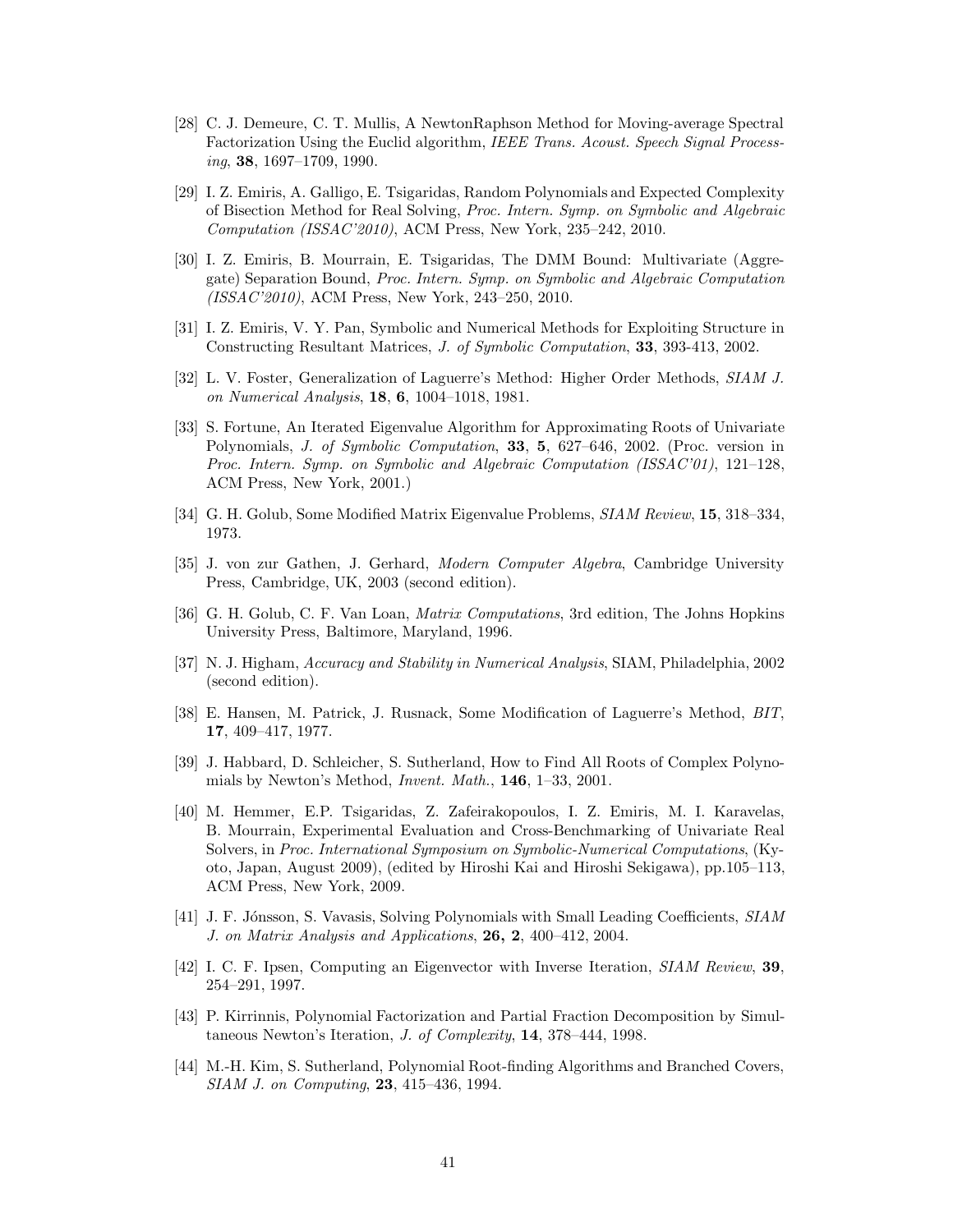[28] C. J. Demeure, C. T. Mullis, A NewtonRaphson Method for Moving-average Spectral Factorization Using the Euclid algorithm, *IEEE Trans. Acoust. Speech Signal Processing*, **38**, 1697–1709, 1990.

[29] I. Z. Emiris, A. Galligo, E. Tsigaridas, Random Polynomials and Expected Complexity of Bisection Method for Real Solving, *Proc. Intern. Symp. on Symbolic and Algebraic Computation (ISSAC'2010)*, ACM Press, New York, 235–242, 2010.

[30] I. Z. Emiris, B. Mourrain, E. Tsigaridas, The DMM Bound: Multivariate (Aggregate) Separation Bound, *Proc. Intern. Symp. on Symbolic and Algebraic Computation (ISSAC'2010)*, ACM Press, New York, 243–250, 2010.

[31] I. Z. Emiris, V. Y. Pan, Symbolic and Numerical Methods for Exploiting Structure in Constructing Resultant Matrices, *J. of Symbolic Computation*, **33**, 393-413, 2002.

[32] L. V. Foster, Generalization of Laguerre's Method: Higher Order Methods, *SIAM J. on Numerical Analysis*, **18**, **6**, 1004–1018, 1981.

[33] S. Fortune, An Iterated Eigenvalue Algorithm for Approximating Roots of Univariate Polynomials, *J. of Symbolic Computation*, **33**, **5**, 627–646, 2002. (Proc. version in *Proc. Intern. Symp. on Symbolic and Algebraic Computation (ISSAC'01)*, 121–128, ACM Press, New York, 2001.)

[34] G. H. Golub, Some Modified Matrix Eigenvalue Problems, *SIAM Review*, **15**, 318–334, 1973.

[35] J. von zur Gathen, J. Gerhard, *Modern Computer Algebra*, Cambridge University Press, Cambridge, UK, 2003 (second edition).

[36] G. H. Golub, C. F. Van Loan, *Matrix Computations*, 3rd edition, The Johns Hopkins University Press, Baltimore, Maryland, 1996.

[37] N. J. Higham, *Accuracy and Stability in Numerical Analysis*, SIAM, Philadelphia, 2002 (second edition).

[38] E. Hansen, M. Patrick, J. Rusnack, Some Modification of Laguerre's Method, *BIT*, **17**, 409–417, 1977.

[39] J. Habbard, D. Schleicher, S. Sutherland, How to Find All Roots of Complex Polynomials by Newton's Method, *Invent. Math.*, **146**, 1–33, 2001.

[40] M. Hemmer, E.P. Tsigaridas, Z. Zafeirakopoulos, I. Z. Emiris, M. I. Karavelas, B. Mourrain, Experimental Evaluation and Cross-Benchmarking of Univariate Real Solvers, in *Proc. International Symposium on Symbolic-Numerical Computations*, (Kyoto, Japan, August 2009), (edited by Hiroshi Kai and Hiroshi Sekigawa), pp.105–113, ACM Press, New York, 2009.

[41] J. F. Jónsson, S. Vavasis, Solving Polynomials with Small Leading Coefficients, *SIAM J. on Matrix Analysis and Applications*, **26, 2**, 400–412, 2004.

[42] I. C. F. Ipsen, Computing an Eigenvector with Inverse Iteration, *SIAM Review*, **39**, 254–291, 1997.

[43] P. Kirrinnis, Polynomial Factorization and Partial Fraction Decomposition by Simultaneous Newton's Iteration, *J. of Complexity*, **14**, 378–444, 1998.

[44] M.-H. Kim, S. Sutherland, Polynomial Root-finding Algorithms and Branched Covers, *SIAM J. on Computing*, **23**, 415–436, 1994.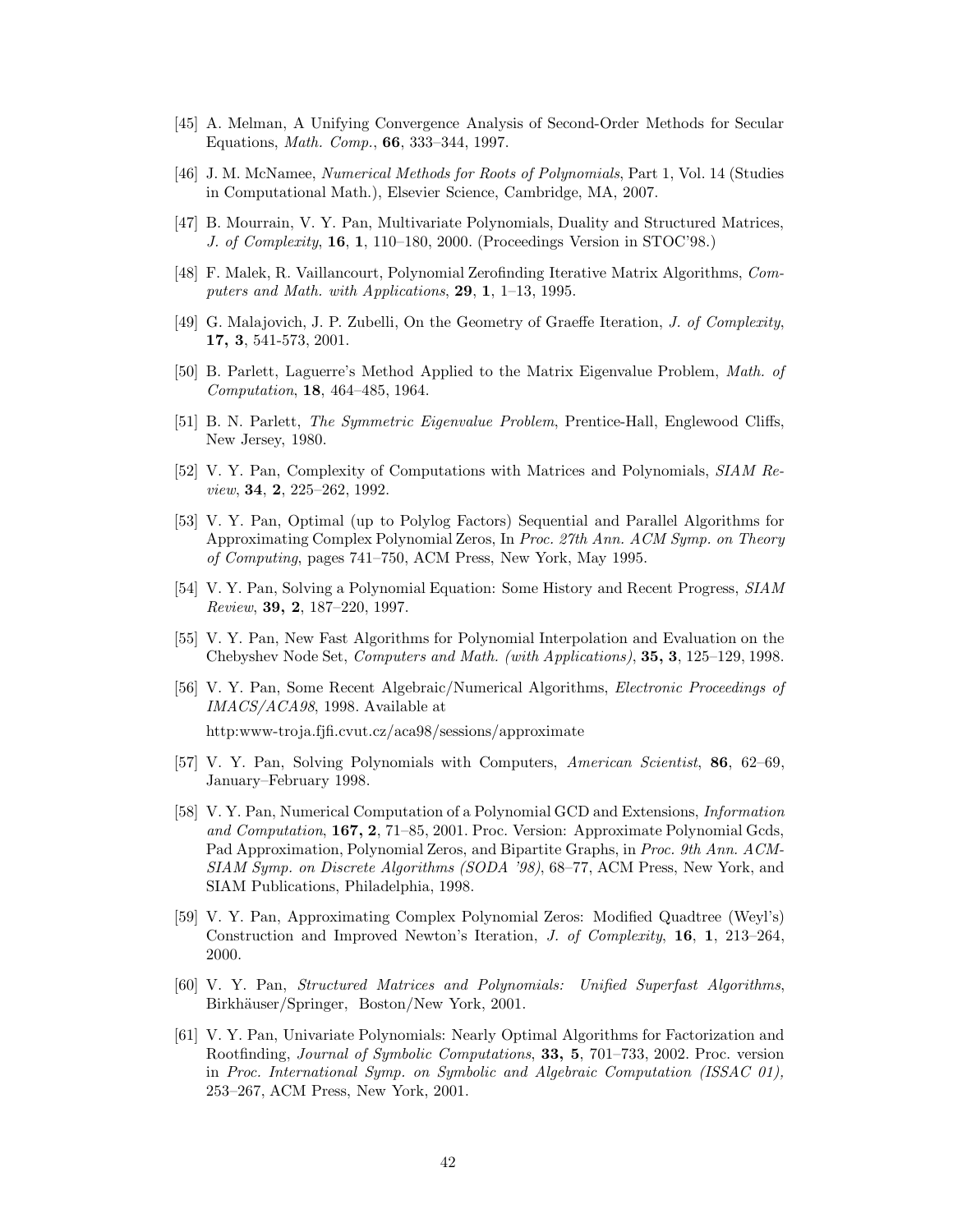[45] A. Melman, A Unifying Convergence Analysis of Second-Order Methods for Secular Equations, *Math. Comp.*, **66**, 333–344, 1997.

[46] J. M. McNamee, *Numerical Methods for Roots of Polynomials*, Part 1, Vol. 14 (Studies in Computational Math.), Elsevier Science, Cambridge, MA, 2007.

[47] B. Mourrain, V. Y. Pan, Multivariate Polynomials, Duality and Structured Matrices, *J. of Complexity*, **16**, **1**, 110–180, 2000. (Proceedings Version in STOC'98.)

[48] F. Malek, R. Vaillancourt, Polynomial Zerofinding Iterative Matrix Algorithms, *Computers and Math. with Applications*, **29**, **1**, 1–13, 1995.

[49] G. Malajovich, J. P. Zubelli, On the Geometry of Graeffe Iteration, *J. of Complexity*, **17, 3**, 541-573, 2001.

[50] B. Parlett, Laguerre's Method Applied to the Matrix Eigenvalue Problem, *Math. of Computation*, **18**, 464–485, 1964.

[51] B. N. Parlett, *The Symmetric Eigenvalue Problem*, Prentice-Hall, Englewood Cliffs, New Jersey, 1980.

[52] V. Y. Pan, Complexity of Computations with Matrices and Polynomials, *SIAM Review*, **34**, **2**, 225–262, 1992.

[53] V. Y. Pan, Optimal (up to Polylog Factors) Sequential and Parallel Algorithms for Approximating Complex Polynomial Zeros, In *Proc. 27th Ann. ACM Symp. on Theory of Computing*, pages 741–750, ACM Press, New York, May 1995.

[54] V. Y. Pan, Solving a Polynomial Equation: Some History and Recent Progress, *SIAM Review*, **39, 2**, 187–220, 1997.

[55] V. Y. Pan, New Fast Algorithms for Polynomial Interpolation and Evaluation on the Chebyshev Node Set, *Computers and Math. (with Applications)*, **35, 3**, 125–129, 1998.

[56] V. Y. Pan, Some Recent Algebraic/Numerical Algorithms, *Electronic Proceedings of IMACS/ACA98*, 1998. Available at

http:www-troja.fjfi.cvut.cz/aca98/sessions/approximate

[57] V. Y. Pan, Solving Polynomials with Computers, *American Scientist*, **86**, 62–69, January–February 1998.

[58] V. Y. Pan, Numerical Computation of a Polynomial GCD and Extensions, *Information and Computation*, **167, 2**, 71–85, 2001. Proc. Version: Approximate Polynomial Gcds, Pad Approximation, Polynomial Zeros, and Bipartite Graphs, in *Proc. 9th Ann. ACM-SIAM Symp. on Discrete Algorithms (SODA '98)*, 68–77, ACM Press, New York, and SIAM Publications, Philadelphia, 1998.

[59] V. Y. Pan, Approximating Complex Polynomial Zeros: Modified Quadtree (Weyl's) Construction and Improved Newton's Iteration, *J. of Complexity*, **16**, **1**, 213–264, 2000.

[60] V. Y. Pan, *Structured Matrices and Polynomials: Unified Superfast Algorithms*, Birkhäuser/Springer, Boston/New York, 2001.

[61] V. Y. Pan, Univariate Polynomials: Nearly Optimal Algorithms for Factorization and Rootfinding, *Journal of Symbolic Computations*, **33, 5**, 701–733, 2002. Proc. version in *Proc. International Symp. on Symbolic and Algebraic Computation (ISSAC 01),* 253–267, ACM Press, New York, 2001.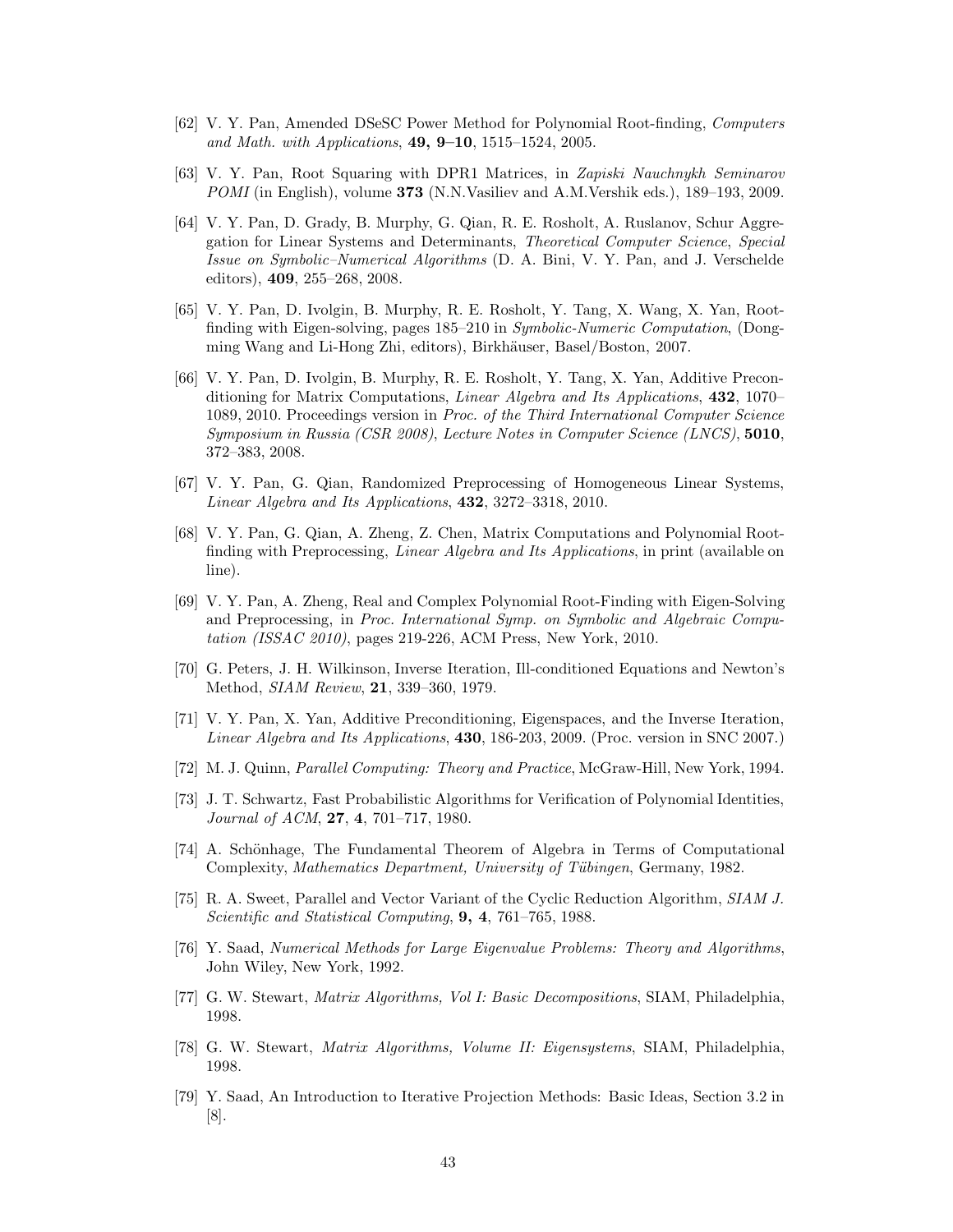[62] V. Y. Pan, Amended DSeSC Power Method for Polynomial Root-finding, *Computers and Math. with Applications*, **49, 9–10**, 1515–1524, 2005.

[63] V. Y. Pan, Root Squaring with DPR1 Matrices, in *Zapiski Nauchnykh Seminarov POMI* (in English), volume **373** (N.N.Vasiliev and A.M.Vershik eds.), 189–193, 2009.

[64] V. Y. Pan, D. Grady, B. Murphy, G. Qian, R. E. Rosholt, A. Ruslanov, Schur Aggregation for Linear Systems and Determinants, *Theoretical Computer Science*, *Special Issue on Symbolic–Numerical Algorithms* (D. A. Bini, V. Y. Pan, and J. Verschelde editors), **409**, 255–268, 2008.

[65] V. Y. Pan, D. Ivolgin, B. Murphy, R. E. Rosholt, Y. Tang, X. Wang, X. Yan, Root-finding with Eigen-solving, pages 185–210 in *Symbolic-Numeric Computation*, (Dongming Wang and Li-Hong Zhi, editors), Birkhäuser, Basel/Boston, 2007.

[66] V. Y. Pan, D. Ivolgin, B. Murphy, R. E. Rosholt, Y. Tang, X. Yan, Additive Preconditioning for Matrix Computations, *Linear Algebra and Its Applications*, **432**, 1070–1089, 2010. Proceedings version in *Proc. of the Third International Computer Science Symposium in Russia (CSR 2008)*, *Lecture Notes in Computer Science (LNCS)*, **5010**, 372–383, 2008.

[67] V. Y. Pan, G. Qian, Randomized Preprocessing of Homogeneous Linear Systems, *Linear Algebra and Its Applications*, **432**, 3272–3318, 2010.

[68] V. Y. Pan, G. Qian, A. Zheng, Z. Chen, Matrix Computations and Polynomial Root-finding with Preprocessing, *Linear Algebra and Its Applications*, in print (available on line).

[69] V. Y. Pan, A. Zheng, Real and Complex Polynomial Root-Finding with Eigen-Solving and Preprocessing, in *Proc. International Symp. on Symbolic and Algebraic Computation (ISSAC 2010)*, pages 219-226, ACM Press, New York, 2010.

[70] G. Peters, J. H. Wilkinson, Inverse Iteration, Ill-conditioned Equations and Newton's Method, *SIAM Review*, **21**, 339–360, 1979.

[71] V. Y. Pan, X. Yan, Additive Preconditioning, Eigenspaces, and the Inverse Iteration, *Linear Algebra and Its Applications*, **430**, 186-203, 2009. (Proc. version in SNC 2007.)

[72] M. J. Quinn, *Parallel Computing: Theory and Practice*, McGraw-Hill, New York, 1994.

[73] J. T. Schwartz, Fast Probabilistic Algorithms for Verification of Polynomial Identities, *Journal of ACM*, **27**, **4**, 701–717, 1980.

[74] A. Schönhage, The Fundamental Theorem of Algebra in Terms of Computational Complexity, *Mathematics Department, University of Tübingen*, Germany, 1982.

[75] R. A. Sweet, Parallel and Vector Variant of the Cyclic Reduction Algorithm, *SIAM J. Scientific and Statistical Computing*, **9, 4**, 761–765, 1988.

[76] Y. Saad, *Numerical Methods for Large Eigenvalue Problems: Theory and Algorithms*, John Wiley, New York, 1992.

[77] G. W. Stewart, *Matrix Algorithms, Vol I: Basic Decompositions*, SIAM, Philadelphia, 1998.

[78] G. W. Stewart, *Matrix Algorithms, Volume II: Eigensystems*, SIAM, Philadelphia, 1998.

[79] Y. Saad, An Introduction to Iterative Projection Methods: Basic Ideas, Section 3.2 in [8].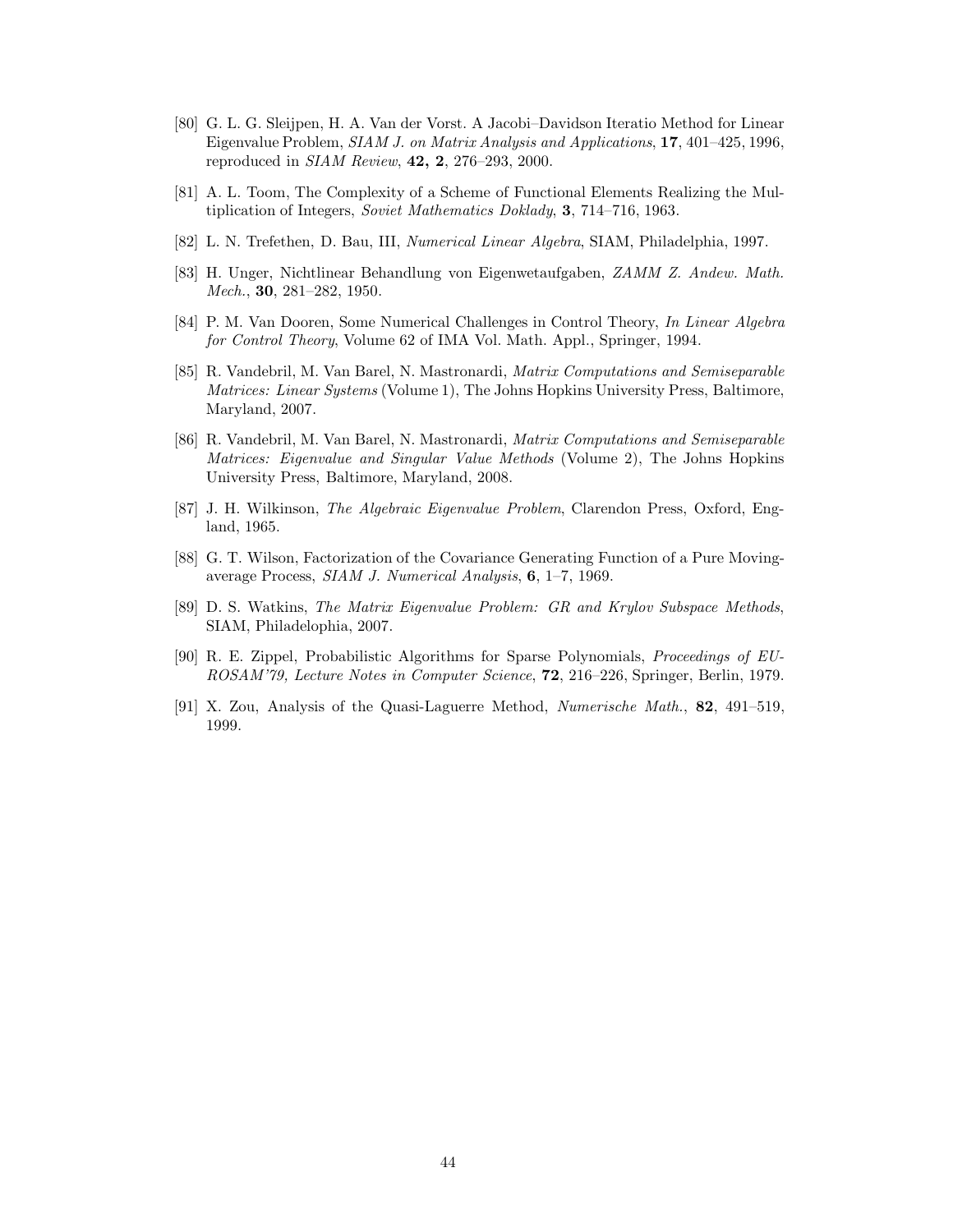[80] G. L. G. Sleijpen, H. A. Van der Vorst. A Jacobi–Davidson Iteratio Method for Linear Eigenvalue Problem, *SIAM J. on Matrix Analysis and Applications*, **17**, 401–425, 1996, reproduced in *SIAM Review*, **42, 2**, 276–293, 2000.

[81] A. L. Toom, The Complexity of a Scheme of Functional Elements Realizing the Multiplication of Integers, *Soviet Mathematics Doklady*, **3**, 714–716, 1963.

[82] L. N. Trefethen, D. Bau, III, *Numerical Linear Algebra*, SIAM, Philadelphia, 1997.

[83] H. Unger, Nichtlinear Behandlung von Eigenwetaufgaben, *ZAMM Z. Andew. Math. Mech.*, **30**, 281–282, 1950.

[84] P. M. Van Dooren, Some Numerical Challenges in Control Theory, *In Linear Algebra for Control Theory*, Volume 62 of IMA Vol. Math. Appl., Springer, 1994.

[85] R. Vandebril, M. Van Barel, N. Mastronardi, *Matrix Computations and Semiseparable Matrices: Linear Systems* (Volume 1), The Johns Hopkins University Press, Baltimore, Maryland, 2007.

[86] R. Vandebril, M. Van Barel, N. Mastronardi, *Matrix Computations and Semiseparable Matrices: Eigenvalue and Singular Value Methods* (Volume 2), The Johns Hopkins University Press, Baltimore, Maryland, 2008.

[87] J. H. Wilkinson, *The Algebraic Eigenvalue Problem*, Clarendon Press, Oxford, England, 1965.

[88] G. T. Wilson, Factorization of the Covariance Generating Function of a Pure Moving-average Process, *SIAM J. Numerical Analysis*, **6**, 1–7, 1969.

[89] D. S. Watkins, *The Matrix Eigenvalue Problem: GR and Krylov Subspace Methods*, SIAM, Philadelophia, 2007.

[90] R. E. Zippel, Probabilistic Algorithms for Sparse Polynomials, *Proceedings of EUROSAM'79, Lecture Notes in Computer Science*, **72**, 216–226, Springer, Berlin, 1979.

[91] X. Zou, Analysis of the Quasi-Laguerre Method, *Numerische Math.*, **82**, 491–519, 1999.